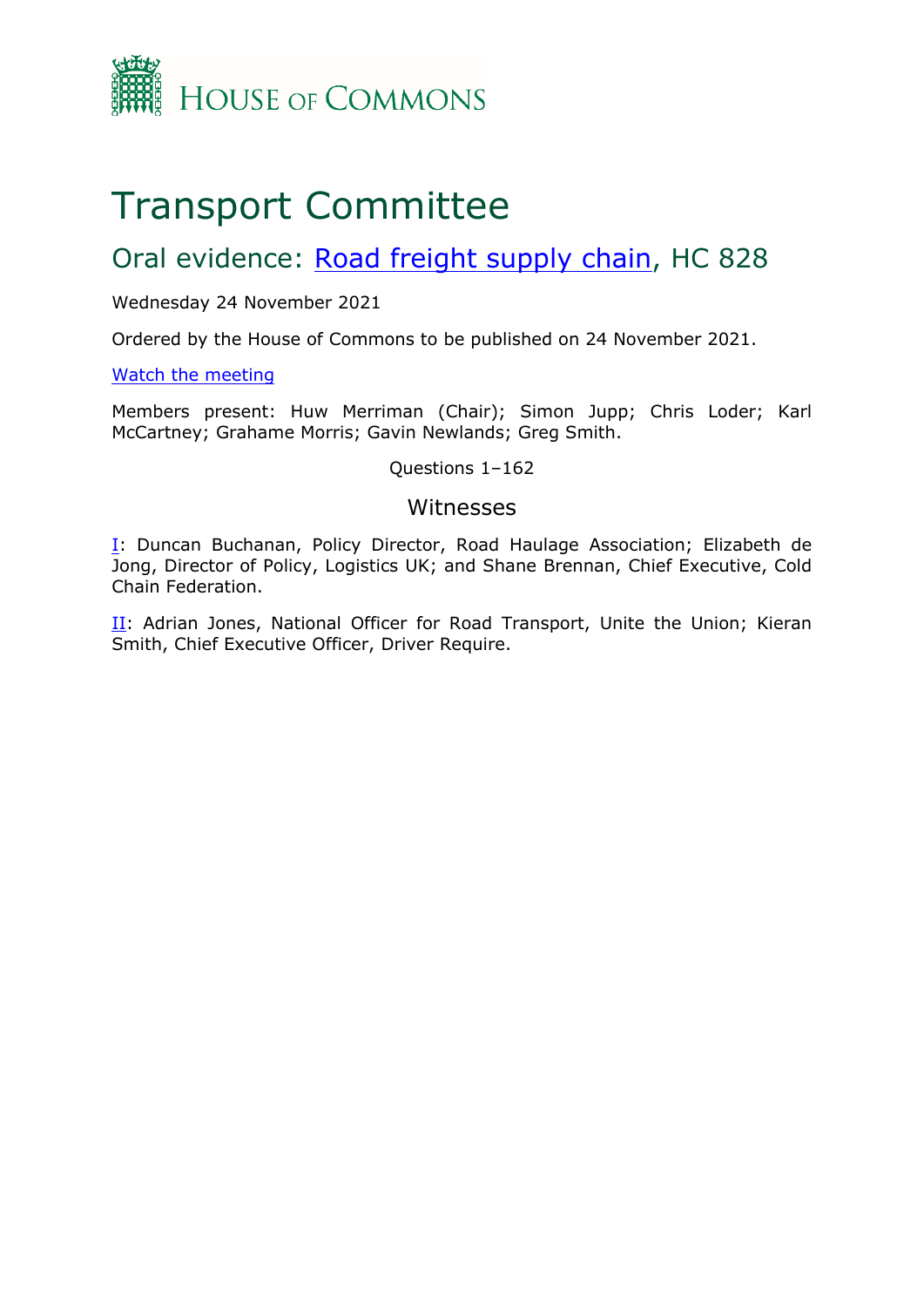HOUSE OF COMMONS

# Transport Committee

## Oral evidence: Road freight supply chain, HC 828

Wednesday 24 November 2021

Ordered by the House of Commons to be published on 24 November 2021.

Watch the meeting

Members present: Huw Merriman (Chair); Simon Jupp; Chris Loder; Karl McCartney; Grahame Morris; Gavin Newlands; Greg Smith.

Questions 1–162

### Witnesses

I: Duncan Buchanan, Policy Director, Road Haulage Association; Elizabeth de Jong, Director of Policy, Logistics UK; and Shane Brennan, Chief Executive, Cold Chain Federation.

II: Adrian Jones, National Officer for Road Transport, Unite the Union; Kieran Smith, Chief Executive Officer, Driver Require.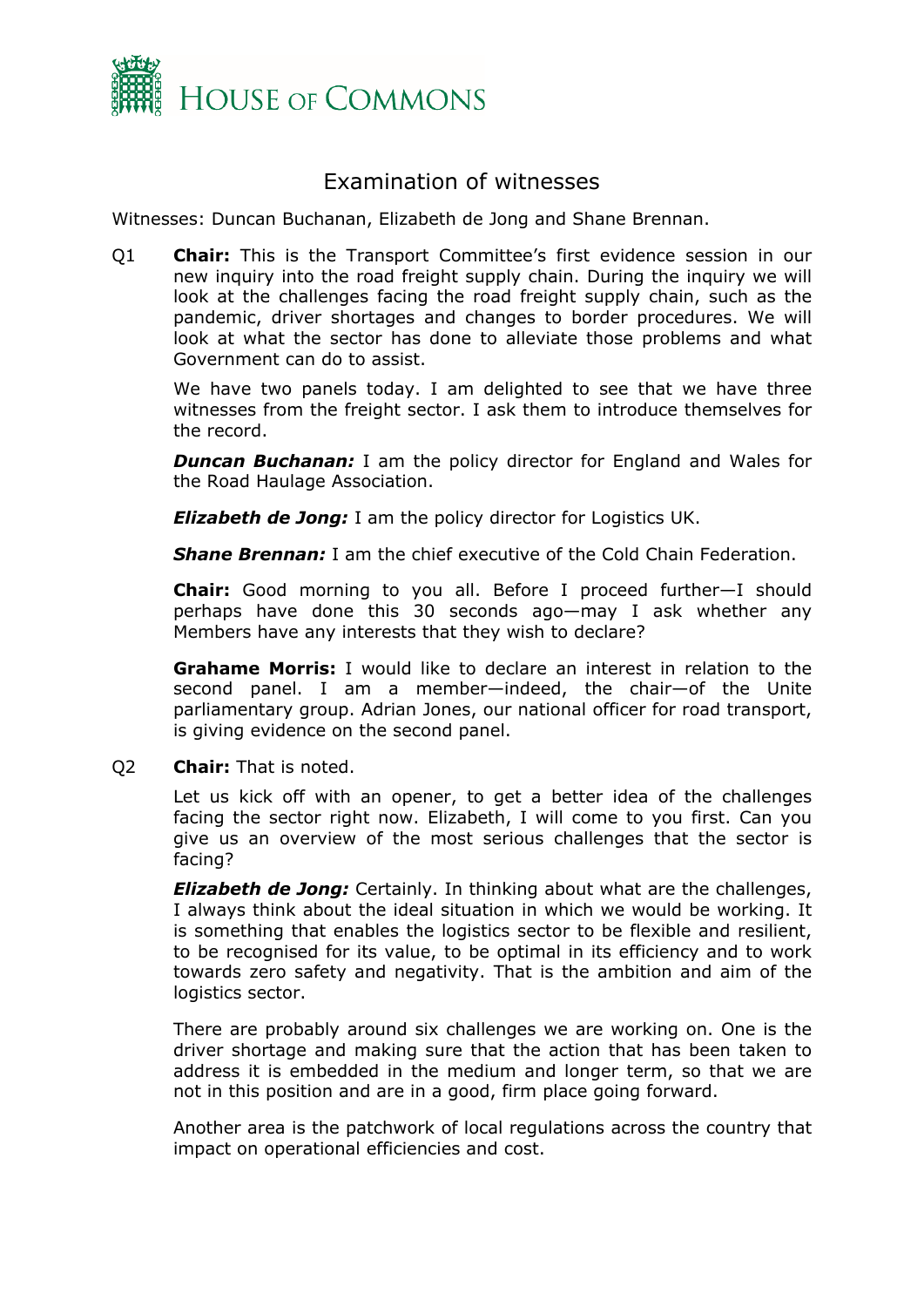# Examination of witnesses

Witnesses: Duncan Buchanan, Elizabeth de Jong and Shane Brennan.

Q1 **Chair:** This is the Transport Committee's first evidence session in our new inquiry into the road freight supply chain. During the inquiry we will look at the challenges facing the road freight supply chain, such as the pandemic, driver shortages and changes to border procedures. We will look at what the sector has done to alleviate those problems and what Government can do to assist.

We have two panels today. I am delighted to see that we have three witnesses from the freight sector. I ask them to introduce themselves for the record.

***Duncan Buchanan:*** I am the policy director for England and Wales for the Road Haulage Association.

***Elizabeth de Jong:*** I am the policy director for Logistics UK.

***Shane Brennan:*** I am the chief executive of the Cold Chain Federation.

**Chair:** Good morning to you all. Before I proceed further—I should perhaps have done this 30 seconds ago—may I ask whether any Members have any interests that they wish to declare?

**Grahame Morris:** I would like to declare an interest in relation to the second panel. I am a member—indeed, the chair—of the Unite parliamentary group. Adrian Jones, our national officer for road transport, is giving evidence on the second panel.

Q2 **Chair:** That is noted.

Let us kick off with an opener, to get a better idea of the challenges facing the sector right now. Elizabeth, I will come to you first. Can you give us an overview of the most serious challenges that the sector is facing?

***Elizabeth de Jong:*** Certainly. In thinking about what are the challenges, I always think about the ideal situation in which we would be working. It is something that enables the logistics sector to be flexible and resilient, to be recognised for its value, to be optimal in its efficiency and to work towards zero safety and negativity. That is the ambition and aim of the logistics sector.

There are probably around six challenges we are working on. One is the driver shortage and making sure that the action that has been taken to address it is embedded in the medium and longer term, so that we are not in this position and are in a good, firm place going forward.

Another area is the patchwork of local regulations across the country that impact on operational efficiencies and cost.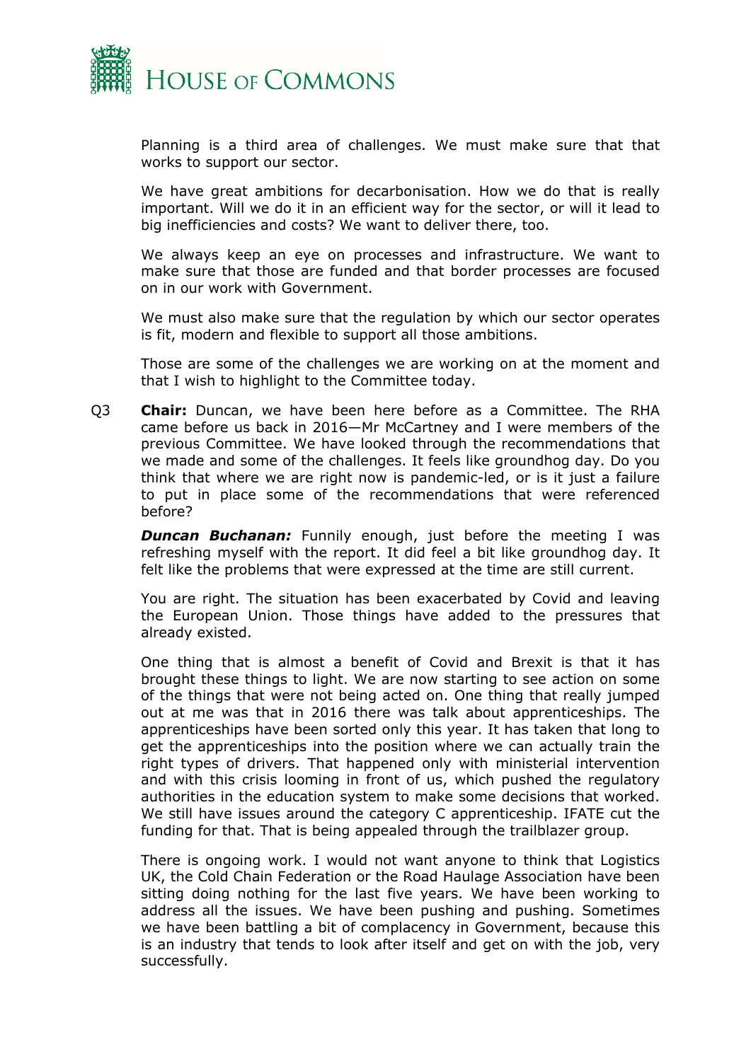Planning is a third area of challenges. We must make sure that that works to support our sector.

We have great ambitions for decarbonisation. How we do that is really important. Will we do it in an efficient way for the sector, or will it lead to big inefficiencies and costs? We want to deliver there, too.

We always keep an eye on processes and infrastructure. We want to make sure that those are funded and that border processes are focused on in our work with Government.

We must also make sure that the regulation by which our sector operates is fit, modern and flexible to support all those ambitions.

Those are some of the challenges we are working on at the moment and that I wish to highlight to the Committee today.

Q3 **Chair:** Duncan, we have been here before as a Committee. The RHA came before us back in 2016—Mr McCartney and I were members of the previous Committee. We have looked through the recommendations that we made and some of the challenges. It feels like groundhog day. Do you think that where we are right now is pandemic-led, or is it just a failure to put in place some of the recommendations that were referenced before?

***Duncan Buchanan:*** Funnily enough, just before the meeting I was refreshing myself with the report. It did feel a bit like groundhog day. It felt like the problems that were expressed at the time are still current.

You are right. The situation has been exacerbated by Covid and leaving the European Union. Those things have added to the pressures that already existed.

One thing that is almost a benefit of Covid and Brexit is that it has brought these things to light. We are now starting to see action on some of the things that were not being acted on. One thing that really jumped out at me was that in 2016 there was talk about apprenticeships. The apprenticeships have been sorted only this year. It has taken that long to get the apprenticeships into the position where we can actually train the right types of drivers. That happened only with ministerial intervention and with this crisis looming in front of us, which pushed the regulatory authorities in the education system to make some decisions that worked. We still have issues around the category C apprenticeship. IFATE cut the funding for that. That is being appealed through the trailblazer group.

There is ongoing work. I would not want anyone to think that Logistics UK, the Cold Chain Federation or the Road Haulage Association have been sitting doing nothing for the last five years. We have been working to address all the issues. We have been pushing and pushing. Sometimes we have been battling a bit of complacency in Government, because this is an industry that tends to look after itself and get on with the job, very successfully.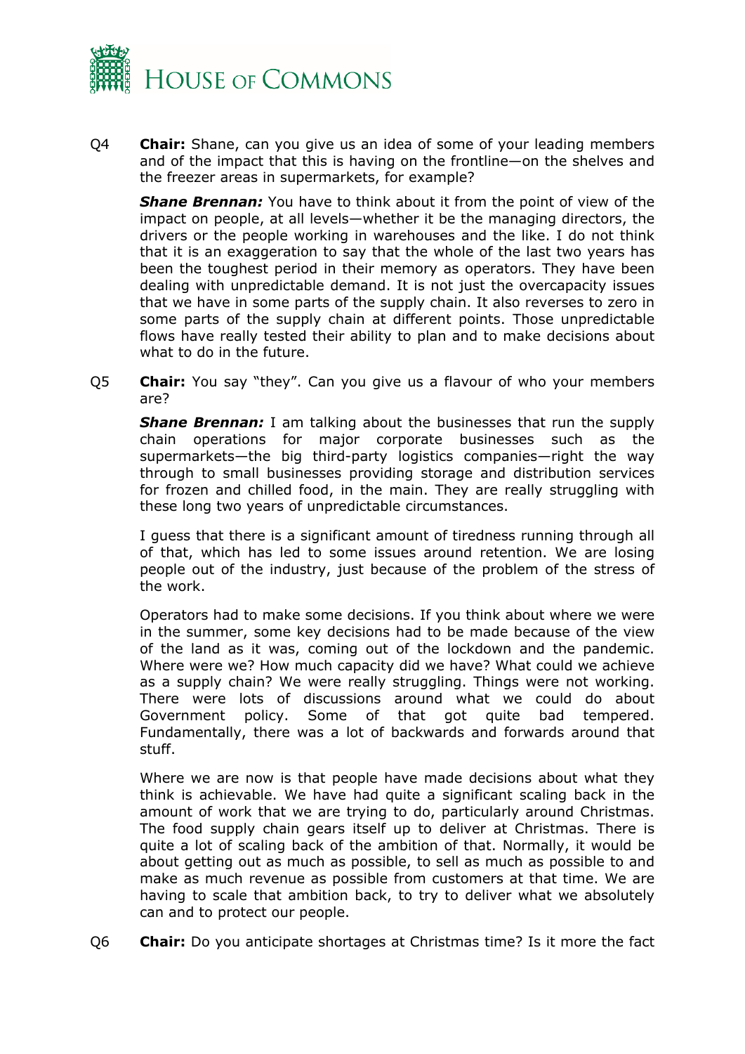Q4 **Chair:** Shane, can you give us an idea of some of your leading members and of the impact that this is having on the frontline—on the shelves and the freezer areas in supermarkets, for example?

***Shane Brennan:*** You have to think about it from the point of view of the impact on people, at all levels—whether it be the managing directors, the drivers or the people working in warehouses and the like. I do not think that it is an exaggeration to say that the whole of the last two years has been the toughest period in their memory as operators. They have been dealing with unpredictable demand. It is not just the overcapacity issues that we have in some parts of the supply chain. It also reverses to zero in some parts of the supply chain at different points. Those unpredictable flows have really tested their ability to plan and to make decisions about what to do in the future.

Q5 **Chair:** You say "they". Can you give us a flavour of who your members are?

***Shane Brennan:*** I am talking about the businesses that run the supply chain operations for major corporate businesses such as the supermarkets—the big third-party logistics companies—right the way through to small businesses providing storage and distribution services for frozen and chilled food, in the main. They are really struggling with these long two years of unpredictable circumstances.

I guess that there is a significant amount of tiredness running through all of that, which has led to some issues around retention. We are losing people out of the industry, just because of the problem of the stress of the work.

Operators had to make some decisions. If you think about where we were in the summer, some key decisions had to be made because of the view of the land as it was, coming out of the lockdown and the pandemic. Where were we? How much capacity did we have? What could we achieve as a supply chain? We were really struggling. Things were not working. There were lots of discussions around what we could do about Government policy. Some of that got quite bad tempered. Fundamentally, there was a lot of backwards and forwards around that stuff.

Where we are now is that people have made decisions about what they think is achievable. We have had quite a significant scaling back in the amount of work that we are trying to do, particularly around Christmas. The food supply chain gears itself up to deliver at Christmas. There is quite a lot of scaling back of the ambition of that. Normally, it would be about getting out as much as possible, to sell as much as possible to and make as much revenue as possible from customers at that time. We are having to scale that ambition back, to try to deliver what we absolutely can and to protect our people.

Q6 **Chair:** Do you anticipate shortages at Christmas time? Is it more the fact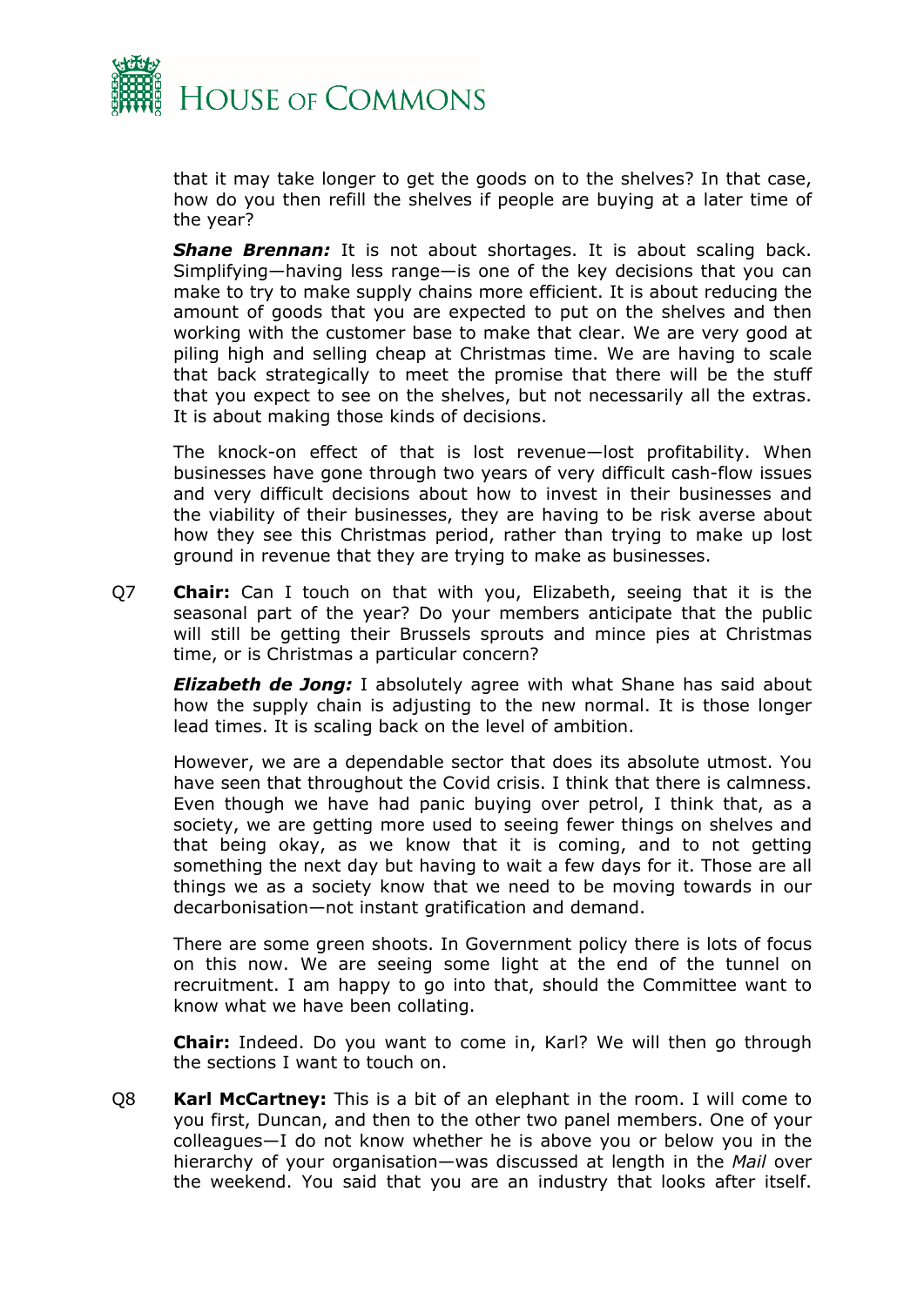that it may take longer to get the goods on to the shelves? In that case, how do you then refill the shelves if people are buying at a later time of the year?

***Shane Brennan:*** It is not about shortages. It is about scaling back. Simplifying—having less range—is one of the key decisions that you can make to try to make supply chains more efficient. It is about reducing the amount of goods that you are expected to put on the shelves and then working with the customer base to make that clear. We are very good at piling high and selling cheap at Christmas time. We are having to scale that back strategically to meet the promise that there will be the stuff that you expect to see on the shelves, but not necessarily all the extras. It is about making those kinds of decisions.

The knock-on effect of that is lost revenue—lost profitability. When businesses have gone through two years of very difficult cash-flow issues and very difficult decisions about how to invest in their businesses and the viability of their businesses, they are having to be risk averse about how they see this Christmas period, rather than trying to make up lost ground in revenue that they are trying to make as businesses.

Q7 **Chair:** Can I touch on that with you, Elizabeth, seeing that it is the seasonal part of the year? Do your members anticipate that the public will still be getting their Brussels sprouts and mince pies at Christmas time, or is Christmas a particular concern?

***Elizabeth de Jong:*** I absolutely agree with what Shane has said about how the supply chain is adjusting to the new normal. It is those longer lead times. It is scaling back on the level of ambition.

However, we are a dependable sector that does its absolute utmost. You have seen that throughout the Covid crisis. I think that there is calmness. Even though we have had panic buying over petrol, I think that, as a society, we are getting more used to seeing fewer things on shelves and that being okay, as we know that it is coming, and to not getting something the next day but having to wait a few days for it. Those are all things we as a society know that we need to be moving towards in our decarbonisation—not instant gratification and demand.

There are some green shoots. In Government policy there is lots of focus on this now. We are seeing some light at the end of the tunnel on recruitment. I am happy to go into that, should the Committee want to know what we have been collating.

**Chair:** Indeed. Do you want to come in, Karl? We will then go through the sections I want to touch on.

Q8 **Karl McCartney:** This is a bit of an elephant in the room. I will come to you first, Duncan, and then to the other two panel members. One of your colleagues—I do not know whether he is above you or below you in the hierarchy of your organisation—was discussed at length in the *Mail* over the weekend. You said that you are an industry that looks after itself.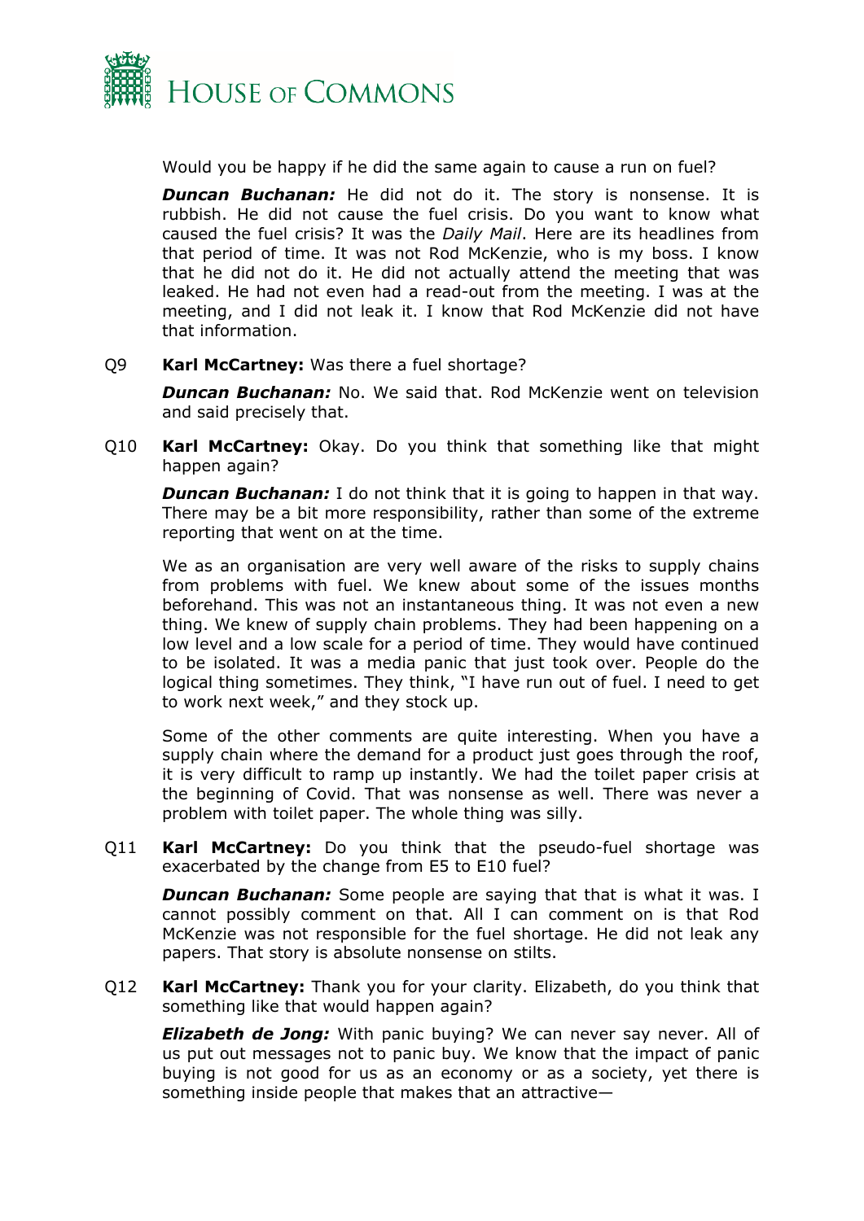Would you be happy if he did the same again to cause a run on fuel?

***Duncan Buchanan:*** He did not do it. The story is nonsense. It is rubbish. He did not cause the fuel crisis. Do you want to know what caused the fuel crisis? It was the *Daily Mail*. Here are its headlines from that period of time. It was not Rod McKenzie, who is my boss. I know that he did not do it. He did not actually attend the meeting that was leaked. He had not even had a read-out from the meeting. I was at the meeting, and I did not leak it. I know that Rod McKenzie did not have that information.

Q9 **Karl McCartney:** Was there a fuel shortage?

***Duncan Buchanan:*** No. We said that. Rod McKenzie went on television and said precisely that.

Q10 **Karl McCartney:** Okay. Do you think that something like that might happen again?

***Duncan Buchanan:*** I do not think that it is going to happen in that way. There may be a bit more responsibility, rather than some of the extreme reporting that went on at the time.

We as an organisation are very well aware of the risks to supply chains from problems with fuel. We knew about some of the issues months beforehand. This was not an instantaneous thing. It was not even a new thing. We knew of supply chain problems. They had been happening on a low level and a low scale for a period of time. They would have continued to be isolated. It was a media panic that just took over. People do the logical thing sometimes. They think, "I have run out of fuel. I need to get to work next week," and they stock up.

Some of the other comments are quite interesting. When you have a supply chain where the demand for a product just goes through the roof, it is very difficult to ramp up instantly. We had the toilet paper crisis at the beginning of Covid. That was nonsense as well. There was never a problem with toilet paper. The whole thing was silly.

Q11 **Karl McCartney:** Do you think that the pseudo-fuel shortage was exacerbated by the change from E5 to E10 fuel?

***Duncan Buchanan:*** Some people are saying that that is what it was. I cannot possibly comment on that. All I can comment on is that Rod McKenzie was not responsible for the fuel shortage. He did not leak any papers. That story is absolute nonsense on stilts.

Q12 **Karl McCartney:** Thank you for your clarity. Elizabeth, do you think that something like that would happen again?

***Elizabeth de Jong:*** With panic buying? We can never say never. All of us put out messages not to panic buy. We know that the impact of panic buying is not good for us as an economy or as a society, yet there is something inside people that makes that an attractive—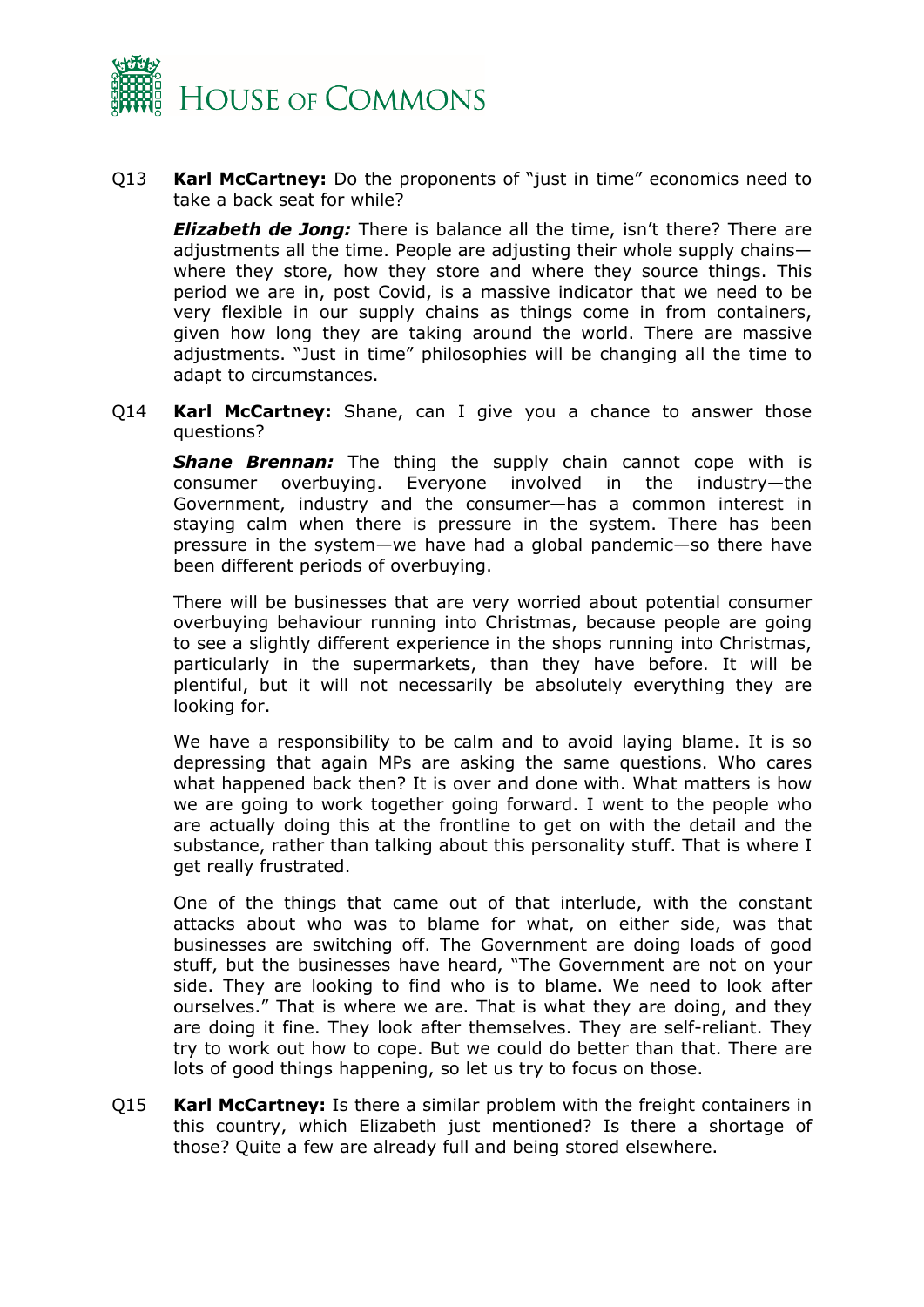Q13 **Karl McCartney:** Do the proponents of "just in time" economics need to take a back seat for while?

***Elizabeth de Jong:*** There is balance all the time, isn't there? There are adjustments all the time. People are adjusting their whole supply chains—where they store, how they store and where they source things. This period we are in, post Covid, is a massive indicator that we need to be very flexible in our supply chains as things come in from containers, given how long they are taking around the world. There are massive adjustments. "Just in time" philosophies will be changing all the time to adapt to circumstances.

Q14 **Karl McCartney:** Shane, can I give you a chance to answer those questions?

***Shane Brennan:*** The thing the supply chain cannot cope with is consumer overbuying. Everyone involved in the industry—the Government, industry and the consumer—has a common interest in staying calm when there is pressure in the system. There has been pressure in the system—we have had a global pandemic—so there have been different periods of overbuying.

There will be businesses that are very worried about potential consumer overbuying behaviour running into Christmas, because people are going to see a slightly different experience in the shops running into Christmas, particularly in the supermarkets, than they have before. It will be plentiful, but it will not necessarily be absolutely everything they are looking for.

We have a responsibility to be calm and to avoid laying blame. It is so depressing that again MPs are asking the same questions. Who cares what happened back then? It is over and done with. What matters is how we are going to work together going forward. I went to the people who are actually doing this at the frontline to get on with the detail and the substance, rather than talking about this personality stuff. That is where I get really frustrated.

One of the things that came out of that interlude, with the constant attacks about who was to blame for what, on either side, was that businesses are switching off. The Government are doing loads of good stuff, but the businesses have heard, "The Government are not on your side. They are looking to find who is to blame. We need to look after ourselves." That is where we are. That is what they are doing, and they are doing it fine. They look after themselves. They are self-reliant. They try to work out how to cope. But we could do better than that. There are lots of good things happening, so let us try to focus on those.

Q15 **Karl McCartney:** Is there a similar problem with the freight containers in this country, which Elizabeth just mentioned? Is there a shortage of those? Quite a few are already full and being stored elsewhere.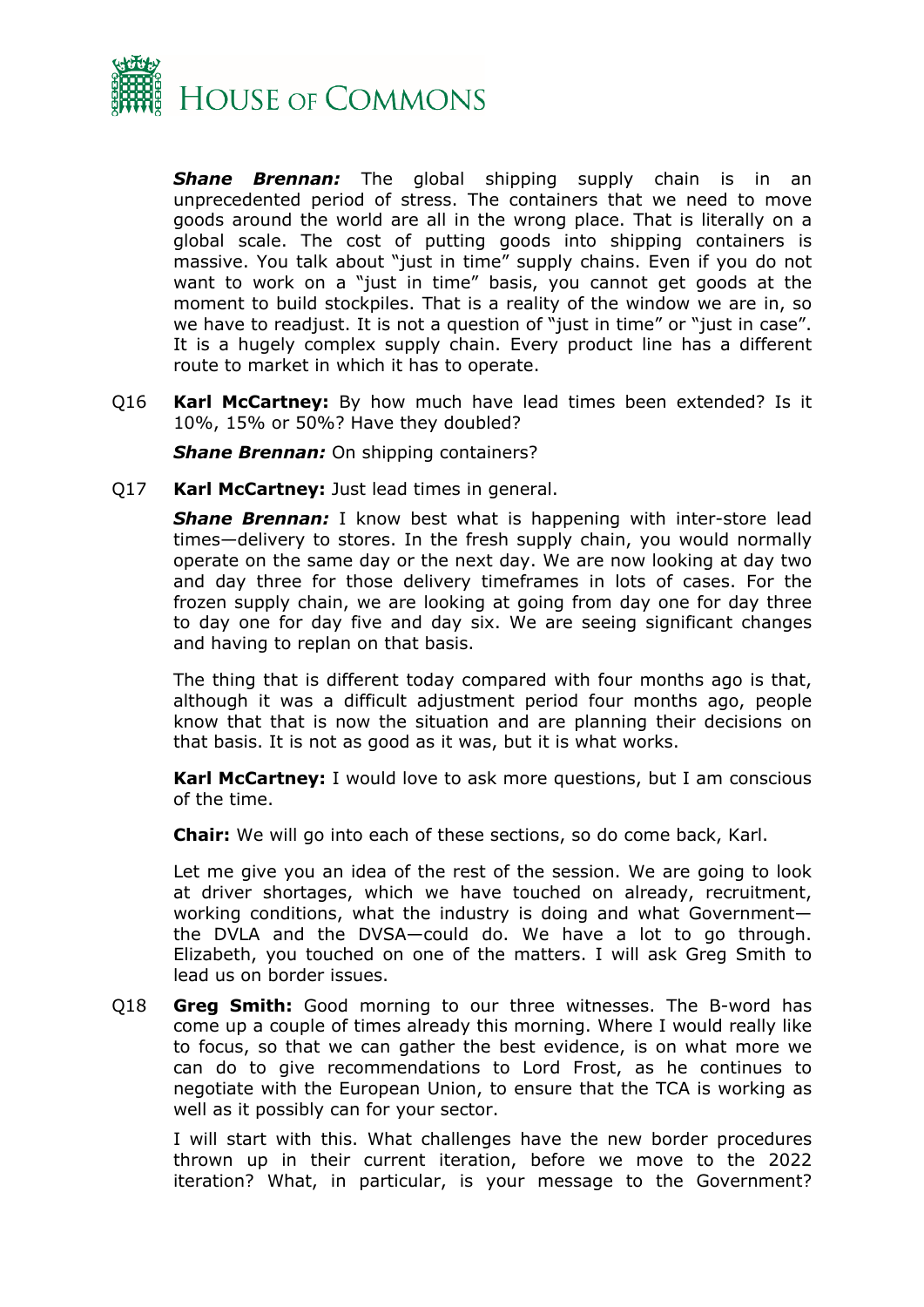***Shane Brennan:*** The global shipping supply chain is in an unprecedented period of stress. The containers that we need to move goods around the world are all in the wrong place. That is literally on a global scale. The cost of putting goods into shipping containers is massive. You talk about "just in time" supply chains. Even if you do not want to work on a "just in time" basis, you cannot get goods at the moment to build stockpiles. That is a reality of the window we are in, so we have to readjust. It is not a question of "just in time" or "just in case". It is a hugely complex supply chain. Every product line has a different route to market in which it has to operate.

Q16 **Karl McCartney:** By how much have lead times been extended? Is it 10%, 15% or 50%? Have they doubled?

***Shane Brennan:*** On shipping containers?

Q17 **Karl McCartney:** Just lead times in general.

***Shane Brennan:*** I know best what is happening with inter-store lead times—delivery to stores. In the fresh supply chain, you would normally operate on the same day or the next day. We are now looking at day two and day three for those delivery timeframes in lots of cases. For the frozen supply chain, we are looking at going from day one for day three to day one for day five and day six. We are seeing significant changes and having to replan on that basis.

The thing that is different today compared with four months ago is that, although it was a difficult adjustment period four months ago, people know that that is now the situation and are planning their decisions on that basis. It is not as good as it was, but it is what works.

**Karl McCartney:** I would love to ask more questions, but I am conscious of the time.

**Chair:** We will go into each of these sections, so do come back, Karl.

Let me give you an idea of the rest of the session. We are going to look at driver shortages, which we have touched on already, recruitment, working conditions, what the industry is doing and what Government—the DVLA and the DVSA—could do. We have a lot to go through. Elizabeth, you touched on one of the matters. I will ask Greg Smith to lead us on border issues.

Q18 **Greg Smith:** Good morning to our three witnesses. The B-word has come up a couple of times already this morning. Where I would really like to focus, so that we can gather the best evidence, is on what more we can do to give recommendations to Lord Frost, as he continues to negotiate with the European Union, to ensure that the TCA is working as well as it possibly can for your sector.

I will start with this. What challenges have the new border procedures thrown up in their current iteration, before we move to the 2022 iteration? What, in particular, is your message to the Government?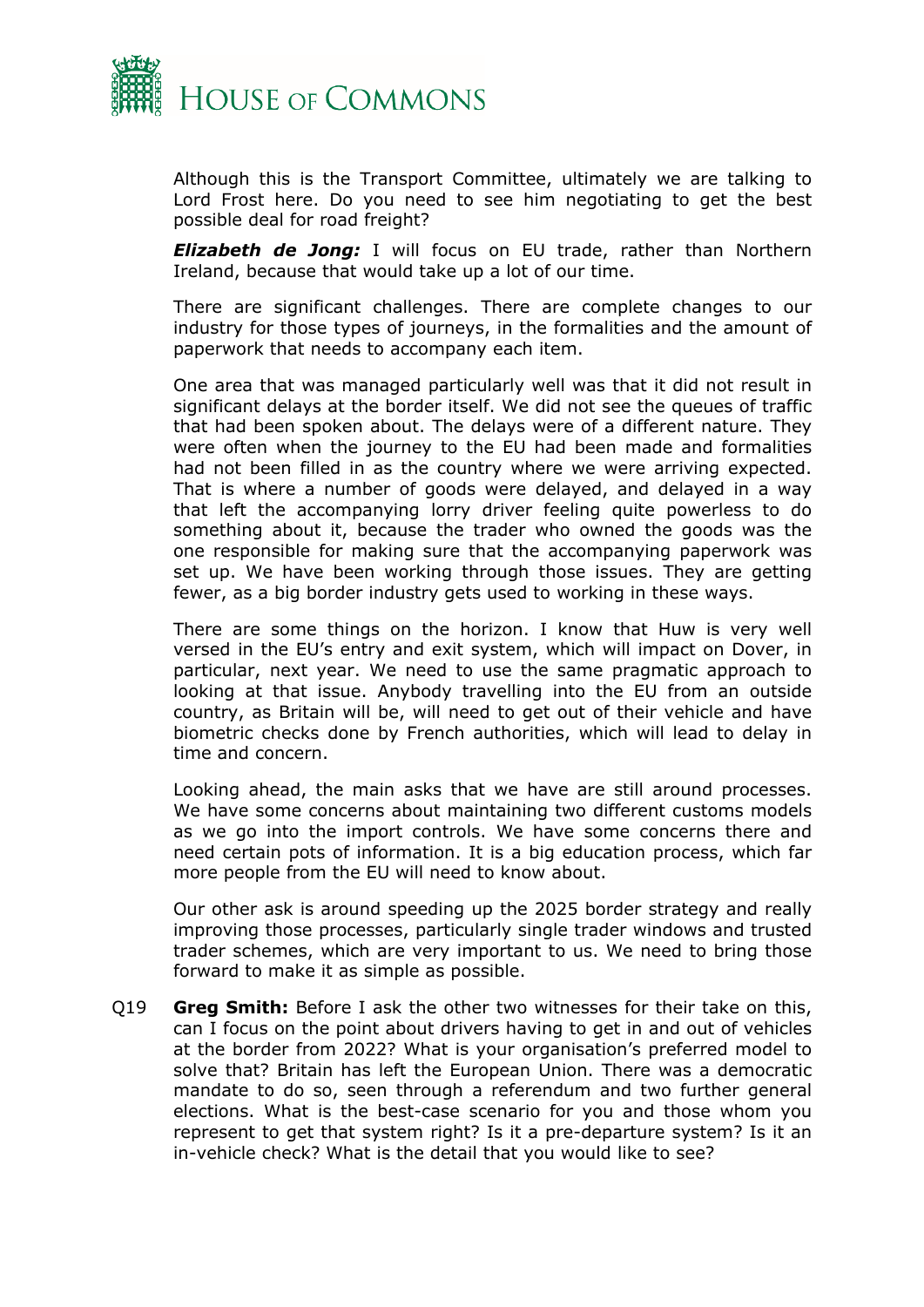Although this is the Transport Committee, ultimately we are talking to Lord Frost here. Do you need to see him negotiating to get the best possible deal for road freight?

***Elizabeth de Jong:*** I will focus on EU trade, rather than Northern Ireland, because that would take up a lot of our time.

There are significant challenges. There are complete changes to our industry for those types of journeys, in the formalities and the amount of paperwork that needs to accompany each item.

One area that was managed particularly well was that it did not result in significant delays at the border itself. We did not see the queues of traffic that had been spoken about. The delays were of a different nature. They were often when the journey to the EU had been made and formalities had not been filled in as the country where we were arriving expected. That is where a number of goods were delayed, and delayed in a way that left the accompanying lorry driver feeling quite powerless to do something about it, because the trader who owned the goods was the one responsible for making sure that the accompanying paperwork was set up. We have been working through those issues. They are getting fewer, as a big border industry gets used to working in these ways.

There are some things on the horizon. I know that Huw is very well versed in the EU's entry and exit system, which will impact on Dover, in particular, next year. We need to use the same pragmatic approach to looking at that issue. Anybody travelling into the EU from an outside country, as Britain will be, will need to get out of their vehicle and have biometric checks done by French authorities, which will lead to delay in time and concern.

Looking ahead, the main asks that we have are still around processes. We have some concerns about maintaining two different customs models as we go into the import controls. We have some concerns there and need certain pots of information. It is a big education process, which far more people from the EU will need to know about.

Our other ask is around speeding up the 2025 border strategy and really improving those processes, particularly single trader windows and trusted trader schemes, which are very important to us. We need to bring those forward to make it as simple as possible.

Q19 **Greg Smith:** Before I ask the other two witnesses for their take on this, can I focus on the point about drivers having to get in and out of vehicles at the border from 2022? What is your organisation's preferred model to solve that? Britain has left the European Union. There was a democratic mandate to do so, seen through a referendum and two further general elections. What is the best-case scenario for you and those whom you represent to get that system right? Is it a pre-departure system? Is it an in-vehicle check? What is the detail that you would like to see?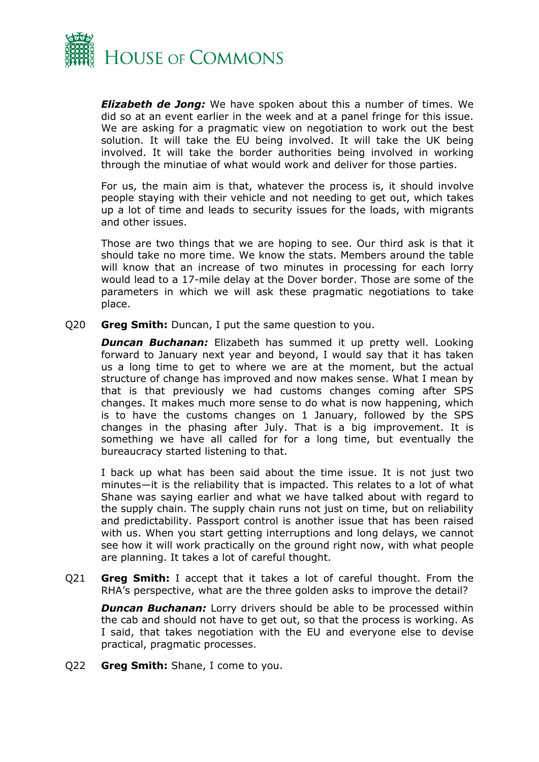***Elizabeth de Jong:*** We have spoken about this a number of times. We did so at an event earlier in the week and at a panel fringe for this issue. We are asking for a pragmatic view on negotiation to work out the best solution. It will take the EU being involved. It will take the UK being involved. It will take the border authorities being involved in working through the minutiae of what would work and deliver for those parties.

For us, the main aim is that, whatever the process is, it should involve people staying with their vehicle and not needing to get out, which takes up a lot of time and leads to security issues for the loads, with migrants and other issues.

Those are two things that we are hoping to see. Our third ask is that it should take no more time. We know the stats. Members around the table will know that an increase of two minutes in processing for each lorry would lead to a 17-mile delay at the Dover border. Those are some of the parameters in which we will ask these pragmatic negotiations to take place.

Q20 **Greg Smith:** Duncan, I put the same question to you.

***Duncan Buchanan:*** Elizabeth has summed it up pretty well. Looking forward to January next year and beyond, I would say that it has taken us a long time to get to where we are at the moment, but the actual structure of change has improved and now makes sense. What I mean by that is that previously we had customs changes coming after SPS changes. It makes much more sense to do what is now happening, which is to have the customs changes on 1 January, followed by the SPS changes in the phasing after July. That is a big improvement. It is something we have all called for for a long time, but eventually the bureaucracy started listening to that.

I back up what has been said about the time issue. It is not just two minutes—it is the reliability that is impacted. This relates to a lot of what Shane was saying earlier and what we have talked about with regard to the supply chain. The supply chain runs not just on time, but on reliability and predictability. Passport control is another issue that has been raised with us. When you start getting interruptions and long delays, we cannot see how it will work practically on the ground right now, with what people are planning. It takes a lot of careful thought.

Q21 **Greg Smith:** I accept that it takes a lot of careful thought. From the RHA's perspective, what are the three golden asks to improve the detail?

***Duncan Buchanan:*** Lorry drivers should be able to be processed within the cab and should not have to get out, so that the process is working. As I said, that takes negotiation with the EU and everyone else to devise practical, pragmatic processes.

Q22 **Greg Smith:** Shane, I come to you.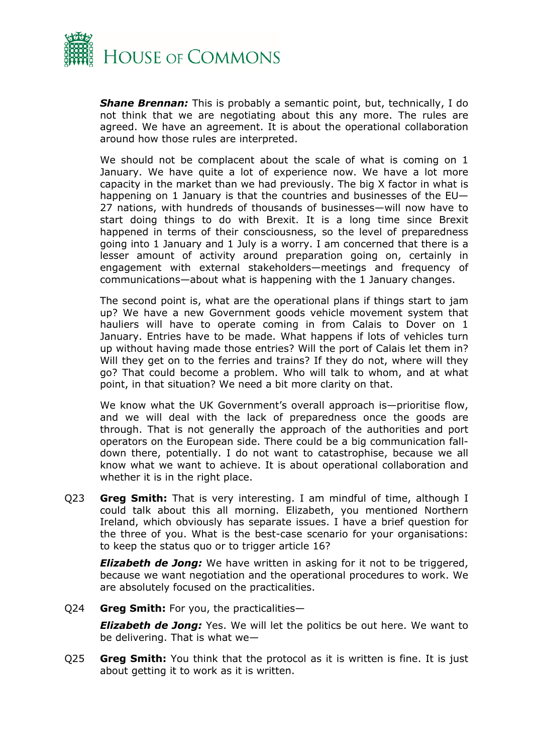***Shane Brennan:*** This is probably a semantic point, but, technically, I do not think that we are negotiating about this any more. The rules are agreed. We have an agreement. It is about the operational collaboration around how those rules are interpreted.

We should not be complacent about the scale of what is coming on 1 January. We have quite a lot of experience now. We have a lot more capacity in the market than we had previously. The big X factor in what is happening on 1 January is that the countries and businesses of the EU—27 nations, with hundreds of thousands of businesses—will now have to start doing things to do with Brexit. It is a long time since Brexit happened in terms of their consciousness, so the level of preparedness going into 1 January and 1 July is a worry. I am concerned that there is a lesser amount of activity around preparation going on, certainly in engagement with external stakeholders—meetings and frequency of communications—about what is happening with the 1 January changes.

The second point is, what are the operational plans if things start to jam up? We have a new Government goods vehicle movement system that hauliers will have to operate coming in from Calais to Dover on 1 January. Entries have to be made. What happens if lots of vehicles turn up without having made those entries? Will the port of Calais let them in? Will they get on to the ferries and trains? If they do not, where will they go? That could become a problem. Who will talk to whom, and at what point, in that situation? We need a bit more clarity on that.

We know what the UK Government's overall approach is—prioritise flow, and we will deal with the lack of preparedness once the goods are through. That is not generally the approach of the authorities and port operators on the European side. There could be a big communication fall-down there, potentially. I do not want to catastrophise, because we all know what we want to achieve. It is about operational collaboration and whether it is in the right place.

Q23 **Greg Smith:** That is very interesting. I am mindful of time, although I could talk about this all morning. Elizabeth, you mentioned Northern Ireland, which obviously has separate issues. I have a brief question for the three of you. What is the best-case scenario for your organisations: to keep the status quo or to trigger article 16?

***Elizabeth de Jong:*** We have written in asking for it not to be triggered, because we want negotiation and the operational procedures to work. We are absolutely focused on the practicalities.

Q24 **Greg Smith:** For you, the practicalities—

***Elizabeth de Jong:*** Yes. We will let the politics be out here. We want to be delivering. That is what we—

Q25 **Greg Smith:** You think that the protocol as it is written is fine. It is just about getting it to work as it is written.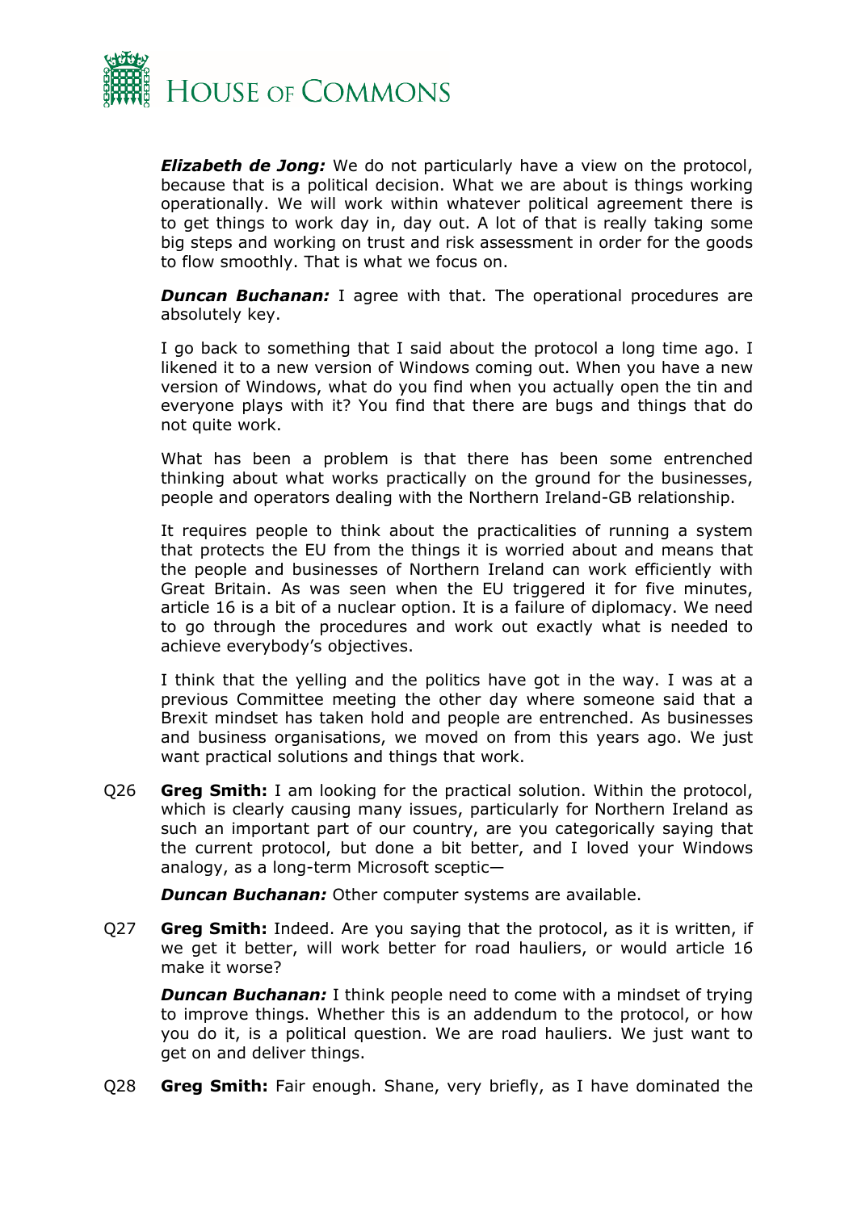***Elizabeth de Jong:*** We do not particularly have a view on the protocol, because that is a political decision. What we are about is things working operationally. We will work within whatever political agreement there is to get things to work day in, day out. A lot of that is really taking some big steps and working on trust and risk assessment in order for the goods to flow smoothly. That is what we focus on.

***Duncan Buchanan:*** I agree with that. The operational procedures are absolutely key.

I go back to something that I said about the protocol a long time ago. I likened it to a new version of Windows coming out. When you have a new version of Windows, what do you find when you actually open the tin and everyone plays with it? You find that there are bugs and things that do not quite work.

What has been a problem is that there has been some entrenched thinking about what works practically on the ground for the businesses, people and operators dealing with the Northern Ireland-GB relationship.

It requires people to think about the practicalities of running a system that protects the EU from the things it is worried about and means that the people and businesses of Northern Ireland can work efficiently with Great Britain. As was seen when the EU triggered it for five minutes, article 16 is a bit of a nuclear option. It is a failure of diplomacy. We need to go through the procedures and work out exactly what is needed to achieve everybody's objectives.

I think that the yelling and the politics have got in the way. I was at a previous Committee meeting the other day where someone said that a Brexit mindset has taken hold and people are entrenched. As businesses and business organisations, we moved on from this years ago. We just want practical solutions and things that work.

Q26 **Greg Smith:** I am looking for the practical solution. Within the protocol, which is clearly causing many issues, particularly for Northern Ireland as such an important part of our country, are you categorically saying that the current protocol, but done a bit better, and I loved your Windows analogy, as a long-term Microsoft sceptic—

***Duncan Buchanan:*** Other computer systems are available.

Q27 **Greg Smith:** Indeed. Are you saying that the protocol, as it is written, if we get it better, will work better for road hauliers, or would article 16 make it worse?

***Duncan Buchanan:*** I think people need to come with a mindset of trying to improve things. Whether this is an addendum to the protocol, or how you do it, is a political question. We are road hauliers. We just want to get on and deliver things.

Q28 **Greg Smith:** Fair enough. Shane, very briefly, as I have dominated the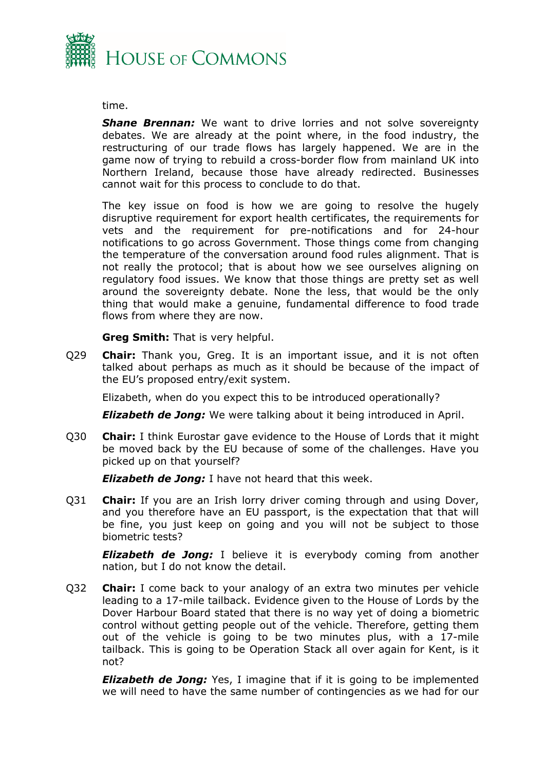time.

***Shane Brennan:*** We want to drive lorries and not solve sovereignty debates. We are already at the point where, in the food industry, the restructuring of our trade flows has largely happened. We are in the game now of trying to rebuild a cross-border flow from mainland UK into Northern Ireland, because those have already redirected. Businesses cannot wait for this process to conclude to do that.

The key issue on food is how we are going to resolve the hugely disruptive requirement for export health certificates, the requirements for vets and the requirement for pre-notifications and for 24-hour notifications to go across Government. Those things come from changing the temperature of the conversation around food rules alignment. That is not really the protocol; that is about how we see ourselves aligning on regulatory food issues. We know that those things are pretty set as well around the sovereignty debate. None the less, that would be the only thing that would make a genuine, fundamental difference to food trade flows from where they are now.

**Greg Smith:** That is very helpful.

Q29 **Chair:** Thank you, Greg. It is an important issue, and it is not often talked about perhaps as much as it should be because of the impact of the EU's proposed entry/exit system.

Elizabeth, when do you expect this to be introduced operationally?

***Elizabeth de Jong:*** We were talking about it being introduced in April.

Q30 **Chair:** I think Eurostar gave evidence to the House of Lords that it might be moved back by the EU because of some of the challenges. Have you picked up on that yourself?

***Elizabeth de Jong:*** I have not heard that this week.

Q31 **Chair:** If you are an Irish lorry driver coming through and using Dover, and you therefore have an EU passport, is the expectation that that will be fine, you just keep on going and you will not be subject to those biometric tests?

***Elizabeth de Jong:*** I believe it is everybody coming from another nation, but I do not know the detail.

Q32 **Chair:** I come back to your analogy of an extra two minutes per vehicle leading to a 17-mile tailback. Evidence given to the House of Lords by the Dover Harbour Board stated that there is no way yet of doing a biometric control without getting people out of the vehicle. Therefore, getting them out of the vehicle is going to be two minutes plus, with a 17-mile tailback. This is going to be Operation Stack all over again for Kent, is it not?

***Elizabeth de Jong:*** Yes, I imagine that if it is going to be implemented we will need to have the same number of contingencies as we had for our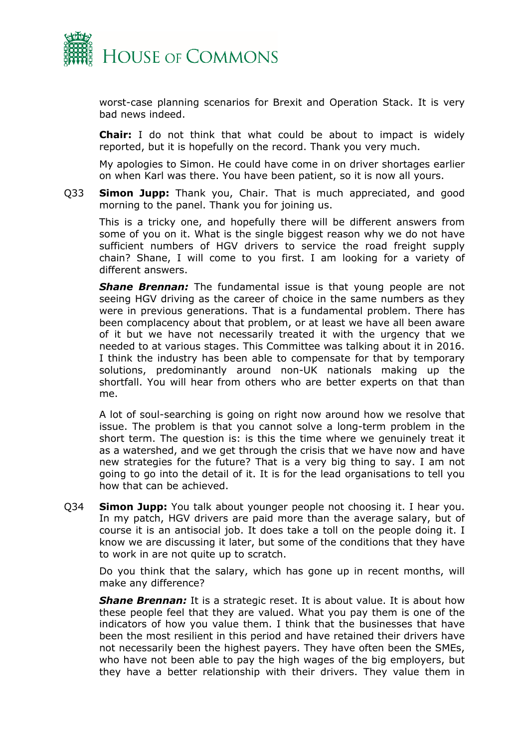worst-case planning scenarios for Brexit and Operation Stack. It is very bad news indeed.

**Chair:** I do not think that what could be about to impact is widely reported, but it is hopefully on the record. Thank you very much.

My apologies to Simon. He could have come in on driver shortages earlier on when Karl was there. You have been patient, so it is now all yours.

Q33 **Simon Jupp:** Thank you, Chair. That is much appreciated, and good morning to the panel. Thank you for joining us.

This is a tricky one, and hopefully there will be different answers from some of you on it. What is the single biggest reason why we do not have sufficient numbers of HGV drivers to service the road freight supply chain? Shane, I will come to you first. I am looking for a variety of different answers.

***Shane Brennan:*** The fundamental issue is that young people are not seeing HGV driving as the career of choice in the same numbers as they were in previous generations. That is a fundamental problem. There has been complacency about that problem, or at least we have all been aware of it but we have not necessarily treated it with the urgency that we needed to at various stages. This Committee was talking about it in 2016. I think the industry has been able to compensate for that by temporary solutions, predominantly around non-UK nationals making up the shortfall. You will hear from others who are better experts on that than me.

A lot of soul-searching is going on right now around how we resolve that issue. The problem is that you cannot solve a long-term problem in the short term. The question is: is this the time where we genuinely treat it as a watershed, and we get through the crisis that we have now and have new strategies for the future? That is a very big thing to say. I am not going to go into the detail of it. It is for the lead organisations to tell you how that can be achieved.

Q34 **Simon Jupp:** You talk about younger people not choosing it. I hear you. In my patch, HGV drivers are paid more than the average salary, but of course it is an antisocial job. It does take a toll on the people doing it. I know we are discussing it later, but some of the conditions that they have to work in are not quite up to scratch.

Do you think that the salary, which has gone up in recent months, will make any difference?

***Shane Brennan:*** It is a strategic reset. It is about value. It is about how these people feel that they are valued. What you pay them is one of the indicators of how you value them. I think that the businesses that have been the most resilient in this period and have retained their drivers have not necessarily been the highest payers. They have often been the SMEs, who have not been able to pay the high wages of the big employers, but they have a better relationship with their drivers. They value them in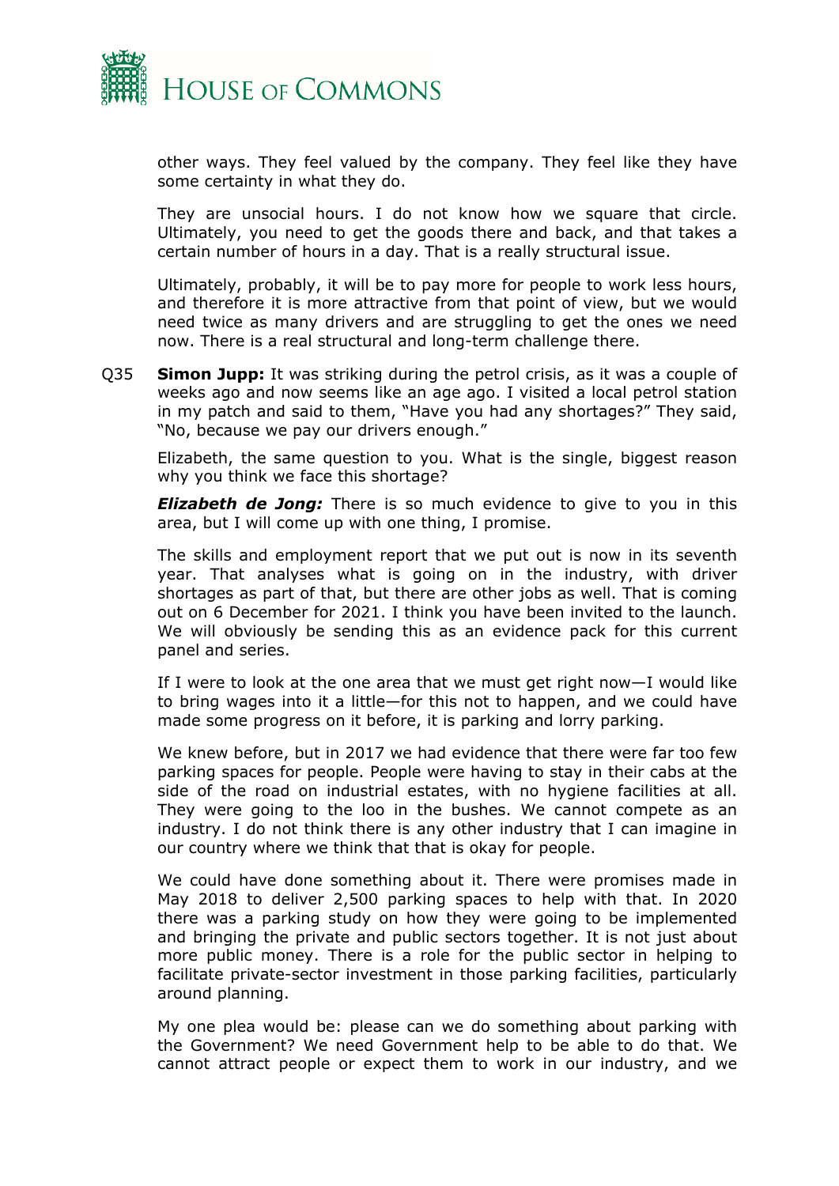other ways. They feel valued by the company. They feel like they have some certainty in what they do.

They are unsocial hours. I do not know how we square that circle. Ultimately, you need to get the goods there and back, and that takes a certain number of hours in a day. That is a really structural issue.

Ultimately, probably, it will be to pay more for people to work less hours, and therefore it is more attractive from that point of view, but we would need twice as many drivers and are struggling to get the ones we need now. There is a real structural and long-term challenge there.

Q35 **Simon Jupp:** It was striking during the petrol crisis, as it was a couple of weeks ago and now seems like an age ago. I visited a local petrol station in my patch and said to them, "Have you had any shortages?" They said, "No, because we pay our drivers enough."

Elizabeth, the same question to you. What is the single, biggest reason why you think we face this shortage?

***Elizabeth de Jong:*** There is so much evidence to give to you in this area, but I will come up with one thing, I promise.

The skills and employment report that we put out is now in its seventh year. That analyses what is going on in the industry, with driver shortages as part of that, but there are other jobs as well. That is coming out on 6 December for 2021. I think you have been invited to the launch. We will obviously be sending this as an evidence pack for this current panel and series.

If I were to look at the one area that we must get right now—I would like to bring wages into it a little—for this not to happen, and we could have made some progress on it before, it is parking and lorry parking.

We knew before, but in 2017 we had evidence that there were far too few parking spaces for people. People were having to stay in their cabs at the side of the road on industrial estates, with no hygiene facilities at all. They were going to the loo in the bushes. We cannot compete as an industry. I do not think there is any other industry that I can imagine in our country where we think that that is okay for people.

We could have done something about it. There were promises made in May 2018 to deliver 2,500 parking spaces to help with that. In 2020 there was a parking study on how they were going to be implemented and bringing the private and public sectors together. It is not just about more public money. There is a role for the public sector in helping to facilitate private-sector investment in those parking facilities, particularly around planning.

My one plea would be: please can we do something about parking with the Government? We need Government help to be able to do that. We cannot attract people or expect them to work in our industry, and we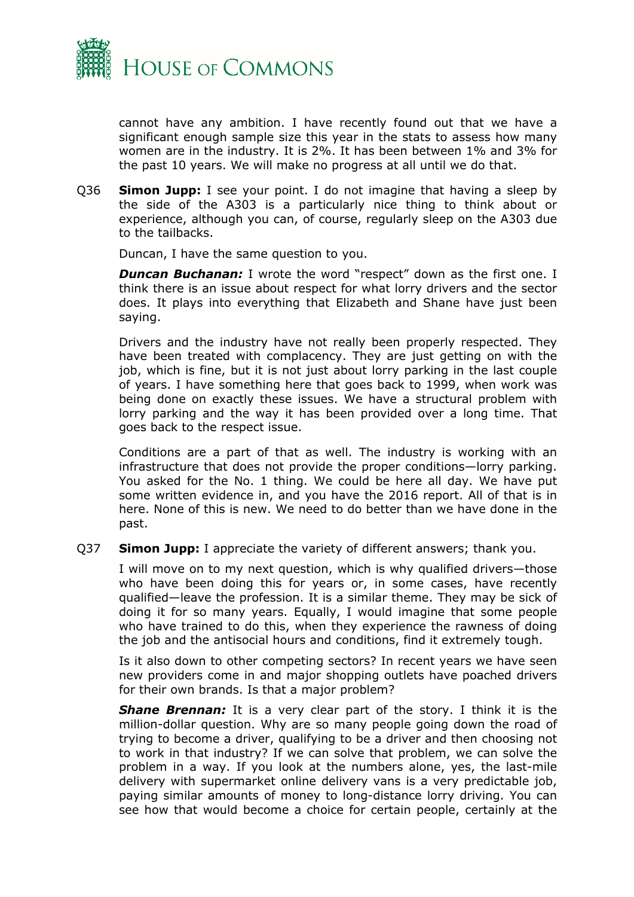cannot have any ambition. I have recently found out that we have a significant enough sample size this year in the stats to assess how many women are in the industry. It is 2%. It has been between 1% and 3% for the past 10 years. We will make no progress at all until we do that.

Q36 **Simon Jupp:** I see your point. I do not imagine that having a sleep by the side of the A303 is a particularly nice thing to think about or experience, although you can, of course, regularly sleep on the A303 due to the tailbacks.

Duncan, I have the same question to you.

***Duncan Buchanan:*** I wrote the word "respect" down as the first one. I think there is an issue about respect for what lorry drivers and the sector does. It plays into everything that Elizabeth and Shane have just been saying.

Drivers and the industry have not really been properly respected. They have been treated with complacency. They are just getting on with the job, which is fine, but it is not just about lorry parking in the last couple of years. I have something here that goes back to 1999, when work was being done on exactly these issues. We have a structural problem with lorry parking and the way it has been provided over a long time. That goes back to the respect issue.

Conditions are a part of that as well. The industry is working with an infrastructure that does not provide the proper conditions—lorry parking. You asked for the No. 1 thing. We could be here all day. We have put some written evidence in, and you have the 2016 report. All of that is in here. None of this is new. We need to do better than we have done in the past.

Q37 **Simon Jupp:** I appreciate the variety of different answers; thank you.

I will move on to my next question, which is why qualified drivers—those who have been doing this for years or, in some cases, have recently qualified—leave the profession. It is a similar theme. They may be sick of doing it for so many years. Equally, I would imagine that some people who have trained to do this, when they experience the rawness of doing the job and the antisocial hours and conditions, find it extremely tough.

Is it also down to other competing sectors? In recent years we have seen new providers come in and major shopping outlets have poached drivers for their own brands. Is that a major problem?

***Shane Brennan:*** It is a very clear part of the story. I think it is the million-dollar question. Why are so many people going down the road of trying to become a driver, qualifying to be a driver and then choosing not to work in that industry? If we can solve that problem, we can solve the problem in a way. If you look at the numbers alone, yes, the last-mile delivery with supermarket online delivery vans is a very predictable job, paying similar amounts of money to long-distance lorry driving. You can see how that would become a choice for certain people, certainly at the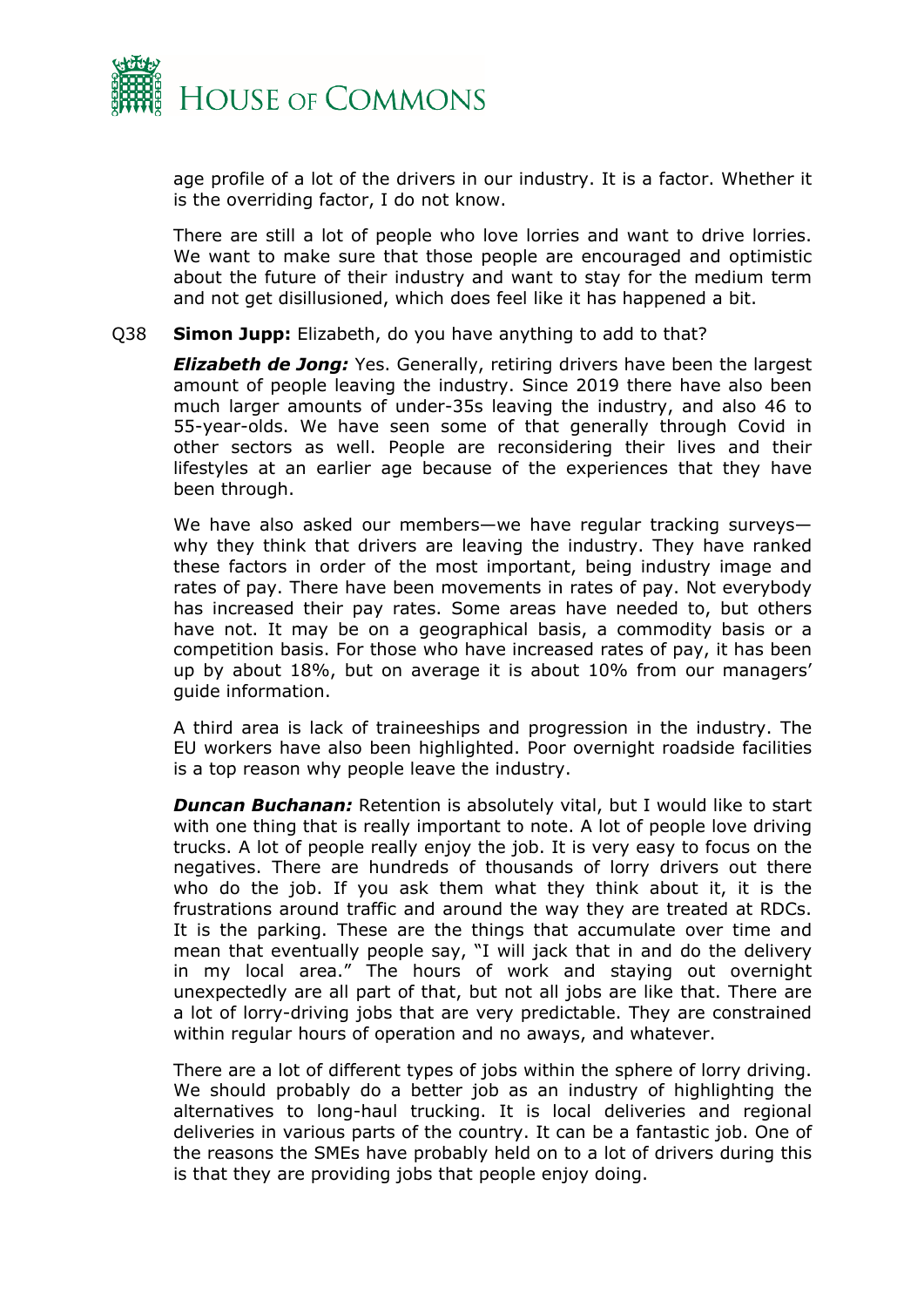age profile of a lot of the drivers in our industry. It is a factor. Whether it is the overriding factor, I do not know.

There are still a lot of people who love lorries and want to drive lorries. We want to make sure that those people are encouraged and optimistic about the future of their industry and want to stay for the medium term and not get disillusioned, which does feel like it has happened a bit.

Q38 **Simon Jupp:** Elizabeth, do you have anything to add to that?

***Elizabeth de Jong:*** Yes. Generally, retiring drivers have been the largest amount of people leaving the industry. Since 2019 there have also been much larger amounts of under-35s leaving the industry, and also 46 to 55-year-olds. We have seen some of that generally through Covid in other sectors as well. People are reconsidering their lives and their lifestyles at an earlier age because of the experiences that they have been through.

We have also asked our members—we have regular tracking surveys—why they think that drivers are leaving the industry. They have ranked these factors in order of the most important, being industry image and rates of pay. There have been movements in rates of pay. Not everybody has increased their pay rates. Some areas have needed to, but others have not. It may be on a geographical basis, a commodity basis or a competition basis. For those who have increased rates of pay, it has been up by about 18%, but on average it is about 10% from our managers' guide information.

A third area is lack of traineeships and progression in the industry. The EU workers have also been highlighted. Poor overnight roadside facilities is a top reason why people leave the industry.

***Duncan Buchanan:*** Retention is absolutely vital, but I would like to start with one thing that is really important to note. A lot of people love driving trucks. A lot of people really enjoy the job. It is very easy to focus on the negatives. There are hundreds of thousands of lorry drivers out there who do the job. If you ask them what they think about it, it is the frustrations around traffic and around the way they are treated at RDCs. It is the parking. These are the things that accumulate over time and mean that eventually people say, "I will jack that in and do the delivery in my local area." The hours of work and staying out overnight unexpectedly are all part of that, but not all jobs are like that. There are a lot of lorry-driving jobs that are very predictable. They are constrained within regular hours of operation and no aways, and whatever.

There are a lot of different types of jobs within the sphere of lorry driving. We should probably do a better job as an industry of highlighting the alternatives to long-haul trucking. It is local deliveries and regional deliveries in various parts of the country. It can be a fantastic job. One of the reasons the SMEs have probably held on to a lot of drivers during this is that they are providing jobs that people enjoy doing.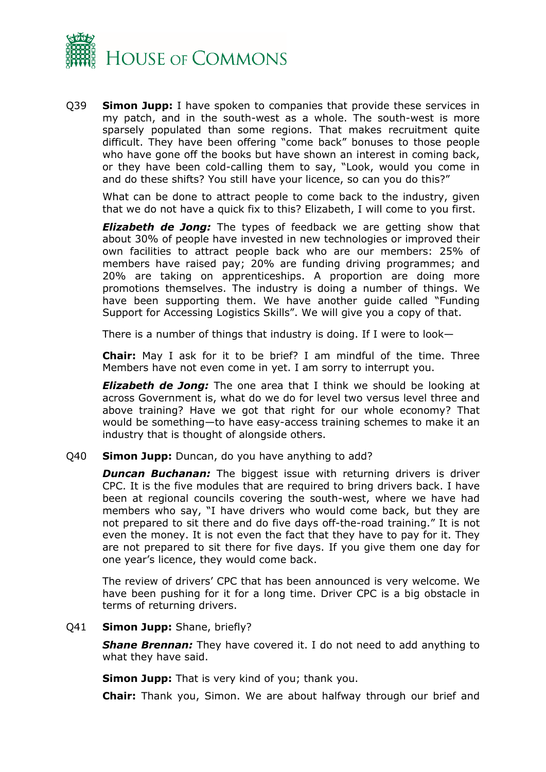Q39 **Simon Jupp:** I have spoken to companies that provide these services in my patch, and in the south-west as a whole. The south-west is more sparsely populated than some regions. That makes recruitment quite difficult. They have been offering "come back" bonuses to those people who have gone off the books but have shown an interest in coming back, or they have been cold-calling them to say, "Look, would you come in and do these shifts? You still have your licence, so can you do this?"

What can be done to attract people to come back to the industry, given that we do not have a quick fix to this? Elizabeth, I will come to you first.

***Elizabeth de Jong:*** The types of feedback we are getting show that about 30% of people have invested in new technologies or improved their own facilities to attract people back who are our members: 25% of members have raised pay; 20% are funding driving programmes; and 20% are taking on apprenticeships. A proportion are doing more promotions themselves. The industry is doing a number of things. We have been supporting them. We have another guide called "Funding Support for Accessing Logistics Skills". We will give you a copy of that.

There is a number of things that industry is doing. If I were to look—

**Chair:** May I ask for it to be brief? I am mindful of the time. Three Members have not even come in yet. I am sorry to interrupt you.

***Elizabeth de Jong:*** The one area that I think we should be looking at across Government is, what do we do for level two versus level three and above training? Have we got that right for our whole economy? That would be something—to have easy-access training schemes to make it an industry that is thought of alongside others.

Q40 **Simon Jupp:** Duncan, do you have anything to add?

***Duncan Buchanan:*** The biggest issue with returning drivers is driver CPC. It is the five modules that are required to bring drivers back. I have been at regional councils covering the south-west, where we have had members who say, "I have drivers who would come back, but they are not prepared to sit there and do five days off-the-road training." It is not even the money. It is not even the fact that they have to pay for it. They are not prepared to sit there for five days. If you give them one day for one year's licence, they would come back.

The review of drivers' CPC that has been announced is very welcome. We have been pushing for it for a long time. Driver CPC is a big obstacle in terms of returning drivers.

Q41 **Simon Jupp:** Shane, briefly?

***Shane Brennan:*** They have covered it. I do not need to add anything to what they have said.

**Simon Jupp:** That is very kind of you; thank you.

**Chair:** Thank you, Simon. We are about halfway through our brief and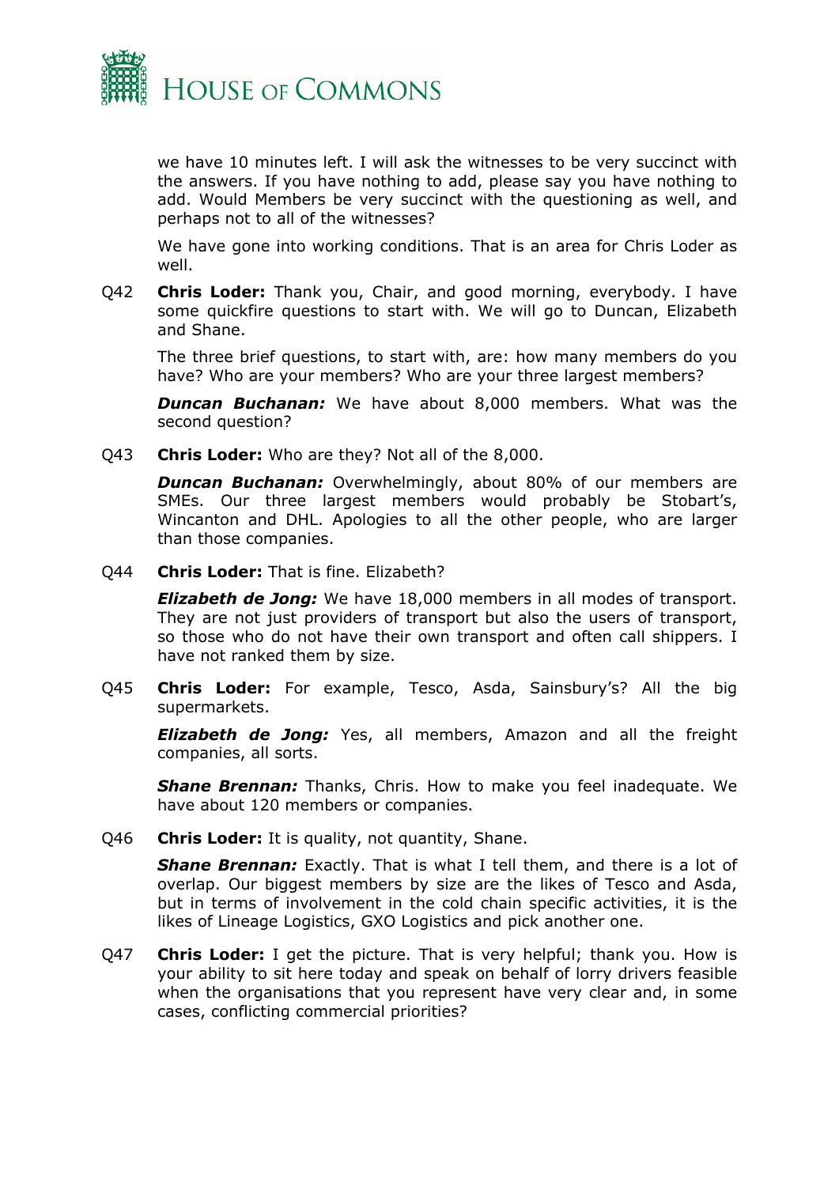we have 10 minutes left. I will ask the witnesses to be very succinct with the answers. If you have nothing to add, please say you have nothing to add. Would Members be very succinct with the questioning as well, and perhaps not to all of the witnesses?

We have gone into working conditions. That is an area for Chris Loder as well.

Q42 **Chris Loder:** Thank you, Chair, and good morning, everybody. I have some quickfire questions to start with. We will go to Duncan, Elizabeth and Shane.

The three brief questions, to start with, are: how many members do you have? Who are your members? Who are your three largest members?

***Duncan Buchanan:*** We have about 8,000 members. What was the second question?

Q43 **Chris Loder:** Who are they? Not all of the 8,000.

***Duncan Buchanan:*** Overwhelmingly, about 80% of our members are SMEs. Our three largest members would probably be Stobart's, Wincanton and DHL. Apologies to all the other people, who are larger than those companies.

Q44 **Chris Loder:** That is fine. Elizabeth?

***Elizabeth de Jong:*** We have 18,000 members in all modes of transport. They are not just providers of transport but also the users of transport, so those who do not have their own transport and often call shippers. I have not ranked them by size.

Q45 **Chris Loder:** For example, Tesco, Asda, Sainsbury's? All the big supermarkets.

***Elizabeth de Jong:*** Yes, all members, Amazon and all the freight companies, all sorts.

***Shane Brennan:*** Thanks, Chris. How to make you feel inadequate. We have about 120 members or companies.

Q46 **Chris Loder:** It is quality, not quantity, Shane.

***Shane Brennan:*** Exactly. That is what I tell them, and there is a lot of overlap. Our biggest members by size are the likes of Tesco and Asda, but in terms of involvement in the cold chain specific activities, it is the likes of Lineage Logistics, GXO Logistics and pick another one.

Q47 **Chris Loder:** I get the picture. That is very helpful; thank you. How is your ability to sit here today and speak on behalf of lorry drivers feasible when the organisations that you represent have very clear and, in some cases, conflicting commercial priorities?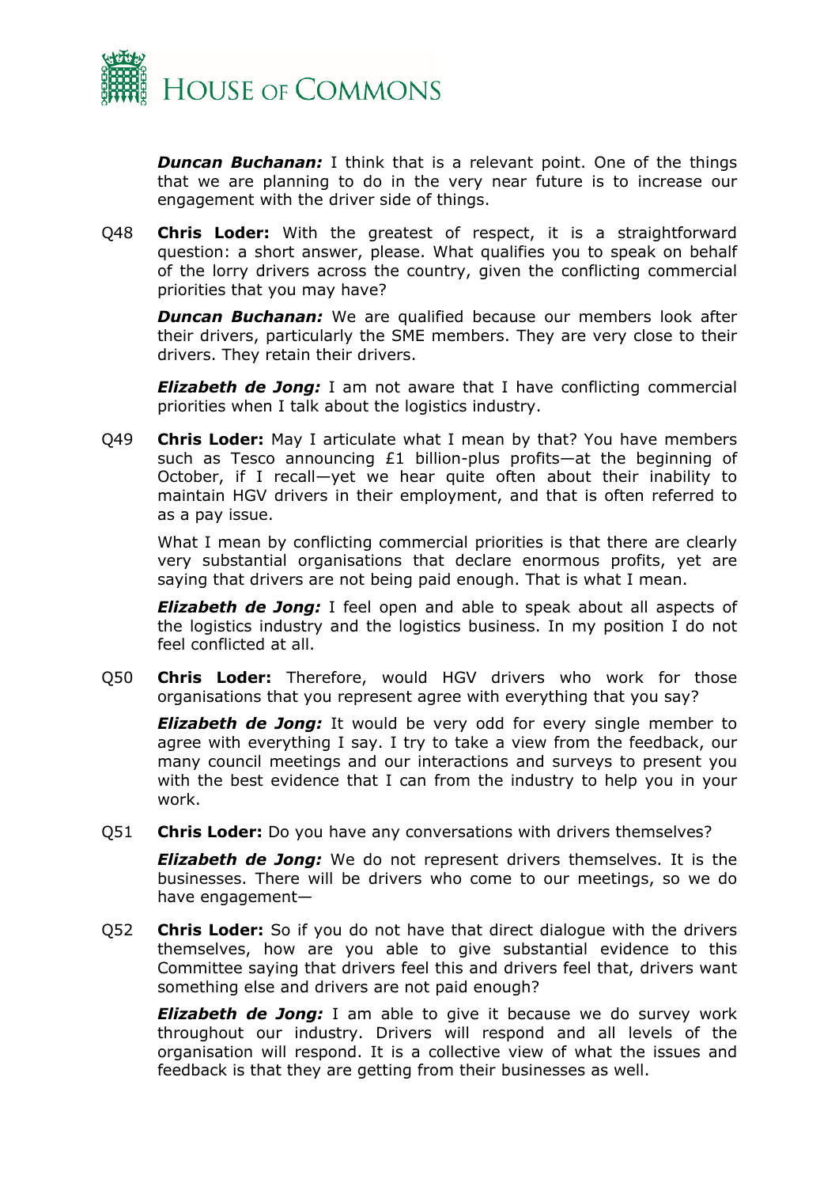***Duncan Buchanan:*** I think that is a relevant point. One of the things that we are planning to do in the very near future is to increase our engagement with the driver side of things.

Q48 **Chris Loder:** With the greatest of respect, it is a straightforward question: a short answer, please. What qualifies you to speak on behalf of the lorry drivers across the country, given the conflicting commercial priorities that you may have?

***Duncan Buchanan:*** We are qualified because our members look after their drivers, particularly the SME members. They are very close to their drivers. They retain their drivers.

***Elizabeth de Jong:*** I am not aware that I have conflicting commercial priorities when I talk about the logistics industry.

Q49 **Chris Loder:** May I articulate what I mean by that? You have members such as Tesco announcing £1 billion-plus profits—at the beginning of October, if I recall—yet we hear quite often about their inability to maintain HGV drivers in their employment, and that is often referred to as a pay issue.

What I mean by conflicting commercial priorities is that there are clearly very substantial organisations that declare enormous profits, yet are saying that drivers are not being paid enough. That is what I mean.

***Elizabeth de Jong:*** I feel open and able to speak about all aspects of the logistics industry and the logistics business. In my position I do not feel conflicted at all.

Q50 **Chris Loder:** Therefore, would HGV drivers who work for those organisations that you represent agree with everything that you say?

***Elizabeth de Jong:*** It would be very odd for every single member to agree with everything I say. I try to take a view from the feedback, our many council meetings and our interactions and surveys to present you with the best evidence that I can from the industry to help you in your work.

Q51 **Chris Loder:** Do you have any conversations with drivers themselves?

***Elizabeth de Jong:*** We do not represent drivers themselves. It is the businesses. There will be drivers who come to our meetings, so we do have engagement—

Q52 **Chris Loder:** So if you do not have that direct dialogue with the drivers themselves, how are you able to give substantial evidence to this Committee saying that drivers feel this and drivers feel that, drivers want something else and drivers are not paid enough?

***Elizabeth de Jong:*** I am able to give it because we do survey work throughout our industry. Drivers will respond and all levels of the organisation will respond. It is a collective view of what the issues and feedback is that they are getting from their businesses as well.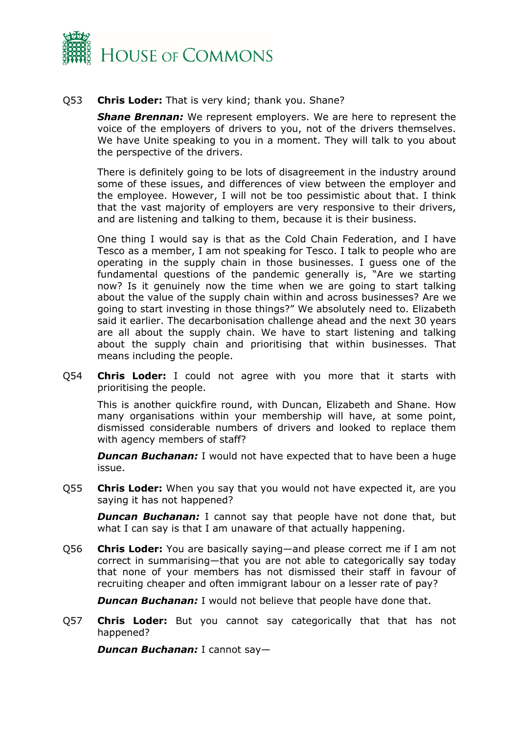Q53 **Chris Loder:** That is very kind; thank you. Shane?

***Shane Brennan:*** We represent employers. We are here to represent the voice of the employers of drivers to you, not of the drivers themselves. We have Unite speaking to you in a moment. They will talk to you about the perspective of the drivers.

There is definitely going to be lots of disagreement in the industry around some of these issues, and differences of view between the employer and the employee. However, I will not be too pessimistic about that. I think that the vast majority of employers are very responsive to their drivers, and are listening and talking to them, because it is their business.

One thing I would say is that as the Cold Chain Federation, and I have Tesco as a member, I am not speaking for Tesco. I talk to people who are operating in the supply chain in those businesses. I guess one of the fundamental questions of the pandemic generally is, "Are we starting now? Is it genuinely now the time when we are going to start talking about the value of the supply chain within and across businesses? Are we going to start investing in those things?" We absolutely need to. Elizabeth said it earlier. The decarbonisation challenge ahead and the next 30 years are all about the supply chain. We have to start listening and talking about the supply chain and prioritising that within businesses. That means including the people.

Q54 **Chris Loder:** I could not agree with you more that it starts with prioritising the people.

This is another quickfire round, with Duncan, Elizabeth and Shane. How many organisations within your membership will have, at some point, dismissed considerable numbers of drivers and looked to replace them with agency members of staff?

***Duncan Buchanan:*** I would not have expected that to have been a huge issue.

Q55 **Chris Loder:** When you say that you would not have expected it, are you saying it has not happened?

***Duncan Buchanan:*** I cannot say that people have not done that, but what I can say is that I am unaware of that actually happening.

Q56 **Chris Loder:** You are basically saying—and please correct me if I am not correct in summarising—that you are not able to categorically say today that none of your members has not dismissed their staff in favour of recruiting cheaper and often immigrant labour on a lesser rate of pay?

***Duncan Buchanan:*** I would not believe that people have done that.

Q57 **Chris Loder:** But you cannot say categorically that that has not happened?

***Duncan Buchanan:*** I cannot say—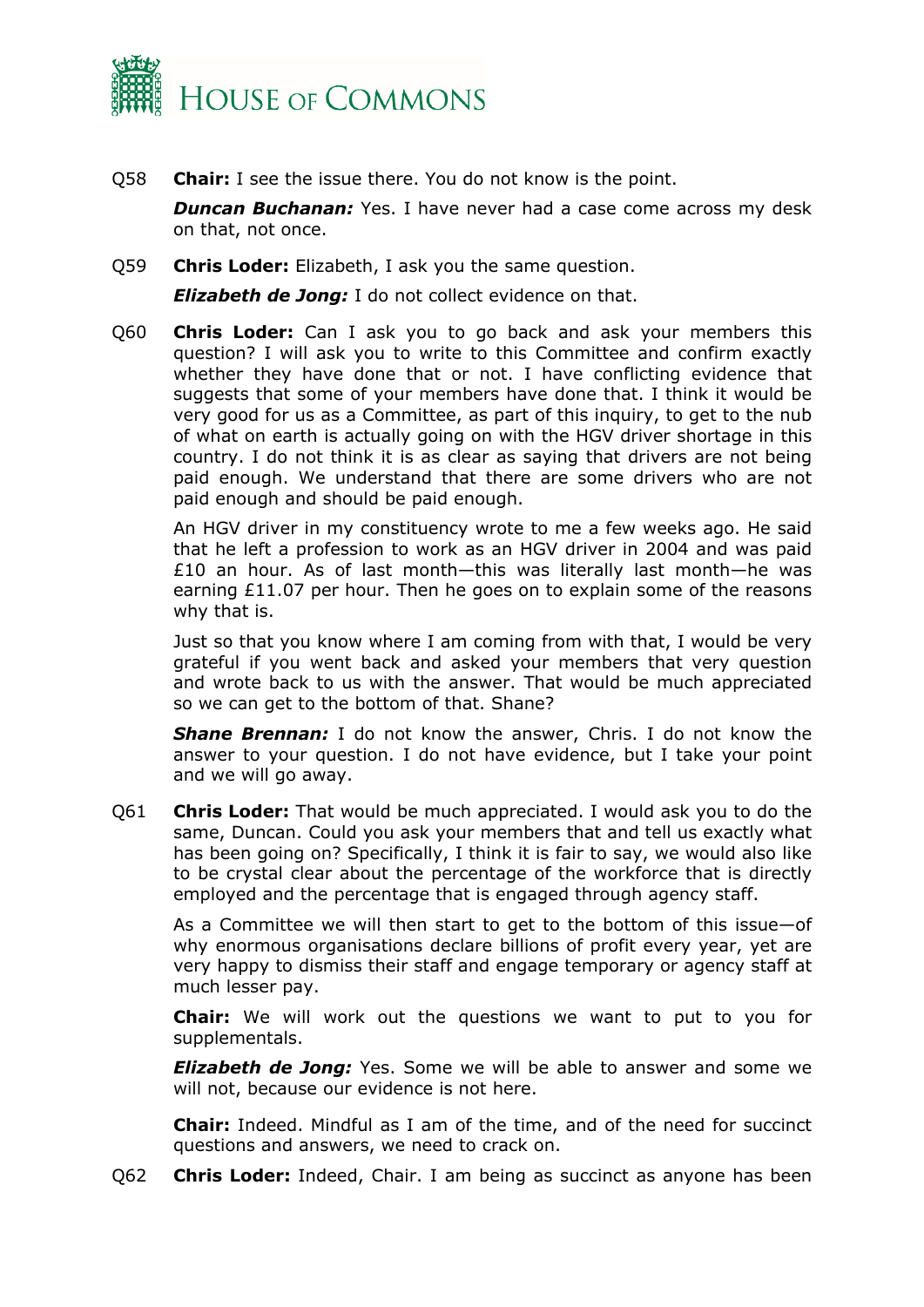Q58 **Chair:** I see the issue there. You do not know is the point.

***Duncan Buchanan:*** Yes. I have never had a case come across my desk on that, not once.

Q59 **Chris Loder:** Elizabeth, I ask you the same question.

***Elizabeth de Jong:*** I do not collect evidence on that.

Q60 **Chris Loder:** Can I ask you to go back and ask your members this question? I will ask you to write to this Committee and confirm exactly whether they have done that or not. I have conflicting evidence that suggests that some of your members have done that. I think it would be very good for us as a Committee, as part of this inquiry, to get to the nub of what on earth is actually going on with the HGV driver shortage in this country. I do not think it is as clear as saying that drivers are not being paid enough. We understand that there are some drivers who are not paid enough and should be paid enough.

An HGV driver in my constituency wrote to me a few weeks ago. He said that he left a profession to work as an HGV driver in 2004 and was paid £10 an hour. As of last month—this was literally last month—he was earning £11.07 per hour. Then he goes on to explain some of the reasons why that is.

Just so that you know where I am coming from with that, I would be very grateful if you went back and asked your members that very question and wrote back to us with the answer. That would be much appreciated so we can get to the bottom of that. Shane?

***Shane Brennan:*** I do not know the answer, Chris. I do not know the answer to your question. I do not have evidence, but I take your point and we will go away.

Q61 **Chris Loder:** That would be much appreciated. I would ask you to do the same, Duncan. Could you ask your members that and tell us exactly what has been going on? Specifically, I think it is fair to say, we would also like to be crystal clear about the percentage of the workforce that is directly employed and the percentage that is engaged through agency staff.

As a Committee we will then start to get to the bottom of this issue—of why enormous organisations declare billions of profit every year, yet are very happy to dismiss their staff and engage temporary or agency staff at much lesser pay.

**Chair:** We will work out the questions we want to put to you for supplementals.

***Elizabeth de Jong:*** Yes. Some we will be able to answer and some we will not, because our evidence is not here.

**Chair:** Indeed. Mindful as I am of the time, and of the need for succinct questions and answers, we need to crack on.

Q62 **Chris Loder:** Indeed, Chair. I am being as succinct as anyone has been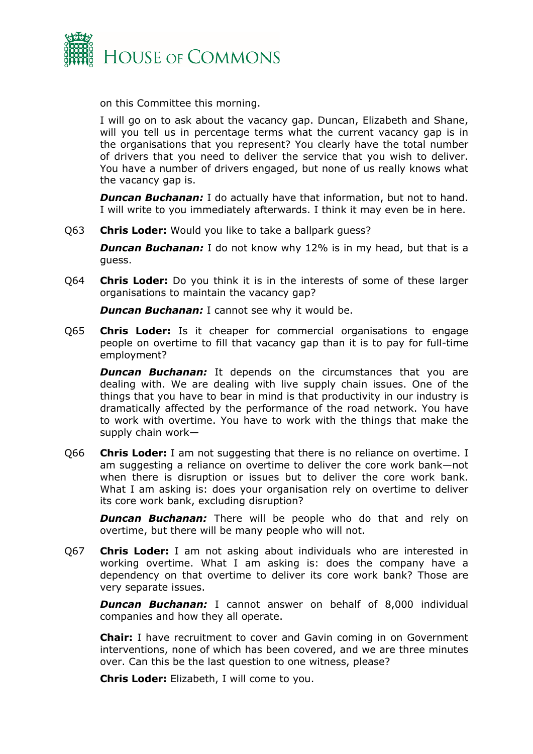on this Committee this morning.

I will go on to ask about the vacancy gap. Duncan, Elizabeth and Shane, will you tell us in percentage terms what the current vacancy gap is in the organisations that you represent? You clearly have the total number of drivers that you need to deliver the service that you wish to deliver. You have a number of drivers engaged, but none of us really knows what the vacancy gap is.

***Duncan Buchanan:*** I do actually have that information, but not to hand. I will write to you immediately afterwards. I think it may even be in here.

Q63 **Chris Loder:** Would you like to take a ballpark guess?

***Duncan Buchanan:*** I do not know why 12% is in my head, but that is a guess.

Q64 **Chris Loder:** Do you think it is in the interests of some of these larger organisations to maintain the vacancy gap?

***Duncan Buchanan:*** I cannot see why it would be.

Q65 **Chris Loder:** Is it cheaper for commercial organisations to engage people on overtime to fill that vacancy gap than it is to pay for full-time employment?

***Duncan Buchanan:*** It depends on the circumstances that you are dealing with. We are dealing with live supply chain issues. One of the things that you have to bear in mind is that productivity in our industry is dramatically affected by the performance of the road network. You have to work with overtime. You have to work with the things that make the supply chain work—

Q66 **Chris Loder:** I am not suggesting that there is no reliance on overtime. I am suggesting a reliance on overtime to deliver the core work bank—not when there is disruption or issues but to deliver the core work bank. What I am asking is: does your organisation rely on overtime to deliver its core work bank, excluding disruption?

***Duncan Buchanan:*** There will be people who do that and rely on overtime, but there will be many people who will not.

Q67 **Chris Loder:** I am not asking about individuals who are interested in working overtime. What I am asking is: does the company have a dependency on that overtime to deliver its core work bank? Those are very separate issues.

***Duncan Buchanan:*** I cannot answer on behalf of 8,000 individual companies and how they all operate.

**Chair:** I have recruitment to cover and Gavin coming in on Government interventions, none of which has been covered, and we are three minutes over. Can this be the last question to one witness, please?

**Chris Loder:** Elizabeth, I will come to you.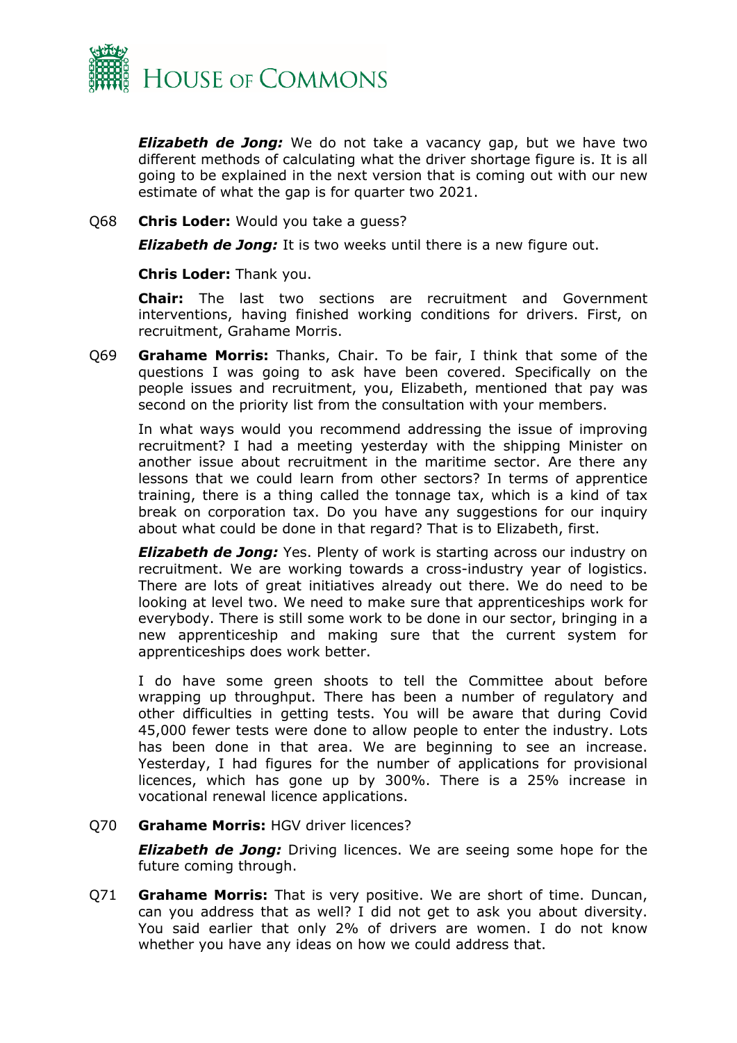***Elizabeth de Jong:*** We do not take a vacancy gap, but we have two different methods of calculating what the driver shortage figure is. It is all going to be explained in the next version that is coming out with our new estimate of what the gap is for quarter two 2021.

Q68 **Chris Loder:** Would you take a guess?

***Elizabeth de Jong:*** It is two weeks until there is a new figure out.

**Chris Loder:** Thank you.

**Chair:** The last two sections are recruitment and Government interventions, having finished working conditions for drivers. First, on recruitment, Grahame Morris.

Q69 **Grahame Morris:** Thanks, Chair. To be fair, I think that some of the questions I was going to ask have been covered. Specifically on the people issues and recruitment, you, Elizabeth, mentioned that pay was second on the priority list from the consultation with your members.

In what ways would you recommend addressing the issue of improving recruitment? I had a meeting yesterday with the shipping Minister on another issue about recruitment in the maritime sector. Are there any lessons that we could learn from other sectors? In terms of apprentice training, there is a thing called the tonnage tax, which is a kind of tax break on corporation tax. Do you have any suggestions for our inquiry about what could be done in that regard? That is to Elizabeth, first.

***Elizabeth de Jong:*** Yes. Plenty of work is starting across our industry on recruitment. We are working towards a cross-industry year of logistics. There are lots of great initiatives already out there. We do need to be looking at level two. We need to make sure that apprenticeships work for everybody. There is still some work to be done in our sector, bringing in a new apprenticeship and making sure that the current system for apprenticeships does work better.

I do have some green shoots to tell the Committee about before wrapping up throughput. There has been a number of regulatory and other difficulties in getting tests. You will be aware that during Covid 45,000 fewer tests were done to allow people to enter the industry. Lots has been done in that area. We are beginning to see an increase. Yesterday, I had figures for the number of applications for provisional licences, which has gone up by 300%. There is a 25% increase in vocational renewal licence applications.

Q70 **Grahame Morris:** HGV driver licences?

***Elizabeth de Jong:*** Driving licences. We are seeing some hope for the future coming through.

Q71 **Grahame Morris:** That is very positive. We are short of time. Duncan, can you address that as well? I did not get to ask you about diversity. You said earlier that only 2% of drivers are women. I do not know whether you have any ideas on how we could address that.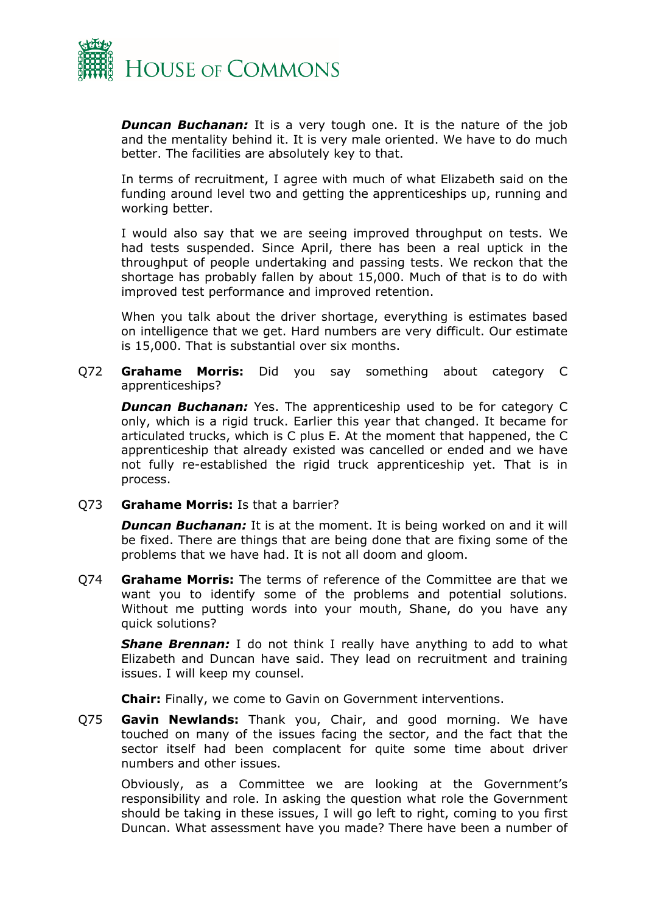***Duncan Buchanan:*** It is a very tough one. It is the nature of the job and the mentality behind it. It is very male oriented. We have to do much better. The facilities are absolutely key to that.

In terms of recruitment, I agree with much of what Elizabeth said on the funding around level two and getting the apprenticeships up, running and working better.

I would also say that we are seeing improved throughput on tests. We had tests suspended. Since April, there has been a real uptick in the throughput of people undertaking and passing tests. We reckon that the shortage has probably fallen by about 15,000. Much of that is to do with improved test performance and improved retention.

When you talk about the driver shortage, everything is estimates based on intelligence that we get. Hard numbers are very difficult. Our estimate is 15,000. That is substantial over six months.

Q72 **Grahame Morris:** Did you say something about category C apprenticeships?

***Duncan Buchanan:*** Yes. The apprenticeship used to be for category C only, which is a rigid truck. Earlier this year that changed. It became for articulated trucks, which is C plus E. At the moment that happened, the C apprenticeship that already existed was cancelled or ended and we have not fully re-established the rigid truck apprenticeship yet. That is in process.

Q73 **Grahame Morris:** Is that a barrier?

***Duncan Buchanan:*** It is at the moment. It is being worked on and it will be fixed. There are things that are being done that are fixing some of the problems that we have had. It is not all doom and gloom.

Q74 **Grahame Morris:** The terms of reference of the Committee are that we want you to identify some of the problems and potential solutions. Without me putting words into your mouth, Shane, do you have any quick solutions?

***Shane Brennan:*** I do not think I really have anything to add to what Elizabeth and Duncan have said. They lead on recruitment and training issues. I will keep my counsel.

**Chair:** Finally, we come to Gavin on Government interventions.

Q75 **Gavin Newlands:** Thank you, Chair, and good morning. We have touched on many of the issues facing the sector, and the fact that the sector itself had been complacent for quite some time about driver numbers and other issues.

Obviously, as a Committee we are looking at the Government's responsibility and role. In asking the question what role the Government should be taking in these issues, I will go left to right, coming to you first Duncan. What assessment have you made? There have been a number of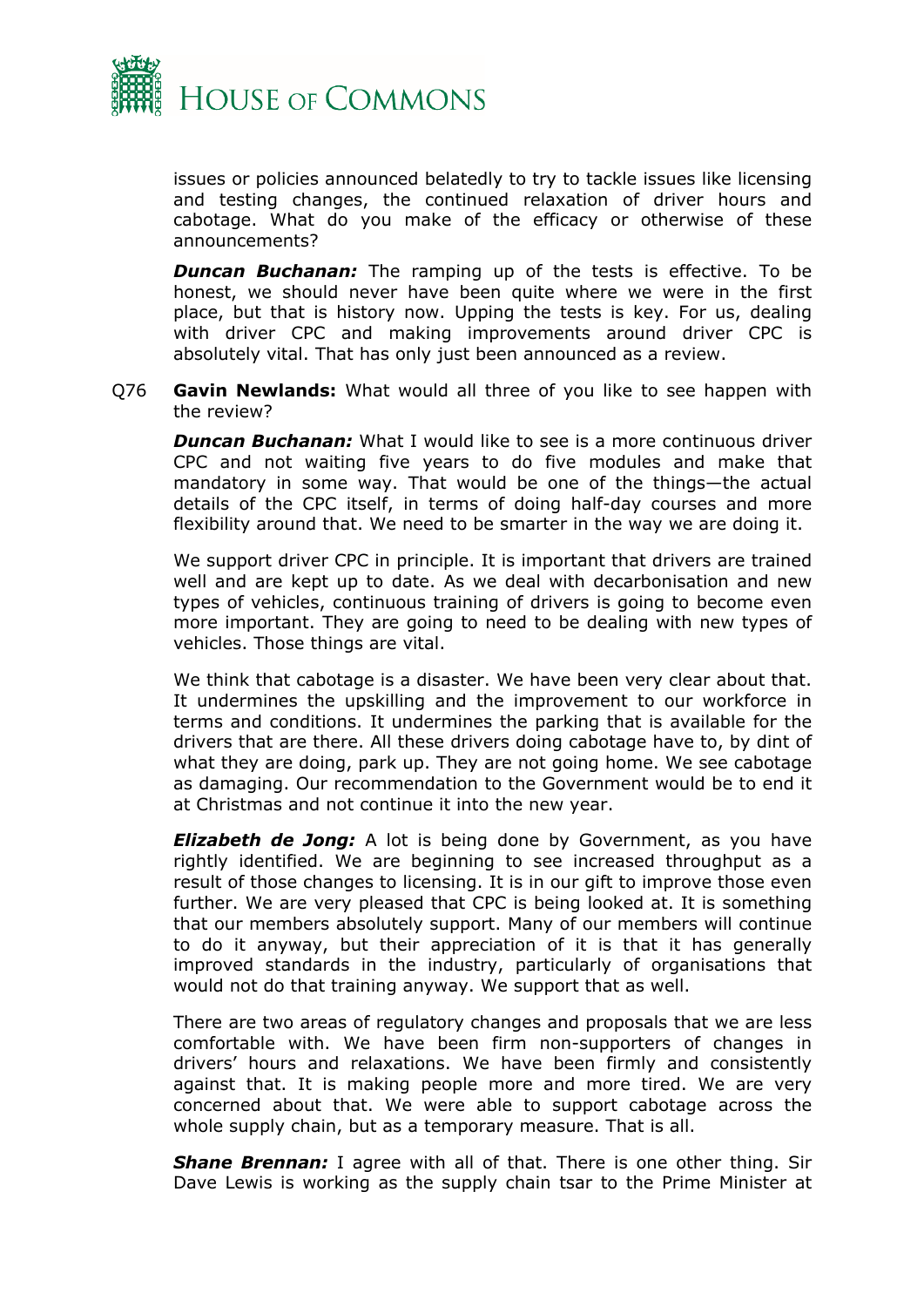issues or policies announced belatedly to try to tackle issues like licensing and testing changes, the continued relaxation of driver hours and cabotage. What do you make of the efficacy or otherwise of these announcements?

***Duncan Buchanan:*** The ramping up of the tests is effective. To be honest, we should never have been quite where we were in the first place, but that is history now. Upping the tests is key. For us, dealing with driver CPC and making improvements around driver CPC is absolutely vital. That has only just been announced as a review.

Q76 **Gavin Newlands:** What would all three of you like to see happen with the review?

***Duncan Buchanan:*** What I would like to see is a more continuous driver CPC and not waiting five years to do five modules and make that mandatory in some way. That would be one of the things—the actual details of the CPC itself, in terms of doing half-day courses and more flexibility around that. We need to be smarter in the way we are doing it.

We support driver CPC in principle. It is important that drivers are trained well and are kept up to date. As we deal with decarbonisation and new types of vehicles, continuous training of drivers is going to become even more important. They are going to need to be dealing with new types of vehicles. Those things are vital.

We think that cabotage is a disaster. We have been very clear about that. It undermines the upskilling and the improvement to our workforce in terms and conditions. It undermines the parking that is available for the drivers that are there. All these drivers doing cabotage have to, by dint of what they are doing, park up. They are not going home. We see cabotage as damaging. Our recommendation to the Government would be to end it at Christmas and not continue it into the new year.

***Elizabeth de Jong:*** A lot is being done by Government, as you have rightly identified. We are beginning to see increased throughput as a result of those changes to licensing. It is in our gift to improve those even further. We are very pleased that CPC is being looked at. It is something that our members absolutely support. Many of our members will continue to do it anyway, but their appreciation of it is that it has generally improved standards in the industry, particularly of organisations that would not do that training anyway. We support that as well.

There are two areas of regulatory changes and proposals that we are less comfortable with. We have been firm non-supporters of changes in drivers' hours and relaxations. We have been firmly and consistently against that. It is making people more and more tired. We are very concerned about that. We were able to support cabotage across the whole supply chain, but as a temporary measure. That is all.

***Shane Brennan:*** I agree with all of that. There is one other thing. Sir Dave Lewis is working as the supply chain tsar to the Prime Minister at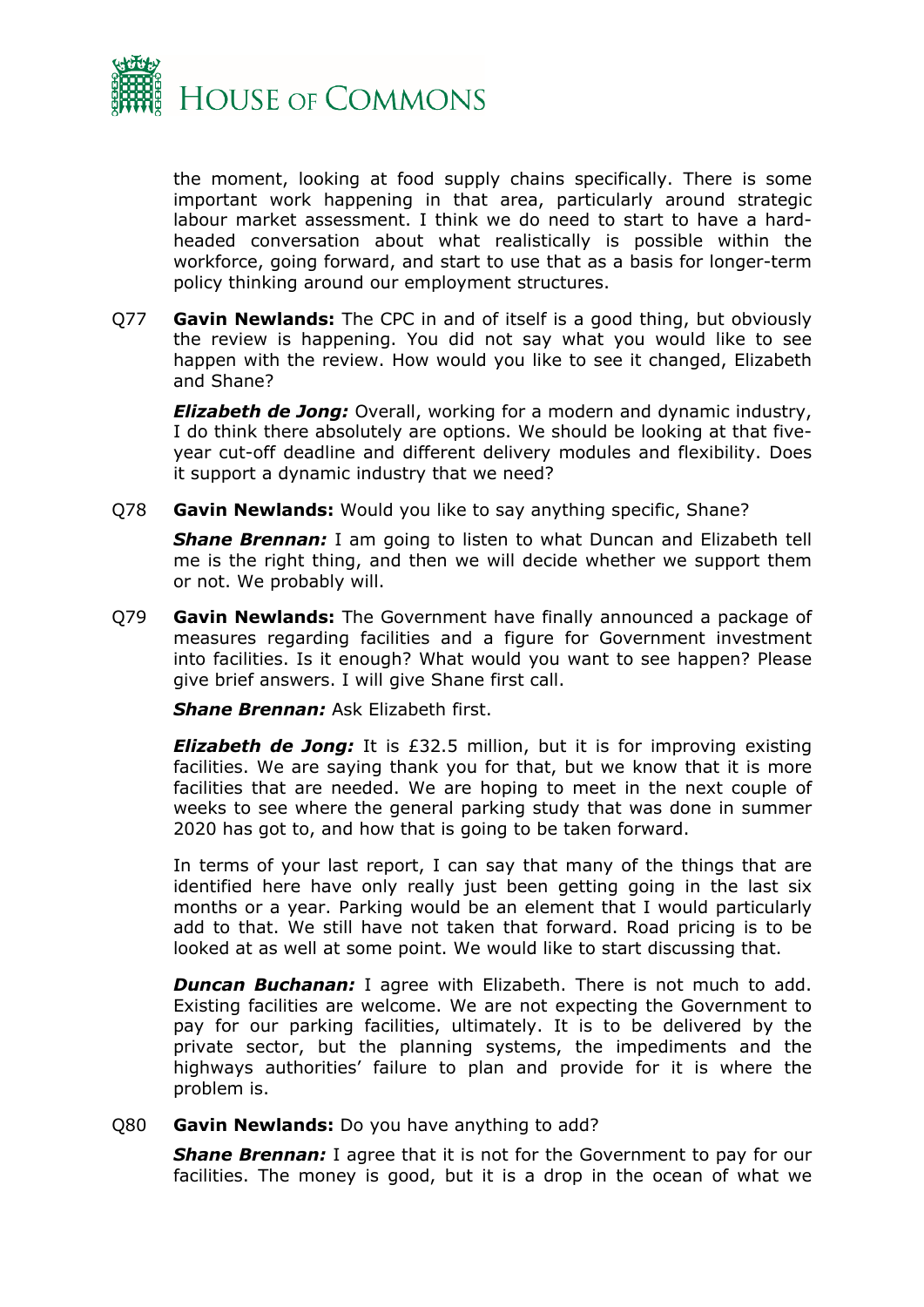the moment, looking at food supply chains specifically. There is some important work happening in that area, particularly around strategic labour market assessment. I think we do need to start to have a hard-headed conversation about what realistically is possible within the workforce, going forward, and start to use that as a basis for longer-term policy thinking around our employment structures.

Q77 **Gavin Newlands:** The CPC in and of itself is a good thing, but obviously the review is happening. You did not say what you would like to see happen with the review. How would you like to see it changed, Elizabeth and Shane?

***Elizabeth de Jong:*** Overall, working for a modern and dynamic industry, I do think there absolutely are options. We should be looking at that five-year cut-off deadline and different delivery modules and flexibility. Does it support a dynamic industry that we need?

Q78 **Gavin Newlands:** Would you like to say anything specific, Shane?

***Shane Brennan:*** I am going to listen to what Duncan and Elizabeth tell me is the right thing, and then we will decide whether we support them or not. We probably will.

Q79 **Gavin Newlands:** The Government have finally announced a package of measures regarding facilities and a figure for Government investment into facilities. Is it enough? What would you want to see happen? Please give brief answers. I will give Shane first call.

***Shane Brennan:*** Ask Elizabeth first.

***Elizabeth de Jong:*** It is £32.5 million, but it is for improving existing facilities. We are saying thank you for that, but we know that it is more facilities that are needed. We are hoping to meet in the next couple of weeks to see where the general parking study that was done in summer 2020 has got to, and how that is going to be taken forward.

In terms of your last report, I can say that many of the things that are identified here have only really just been getting going in the last six months or a year. Parking would be an element that I would particularly add to that. We still have not taken that forward. Road pricing is to be looked at as well at some point. We would like to start discussing that.

***Duncan Buchanan:*** I agree with Elizabeth. There is not much to add. Existing facilities are welcome. We are not expecting the Government to pay for our parking facilities, ultimately. It is to be delivered by the private sector, but the planning systems, the impediments and the highways authorities' failure to plan and provide for it is where the problem is.

Q80 **Gavin Newlands:** Do you have anything to add?

***Shane Brennan:*** I agree that it is not for the Government to pay for our facilities. The money is good, but it is a drop in the ocean of what we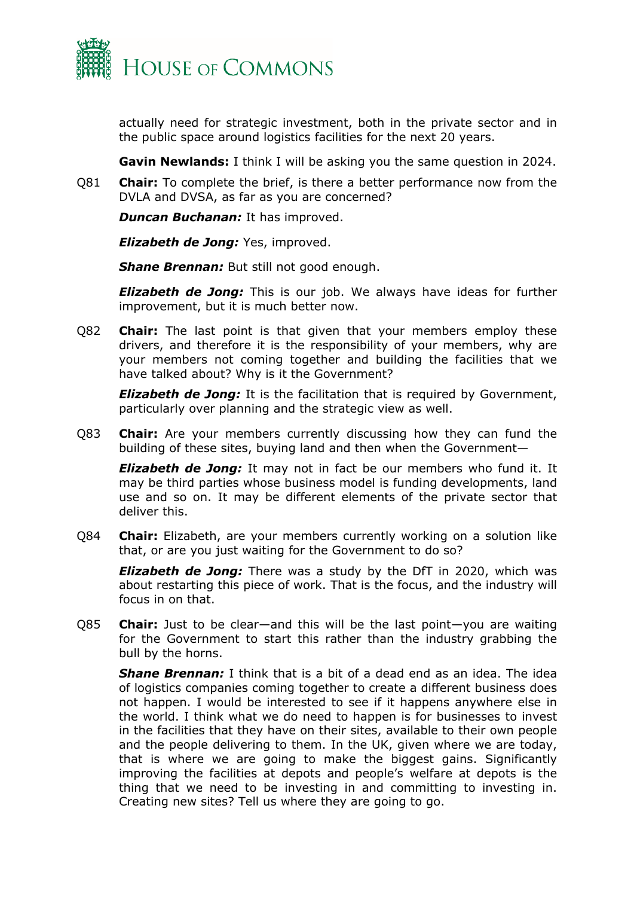actually need for strategic investment, both in the private sector and in the public space around logistics facilities for the next 20 years.

**Gavin Newlands:** I think I will be asking you the same question in 2024.

Q81 **Chair:** To complete the brief, is there a better performance now from the DVLA and DVSA, as far as you are concerned?

***Duncan Buchanan:*** It has improved.

***Elizabeth de Jong:*** Yes, improved.

***Shane Brennan:*** But still not good enough.

***Elizabeth de Jong:*** This is our job. We always have ideas for further improvement, but it is much better now.

Q82 **Chair:** The last point is that given that your members employ these drivers, and therefore it is the responsibility of your members, why are your members not coming together and building the facilities that we have talked about? Why is it the Government?

***Elizabeth de Jong:*** It is the facilitation that is required by Government, particularly over planning and the strategic view as well.

Q83 **Chair:** Are your members currently discussing how they can fund the building of these sites, buying land and then when the Government—

***Elizabeth de Jong:*** It may not in fact be our members who fund it. It may be third parties whose business model is funding developments, land use and so on. It may be different elements of the private sector that deliver this.

Q84 **Chair:** Elizabeth, are your members currently working on a solution like that, or are you just waiting for the Government to do so?

***Elizabeth de Jong:*** There was a study by the DfT in 2020, which was about restarting this piece of work. That is the focus, and the industry will focus in on that.

Q85 **Chair:** Just to be clear—and this will be the last point—you are waiting for the Government to start this rather than the industry grabbing the bull by the horns.

***Shane Brennan:*** I think that is a bit of a dead end as an idea. The idea of logistics companies coming together to create a different business does not happen. I would be interested to see if it happens anywhere else in the world. I think what we do need to happen is for businesses to invest in the facilities that they have on their sites, available to their own people and the people delivering to them. In the UK, given where we are today, that is where we are going to make the biggest gains. Significantly improving the facilities at depots and people's welfare at depots is the thing that we need to be investing in and committing to investing in. Creating new sites? Tell us where they are going to go.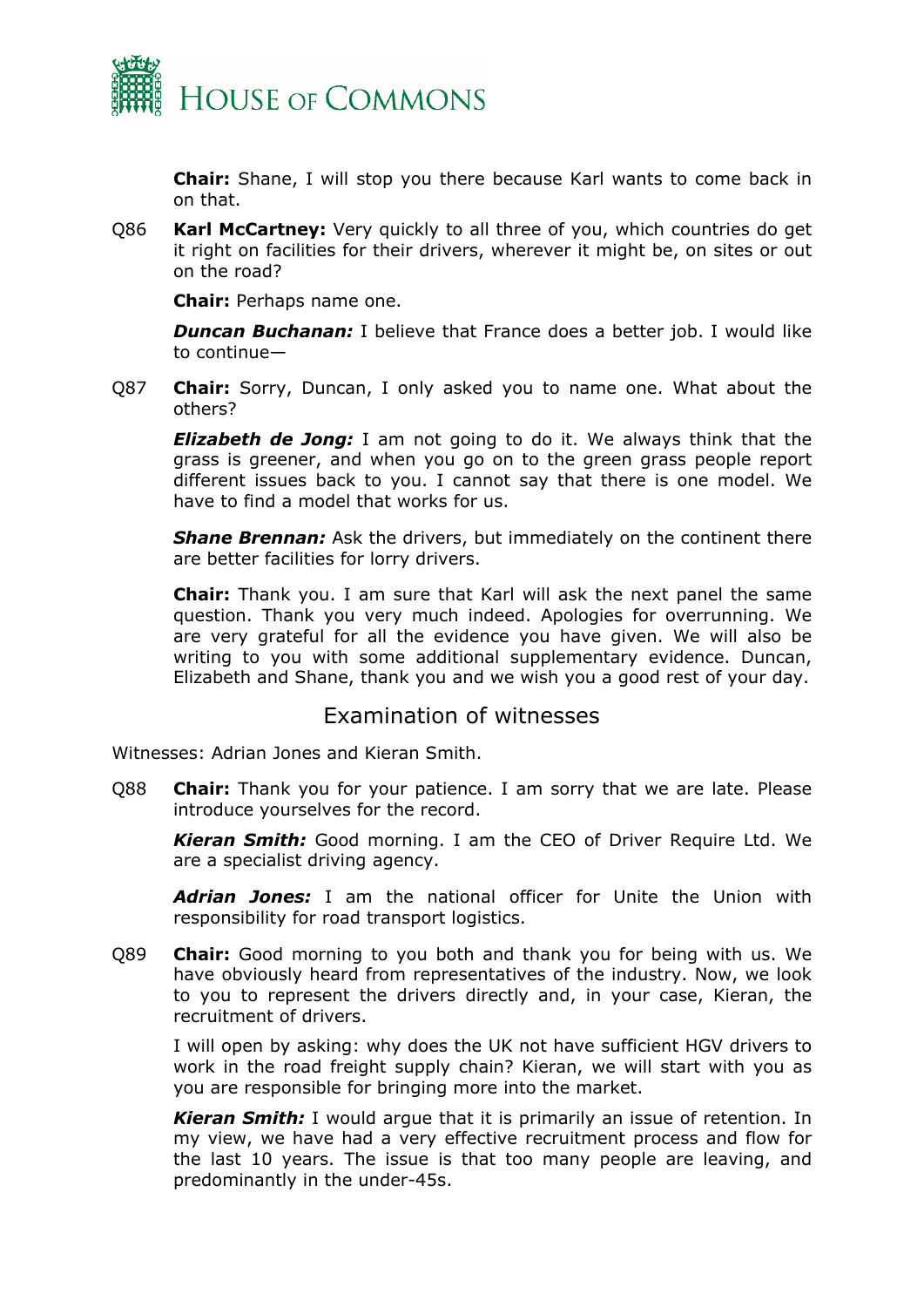**Chair:** Shane, I will stop you there because Karl wants to come back in on that.

Q86 **Karl McCartney:** Very quickly to all three of you, which countries do get it right on facilities for their drivers, wherever it might be, on sites or out on the road?

**Chair:** Perhaps name one.

***Duncan Buchanan:*** I believe that France does a better job. I would like to continue—

Q87 **Chair:** Sorry, Duncan, I only asked you to name one. What about the others?

***Elizabeth de Jong:*** I am not going to do it. We always think that the grass is greener, and when you go on to the green grass people report different issues back to you. I cannot say that there is one model. We have to find a model that works for us.

***Shane Brennan:*** Ask the drivers, but immediately on the continent there are better facilities for lorry drivers.

**Chair:** Thank you. I am sure that Karl will ask the next panel the same question. Thank you very much indeed. Apologies for overrunning. We are very grateful for all the evidence you have given. We will also be writing to you with some additional supplementary evidence. Duncan, Elizabeth and Shane, thank you and we wish you a good rest of your day.

## Examination of witnesses

Witnesses: Adrian Jones and Kieran Smith.

Q88 **Chair:** Thank you for your patience. I am sorry that we are late. Please introduce yourselves for the record.

***Kieran Smith:*** Good morning. I am the CEO of Driver Require Ltd. We are a specialist driving agency.

***Adrian Jones:*** I am the national officer for Unite the Union with responsibility for road transport logistics.

Q89 **Chair:** Good morning to you both and thank you for being with us. We have obviously heard from representatives of the industry. Now, we look to you to represent the drivers directly and, in your case, Kieran, the recruitment of drivers.

I will open by asking: why does the UK not have sufficient HGV drivers to work in the road freight supply chain? Kieran, we will start with you as you are responsible for bringing more into the market.

***Kieran Smith:*** I would argue that it is primarily an issue of retention. In my view, we have had a very effective recruitment process and flow for the last 10 years. The issue is that too many people are leaving, and predominantly in the under-45s.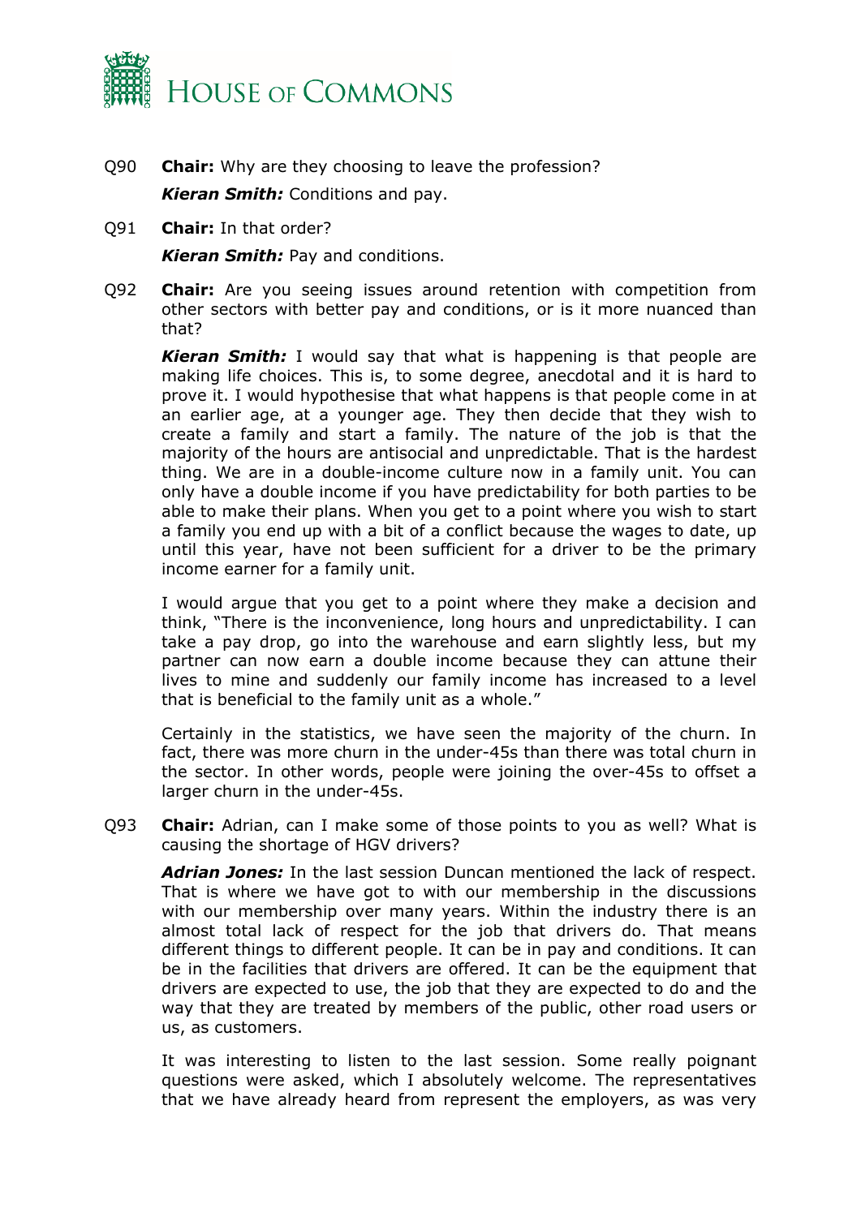Q90 **Chair:** Why are they choosing to leave the profession?

***Kieran Smith:*** Conditions and pay.

Q91 **Chair:** In that order?

***Kieran Smith:*** Pay and conditions.

Q92 **Chair:** Are you seeing issues around retention with competition from other sectors with better pay and conditions, or is it more nuanced than that?

***Kieran Smith:*** I would say that what is happening is that people are making life choices. This is, to some degree, anecdotal and it is hard to prove it. I would hypothesise that what happens is that people come in at an earlier age, at a younger age. They then decide that they wish to create a family and start a family. The nature of the job is that the majority of the hours are antisocial and unpredictable. That is the hardest thing. We are in a double-income culture now in a family unit. You can only have a double income if you have predictability for both parties to be able to make their plans. When you get to a point where you wish to start a family you end up with a bit of a conflict because the wages to date, up until this year, have not been sufficient for a driver to be the primary income earner for a family unit.

I would argue that you get to a point where they make a decision and think, "There is the inconvenience, long hours and unpredictability. I can take a pay drop, go into the warehouse and earn slightly less, but my partner can now earn a double income because they can attune their lives to mine and suddenly our family income has increased to a level that is beneficial to the family unit as a whole."

Certainly in the statistics, we have seen the majority of the churn. In fact, there was more churn in the under-45s than there was total churn in the sector. In other words, people were joining the over-45s to offset a larger churn in the under-45s.

Q93 **Chair:** Adrian, can I make some of those points to you as well? What is causing the shortage of HGV drivers?

***Adrian Jones:*** In the last session Duncan mentioned the lack of respect. That is where we have got to with our membership in the discussions with our membership over many years. Within the industry there is an almost total lack of respect for the job that drivers do. That means different things to different people. It can be in pay and conditions. It can be in the facilities that drivers are offered. It can be the equipment that drivers are expected to use, the job that they are expected to do and the way that they are treated by members of the public, other road users or us, as customers.

It was interesting to listen to the last session. Some really poignant questions were asked, which I absolutely welcome. The representatives that we have already heard from represent the employers, as was very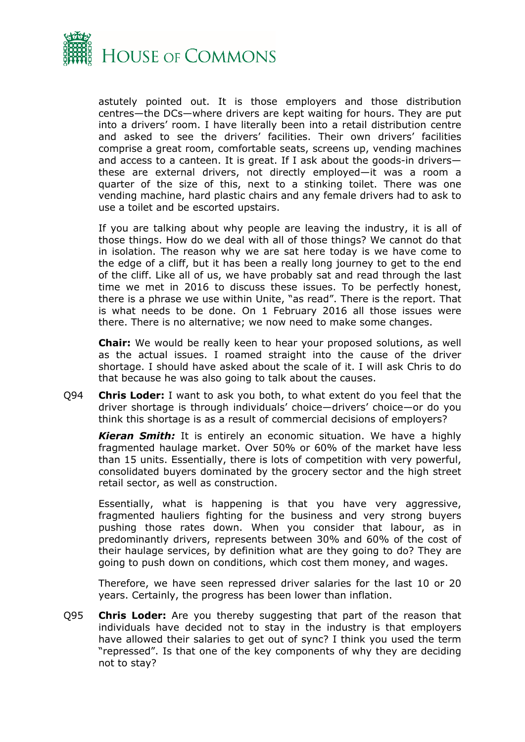astutely pointed out. It is those employers and those distribution centres—the DCs—where drivers are kept waiting for hours. They are put into a drivers' room. I have literally been into a retail distribution centre and asked to see the drivers' facilities. Their own drivers' facilities comprise a great room, comfortable seats, screens up, vending machines and access to a canteen. It is great. If I ask about the goods-in drivers—these are external drivers, not directly employed—it was a room a quarter of the size of this, next to a stinking toilet. There was one vending machine, hard plastic chairs and any female drivers had to ask to use a toilet and be escorted upstairs.

If you are talking about why people are leaving the industry, it is all of those things. How do we deal with all of those things? We cannot do that in isolation. The reason why we are sat here today is we have come to the edge of a cliff, but it has been a really long journey to get to the end of the cliff. Like all of us, we have probably sat and read through the last time we met in 2016 to discuss these issues. To be perfectly honest, there is a phrase we use within Unite, "as read". There is the report. That is what needs to be done. On 1 February 2016 all those issues were there. There is no alternative; we now need to make some changes.

**Chair:** We would be really keen to hear your proposed solutions, as well as the actual issues. I roamed straight into the cause of the driver shortage. I should have asked about the scale of it. I will ask Chris to do that because he was also going to talk about the causes.

Q94 **Chris Loder:** I want to ask you both, to what extent do you feel that the driver shortage is through individuals' choice—drivers' choice—or do you think this shortage is as a result of commercial decisions of employers?

***Kieran Smith:*** It is entirely an economic situation. We have a highly fragmented haulage market. Over 50% or 60% of the market have less than 15 units. Essentially, there is lots of competition with very powerful, consolidated buyers dominated by the grocery sector and the high street retail sector, as well as construction.

Essentially, what is happening is that you have very aggressive, fragmented hauliers fighting for the business and very strong buyers pushing those rates down. When you consider that labour, as in predominantly drivers, represents between 30% and 60% of the cost of their haulage services, by definition what are they going to do? They are going to push down on conditions, which cost them money, and wages.

Therefore, we have seen repressed driver salaries for the last 10 or 20 years. Certainly, the progress has been lower than inflation.

Q95 **Chris Loder:** Are you thereby suggesting that part of the reason that individuals have decided not to stay in the industry is that employers have allowed their salaries to get out of sync? I think you used the term "repressed". Is that one of the key components of why they are deciding not to stay?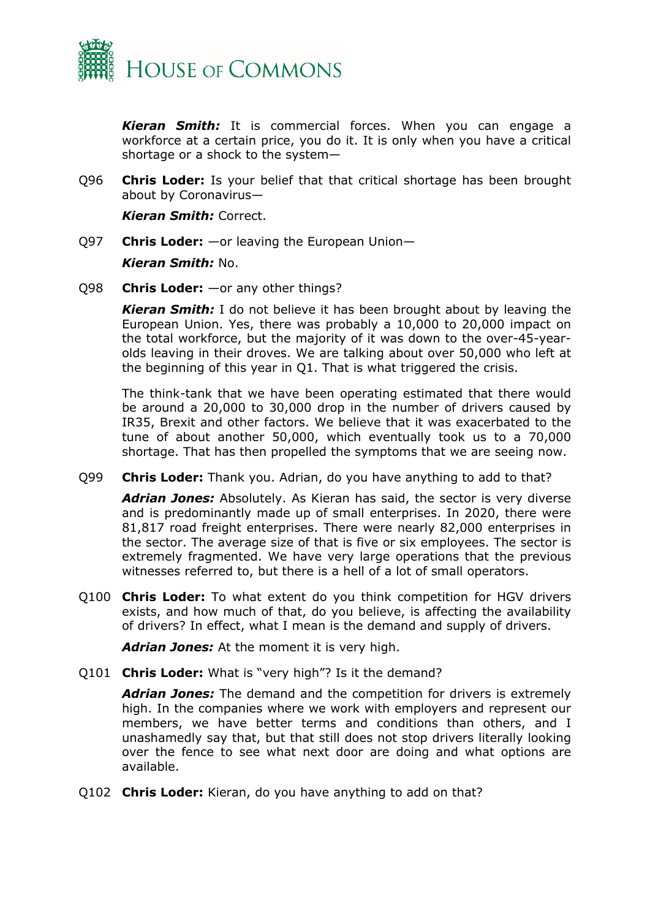***Kieran Smith:*** It is commercial forces. When you can engage a workforce at a certain price, you do it. It is only when you have a critical shortage or a shock to the system—

Q96 **Chris Loder:** Is your belief that that critical shortage has been brought about by Coronavirus—

***Kieran Smith:*** Correct.

Q97 **Chris Loder:** —or leaving the European Union—

***Kieran Smith:*** No.

Q98 **Chris Loder:** —or any other things?

***Kieran Smith:*** I do not believe it has been brought about by leaving the European Union. Yes, there was probably a 10,000 to 20,000 impact on the total workforce, but the majority of it was down to the over-45-year-olds leaving in their droves. We are talking about over 50,000 who left at the beginning of this year in Q1. That is what triggered the crisis.

The think-tank that we have been operating estimated that there would be around a 20,000 to 30,000 drop in the number of drivers caused by IR35, Brexit and other factors. We believe that it was exacerbated to the tune of about another 50,000, which eventually took us to a 70,000 shortage. That has then propelled the symptoms that we are seeing now.

Q99 **Chris Loder:** Thank you. Adrian, do you have anything to add to that?

***Adrian Jones:*** Absolutely. As Kieran has said, the sector is very diverse and is predominantly made up of small enterprises. In 2020, there were 81,817 road freight enterprises. There were nearly 82,000 enterprises in the sector. The average size of that is five or six employees. The sector is extremely fragmented. We have very large operations that the previous witnesses referred to, but there is a hell of a lot of small operators.

Q100 **Chris Loder:** To what extent do you think competition for HGV drivers exists, and how much of that, do you believe, is affecting the availability of drivers? In effect, what I mean is the demand and supply of drivers.

***Adrian Jones:*** At the moment it is very high.

Q101 **Chris Loder:** What is "very high"? Is it the demand?

***Adrian Jones:*** The demand and the competition for drivers is extremely high. In the companies where we work with employers and represent our members, we have better terms and conditions than others, and I unashamedly say that, but that still does not stop drivers literally looking over the fence to see what next door are doing and what options are available.

Q102 **Chris Loder:** Kieran, do you have anything to add on that?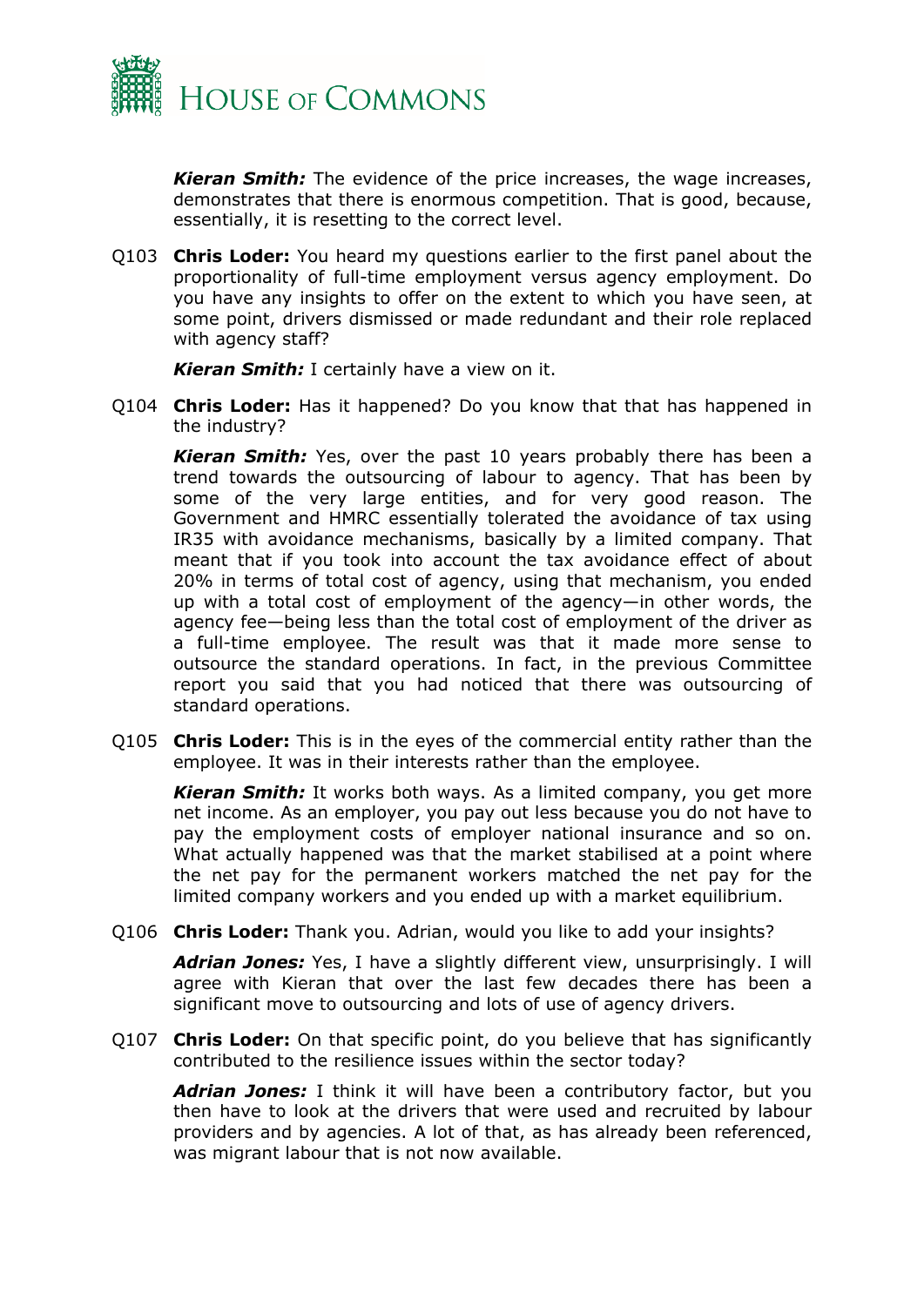***Kieran Smith:*** The evidence of the price increases, the wage increases, demonstrates that there is enormous competition. That is good, because, essentially, it is resetting to the correct level.

Q103 **Chris Loder:** You heard my questions earlier to the first panel about the proportionality of full-time employment versus agency employment. Do you have any insights to offer on the extent to which you have seen, at some point, drivers dismissed or made redundant and their role replaced with agency staff?

***Kieran Smith:*** I certainly have a view on it.

Q104 **Chris Loder:** Has it happened? Do you know that that has happened in the industry?

***Kieran Smith:*** Yes, over the past 10 years probably there has been a trend towards the outsourcing of labour to agency. That has been by some of the very large entities, and for very good reason. The Government and HMRC essentially tolerated the avoidance of tax using IR35 with avoidance mechanisms, basically by a limited company. That meant that if you took into account the tax avoidance effect of about 20% in terms of total cost of agency, using that mechanism, you ended up with a total cost of employment of the agency—in other words, the agency fee—being less than the total cost of employment of the driver as a full-time employee. The result was that it made more sense to outsource the standard operations. In fact, in the previous Committee report you said that you had noticed that there was outsourcing of standard operations.

Q105 **Chris Loder:** This is in the eyes of the commercial entity rather than the employee. It was in their interests rather than the employee.

***Kieran Smith:*** It works both ways. As a limited company, you get more net income. As an employer, you pay out less because you do not have to pay the employment costs of employer national insurance and so on. What actually happened was that the market stabilised at a point where the net pay for the permanent workers matched the net pay for the limited company workers and you ended up with a market equilibrium.

Q106 **Chris Loder:** Thank you. Adrian, would you like to add your insights?

***Adrian Jones:*** Yes, I have a slightly different view, unsurprisingly. I will agree with Kieran that over the last few decades there has been a significant move to outsourcing and lots of use of agency drivers.

Q107 **Chris Loder:** On that specific point, do you believe that has significantly contributed to the resilience issues within the sector today?

***Adrian Jones:*** I think it will have been a contributory factor, but you then have to look at the drivers that were used and recruited by labour providers and by agencies. A lot of that, as has already been referenced, was migrant labour that is not now available.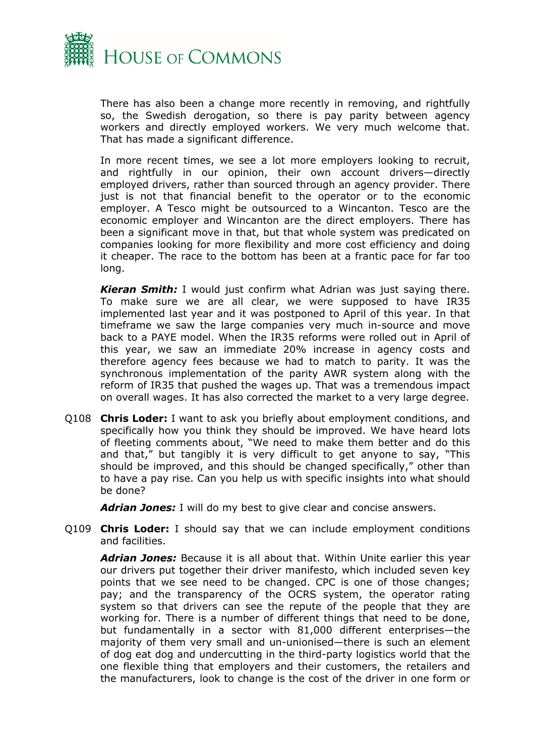There has also been a change more recently in removing, and rightfully so, the Swedish derogation, so there is pay parity between agency workers and directly employed workers. We very much welcome that. That has made a significant difference.

In more recent times, we see a lot more employers looking to recruit, and rightfully in our opinion, their own account drivers—directly employed drivers, rather than sourced through an agency provider. There just is not that financial benefit to the operator or to the economic employer. A Tesco might be outsourced to a Wincanton. Tesco are the economic employer and Wincanton are the direct employers. There has been a significant move in that, but that whole system was predicated on companies looking for more flexibility and more cost efficiency and doing it cheaper. The race to the bottom has been at a frantic pace for far too long.

***Kieran Smith:*** I would just confirm what Adrian was just saying there. To make sure we are all clear, we were supposed to have IR35 implemented last year and it was postponed to April of this year. In that timeframe we saw the large companies very much in-source and move back to a PAYE model. When the IR35 reforms were rolled out in April of this year, we saw an immediate 20% increase in agency costs and therefore agency fees because we had to match to parity. It was the synchronous implementation of the parity AWR system along with the reform of IR35 that pushed the wages up. That was a tremendous impact on overall wages. It has also corrected the market to a very large degree.

Q108 **Chris Loder:** I want to ask you briefly about employment conditions, and specifically how you think they should be improved. We have heard lots of fleeting comments about, "We need to make them better and do this and that," but tangibly it is very difficult to get anyone to say, "This should be improved, and this should be changed specifically," other than to have a pay rise. Can you help us with specific insights into what should be done?

***Adrian Jones:*** I will do my best to give clear and concise answers.

Q109 **Chris Loder:** I should say that we can include employment conditions and facilities.

***Adrian Jones:*** Because it is all about that. Within Unite earlier this year our drivers put together their driver manifesto, which included seven key points that we see need to be changed. CPC is one of those changes; pay; and the transparency of the OCRS system, the operator rating system so that drivers can see the repute of the people that they are working for. There is a number of different things that need to be done, but fundamentally in a sector with 81,000 different enterprises—the majority of them very small and un-unionised—there is such an element of dog eat dog and undercutting in the third-party logistics world that the one flexible thing that employers and their customers, the retailers and the manufacturers, look to change is the cost of the driver in one form or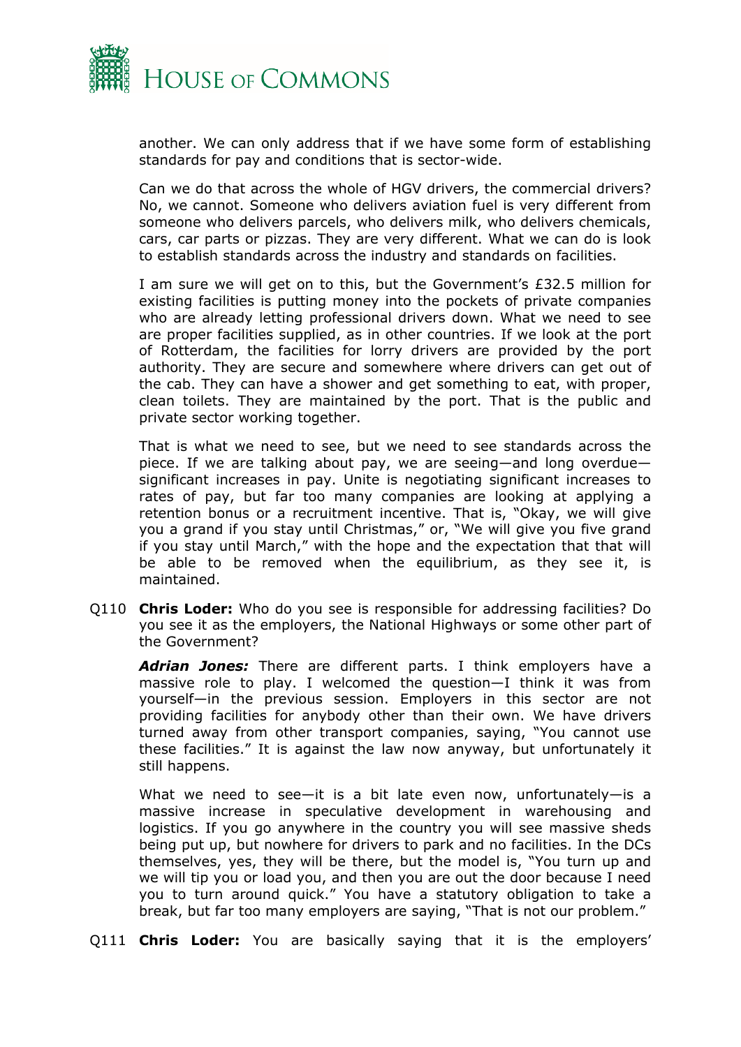another. We can only address that if we have some form of establishing standards for pay and conditions that is sector-wide.

Can we do that across the whole of HGV drivers, the commercial drivers? No, we cannot. Someone who delivers aviation fuel is very different from someone who delivers parcels, who delivers milk, who delivers chemicals, cars, car parts or pizzas. They are very different. What we can do is look to establish standards across the industry and standards on facilities.

I am sure we will get on to this, but the Government's £32.5 million for existing facilities is putting money into the pockets of private companies who are already letting professional drivers down. What we need to see are proper facilities supplied, as in other countries. If we look at the port of Rotterdam, the facilities for lorry drivers are provided by the port authority. They are secure and somewhere where drivers can get out of the cab. They can have a shower and get something to eat, with proper, clean toilets. They are maintained by the port. That is the public and private sector working together.

That is what we need to see, but we need to see standards across the piece. If we are talking about pay, we are seeing—and long overdue—significant increases in pay. Unite is negotiating significant increases to rates of pay, but far too many companies are looking at applying a retention bonus or a recruitment incentive. That is, "Okay, we will give you a grand if you stay until Christmas," or, "We will give you five grand if you stay until March," with the hope and the expectation that that will be able to be removed when the equilibrium, as they see it, is maintained.

Q110 **Chris Loder:** Who do you see is responsible for addressing facilities? Do you see it as the employers, the National Highways or some other part of the Government?

***Adrian Jones:*** There are different parts. I think employers have a massive role to play. I welcomed the question—I think it was from yourself—in the previous session. Employers in this sector are not providing facilities for anybody other than their own. We have drivers turned away from other transport companies, saying, "You cannot use these facilities." It is against the law now anyway, but unfortunately it still happens.

What we need to see—it is a bit late even now, unfortunately—is a massive increase in speculative development in warehousing and logistics. If you go anywhere in the country you will see massive sheds being put up, but nowhere for drivers to park and no facilities. In the DCs themselves, yes, they will be there, but the model is, "You turn up and we will tip you or load you, and then you are out the door because I need you to turn around quick." You have a statutory obligation to take a break, but far too many employers are saying, "That is not our problem."

Q111 **Chris Loder:** You are basically saying that it is the employers'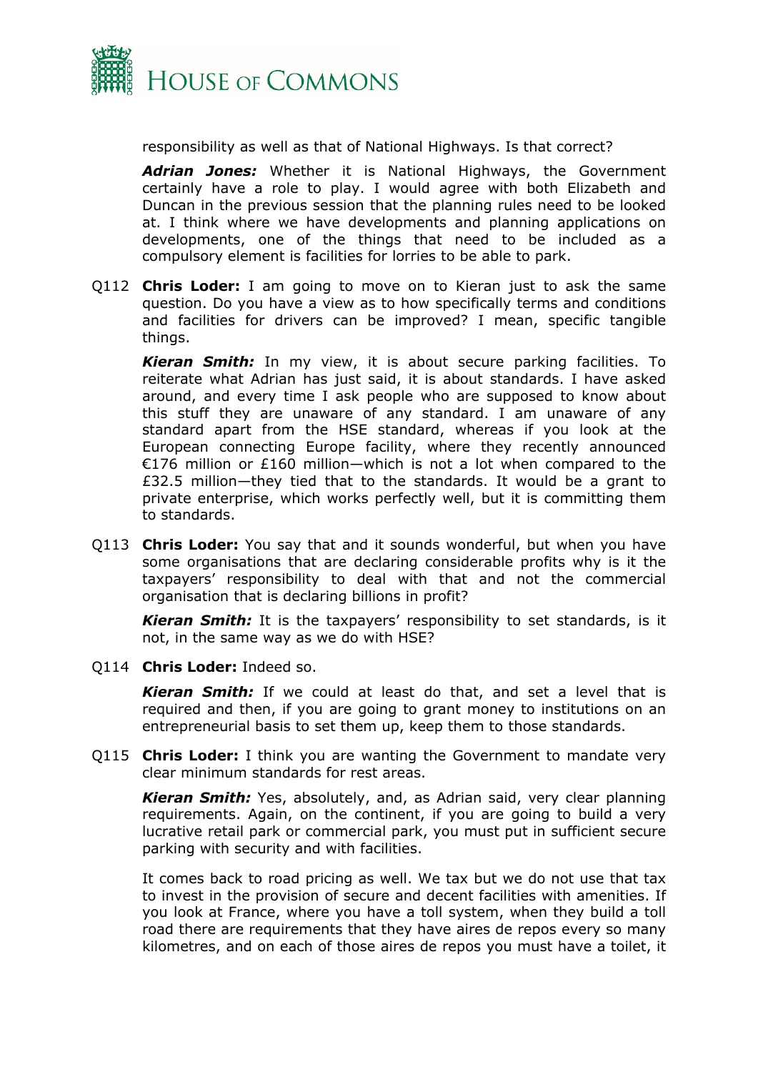responsibility as well as that of National Highways. Is that correct?

***Adrian Jones:*** Whether it is National Highways, the Government certainly have a role to play. I would agree with both Elizabeth and Duncan in the previous session that the planning rules need to be looked at. I think where we have developments and planning applications on developments, one of the things that need to be included as a compulsory element is facilities for lorries to be able to park.

Q112 **Chris Loder:** I am going to move on to Kieran just to ask the same question. Do you have a view as to how specifically terms and conditions and facilities for drivers can be improved? I mean, specific tangible things.

***Kieran Smith:*** In my view, it is about secure parking facilities. To reiterate what Adrian has just said, it is about standards. I have asked around, and every time I ask people who are supposed to know about this stuff they are unaware of any standard. I am unaware of any standard apart from the HSE standard, whereas if you look at the European connecting Europe facility, where they recently announced €176 million or £160 million—which is not a lot when compared to the £32.5 million—they tied that to the standards. It would be a grant to private enterprise, which works perfectly well, but it is committing them to standards.

Q113 **Chris Loder:** You say that and it sounds wonderful, but when you have some organisations that are declaring considerable profits why is it the taxpayers' responsibility to deal with that and not the commercial organisation that is declaring billions in profit?

***Kieran Smith:*** It is the taxpayers' responsibility to set standards, is it not, in the same way as we do with HSE?

Q114 **Chris Loder:** Indeed so.

***Kieran Smith:*** If we could at least do that, and set a level that is required and then, if you are going to grant money to institutions on an entrepreneurial basis to set them up, keep them to those standards.

Q115 **Chris Loder:** I think you are wanting the Government to mandate very clear minimum standards for rest areas.

***Kieran Smith:*** Yes, absolutely, and, as Adrian said, very clear planning requirements. Again, on the continent, if you are going to build a very lucrative retail park or commercial park, you must put in sufficient secure parking with security and with facilities.

It comes back to road pricing as well. We tax but we do not use that tax to invest in the provision of secure and decent facilities with amenities. If you look at France, where you have a toll system, when they build a toll road there are requirements that they have aires de repos every so many kilometres, and on each of those aires de repos you must have a toilet, it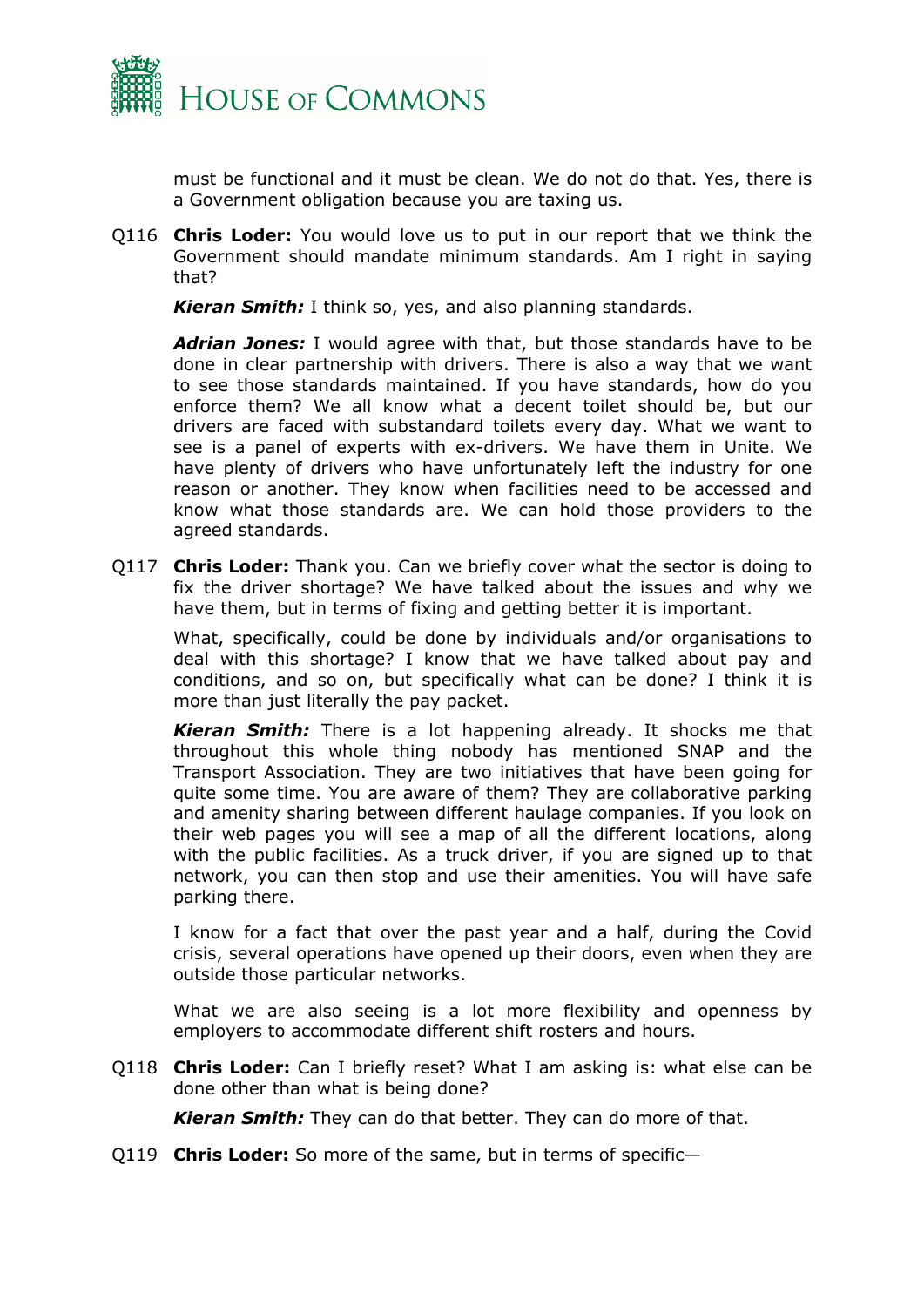must be functional and it must be clean. We do not do that. Yes, there is a Government obligation because you are taxing us.

Q116 **Chris Loder:** You would love us to put in our report that we think the Government should mandate minimum standards. Am I right in saying that?

***Kieran Smith:*** I think so, yes, and also planning standards.

***Adrian Jones:*** I would agree with that, but those standards have to be done in clear partnership with drivers. There is also a way that we want to see those standards maintained. If you have standards, how do you enforce them? We all know what a decent toilet should be, but our drivers are faced with substandard toilets every day. What we want to see is a panel of experts with ex-drivers. We have them in Unite. We have plenty of drivers who have unfortunately left the industry for one reason or another. They know when facilities need to be accessed and know what those standards are. We can hold those providers to the agreed standards.

Q117 **Chris Loder:** Thank you. Can we briefly cover what the sector is doing to fix the driver shortage? We have talked about the issues and why we have them, but in terms of fixing and getting better it is important.

What, specifically, could be done by individuals and/or organisations to deal with this shortage? I know that we have talked about pay and conditions, and so on, but specifically what can be done? I think it is more than just literally the pay packet.

***Kieran Smith:*** There is a lot happening already. It shocks me that throughout this whole thing nobody has mentioned SNAP and the Transport Association. They are two initiatives that have been going for quite some time. You are aware of them? They are collaborative parking and amenity sharing between different haulage companies. If you look on their web pages you will see a map of all the different locations, along with the public facilities. As a truck driver, if you are signed up to that network, you can then stop and use their amenities. You will have safe parking there.

I know for a fact that over the past year and a half, during the Covid crisis, several operations have opened up their doors, even when they are outside those particular networks.

What we are also seeing is a lot more flexibility and openness by employers to accommodate different shift rosters and hours.

Q118 **Chris Loder:** Can I briefly reset? What I am asking is: what else can be done other than what is being done?

***Kieran Smith:*** They can do that better. They can do more of that.

Q119 **Chris Loder:** So more of the same, but in terms of specific—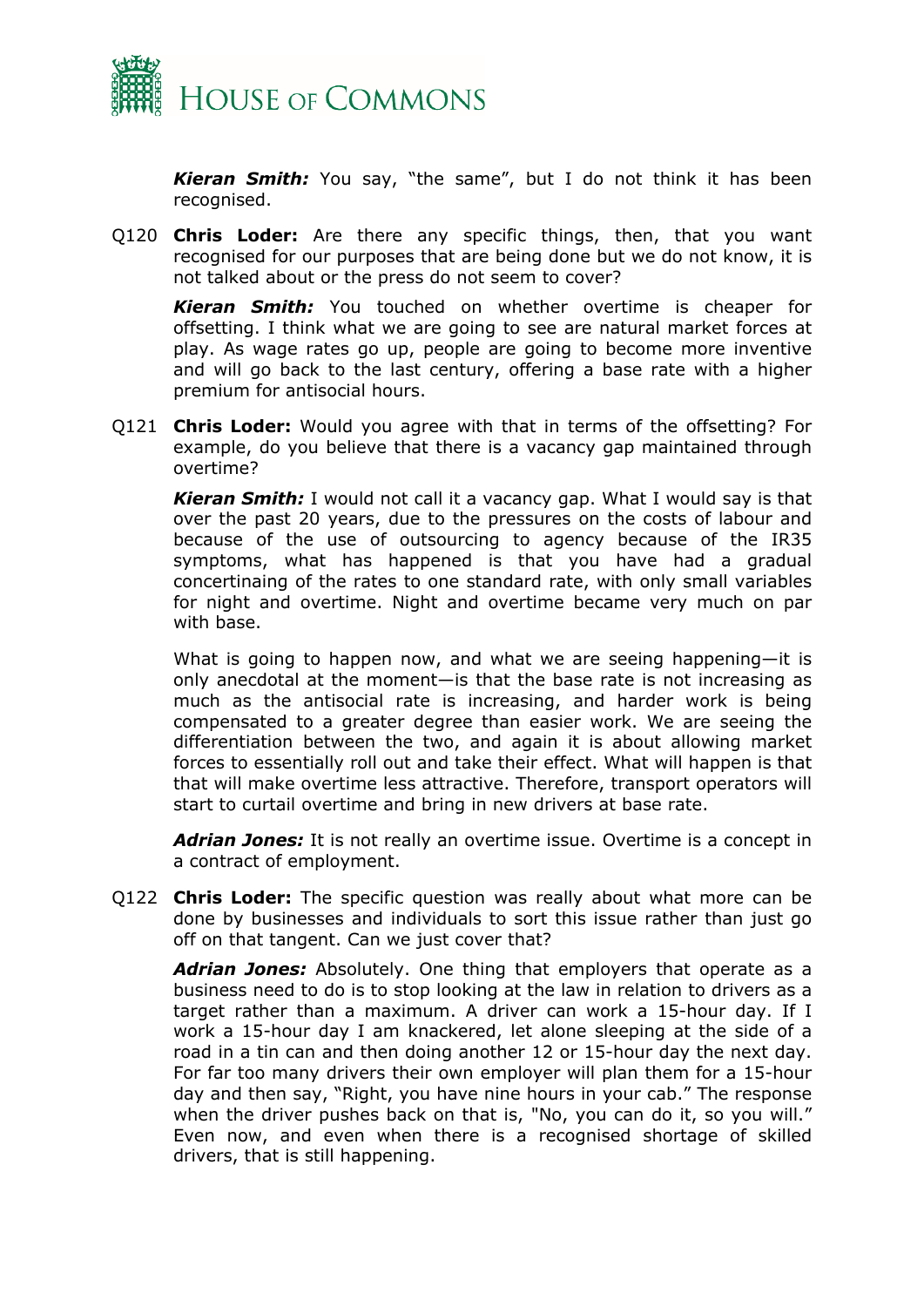***Kieran Smith:*** You say, "the same", but I do not think it has been recognised.

Q120 **Chris Loder:** Are there any specific things, then, that you want recognised for our purposes that are being done but we do not know, it is not talked about or the press do not seem to cover?

***Kieran Smith:*** You touched on whether overtime is cheaper for offsetting. I think what we are going to see are natural market forces at play. As wage rates go up, people are going to become more inventive and will go back to the last century, offering a base rate with a higher premium for antisocial hours.

Q121 **Chris Loder:** Would you agree with that in terms of the offsetting? For example, do you believe that there is a vacancy gap maintained through overtime?

***Kieran Smith:*** I would not call it a vacancy gap. What I would say is that over the past 20 years, due to the pressures on the costs of labour and because of the use of outsourcing to agency because of the IR35 symptoms, what has happened is that you have had a gradual concertinaing of the rates to one standard rate, with only small variables for night and overtime. Night and overtime became very much on par with base.

What is going to happen now, and what we are seeing happening—it is only anecdotal at the moment—is that the base rate is not increasing as much as the antisocial rate is increasing, and harder work is being compensated to a greater degree than easier work. We are seeing the differentiation between the two, and again it is about allowing market forces to essentially roll out and take their effect. What will happen is that that will make overtime less attractive. Therefore, transport operators will start to curtail overtime and bring in new drivers at base rate.

***Adrian Jones:*** It is not really an overtime issue. Overtime is a concept in a contract of employment.

Q122 **Chris Loder:** The specific question was really about what more can be done by businesses and individuals to sort this issue rather than just go off on that tangent. Can we just cover that?

***Adrian Jones:*** Absolutely. One thing that employers that operate as a business need to do is to stop looking at the law in relation to drivers as a target rather than a maximum. A driver can work a 15-hour day. If I work a 15-hour day I am knackered, let alone sleeping at the side of a road in a tin can and then doing another 12 or 15-hour day the next day. For far too many drivers their own employer will plan them for a 15-hour day and then say, "Right, you have nine hours in your cab." The response when the driver pushes back on that is, "No, you can do it, so you will." Even now, and even when there is a recognised shortage of skilled drivers, that is still happening.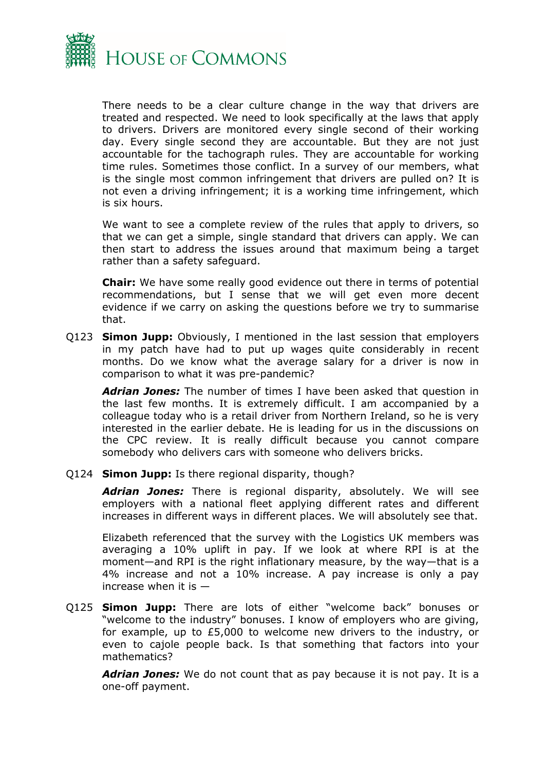There needs to be a clear culture change in the way that drivers are treated and respected. We need to look specifically at the laws that apply to drivers. Drivers are monitored every single second of their working day. Every single second they are accountable. But they are not just accountable for the tachograph rules. They are accountable for working time rules. Sometimes those conflict. In a survey of our members, what is the single most common infringement that drivers are pulled on? It is not even a driving infringement; it is a working time infringement, which is six hours.

We want to see a complete review of the rules that apply to drivers, so that we can get a simple, single standard that drivers can apply. We can then start to address the issues around that maximum being a target rather than a safety safeguard.

**Chair:** We have some really good evidence out there in terms of potential recommendations, but I sense that we will get even more decent evidence if we carry on asking the questions before we try to summarise that.

Q123 **Simon Jupp:** Obviously, I mentioned in the last session that employers in my patch have had to put up wages quite considerably in recent months. Do we know what the average salary for a driver is now in comparison to what it was pre-pandemic?

***Adrian Jones:*** The number of times I have been asked that question in the last few months. It is extremely difficult. I am accompanied by a colleague today who is a retail driver from Northern Ireland, so he is very interested in the earlier debate. He is leading for us in the discussions on the CPC review. It is really difficult because you cannot compare somebody who delivers cars with someone who delivers bricks.

Q124 **Simon Jupp:** Is there regional disparity, though?

***Adrian Jones:*** There is regional disparity, absolutely. We will see employers with a national fleet applying different rates and different increases in different ways in different places. We will absolutely see that.

Elizabeth referenced that the survey with the Logistics UK members was averaging a 10% uplift in pay. If we look at where RPI is at the moment—and RPI is the right inflationary measure, by the way—that is a 4% increase and not a 10% increase. A pay increase is only a pay increase when it is —

Q125 **Simon Jupp:** There are lots of either "welcome back" bonuses or "welcome to the industry" bonuses. I know of employers who are giving, for example, up to £5,000 to welcome new drivers to the industry, or even to cajole people back. Is that something that factors into your mathematics?

***Adrian Jones:*** We do not count that as pay because it is not pay. It is a one-off payment.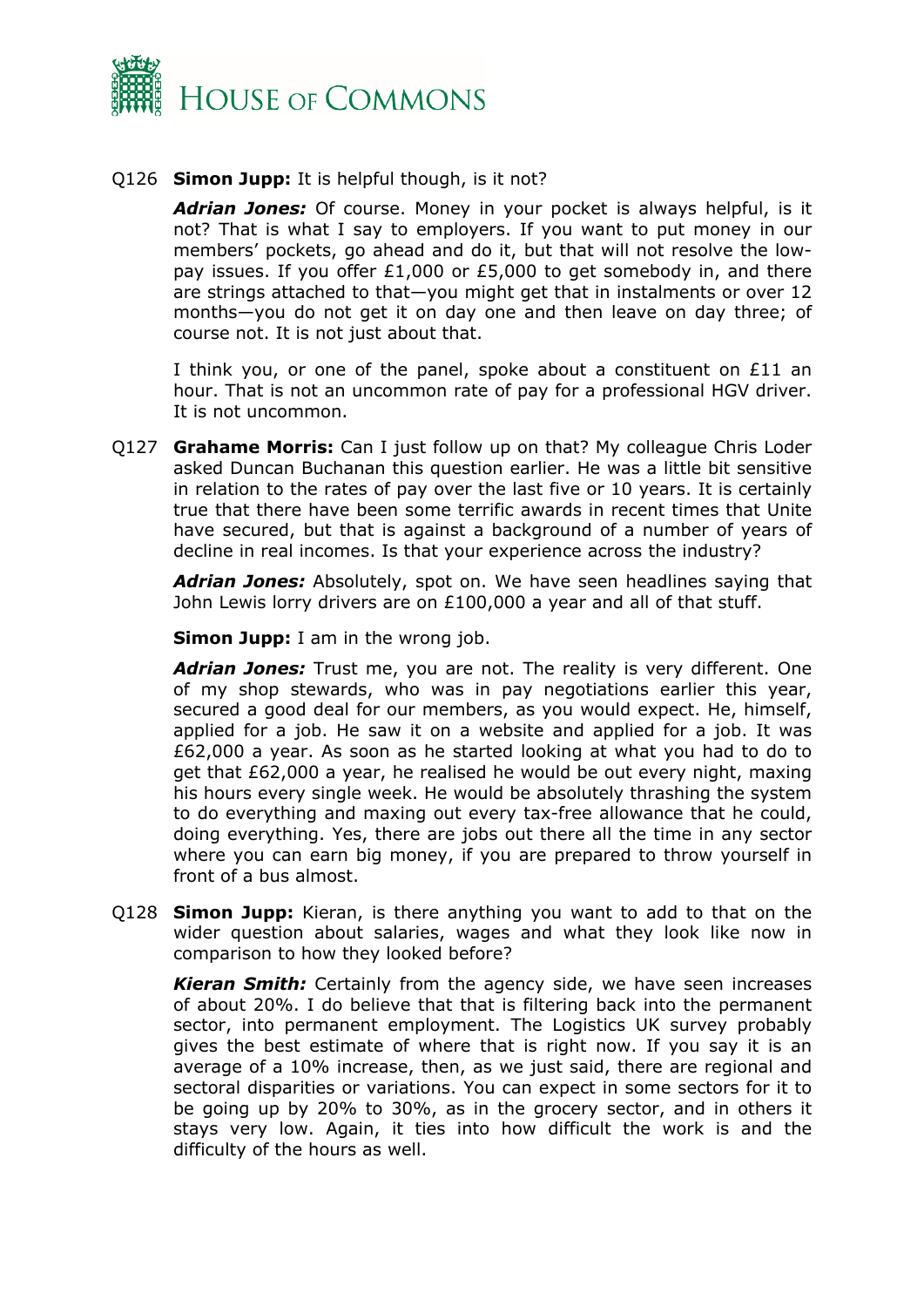Q126 **Simon Jupp:** It is helpful though, is it not?

***Adrian Jones:*** Of course. Money in your pocket is always helpful, is it not? That is what I say to employers. If you want to put money in our members' pockets, go ahead and do it, but that will not resolve the low-pay issues. If you offer £1,000 or £5,000 to get somebody in, and there are strings attached to that—you might get that in instalments or over 12 months—you do not get it on day one and then leave on day three; of course not. It is not just about that.

I think you, or one of the panel, spoke about a constituent on £11 an hour. That is not an uncommon rate of pay for a professional HGV driver. It is not uncommon.

Q127 **Grahame Morris:** Can I just follow up on that? My colleague Chris Loder asked Duncan Buchanan this question earlier. He was a little bit sensitive in relation to the rates of pay over the last five or 10 years. It is certainly true that there have been some terrific awards in recent times that Unite have secured, but that is against a background of a number of years of decline in real incomes. Is that your experience across the industry?

***Adrian Jones:*** Absolutely, spot on. We have seen headlines saying that John Lewis lorry drivers are on £100,000 a year and all of that stuff.

**Simon Jupp:** I am in the wrong job.

***Adrian Jones:*** Trust me, you are not. The reality is very different. One of my shop stewards, who was in pay negotiations earlier this year, secured a good deal for our members, as you would expect. He, himself, applied for a job. He saw it on a website and applied for a job. It was £62,000 a year. As soon as he started looking at what you had to do to get that £62,000 a year, he realised he would be out every night, maxing his hours every single week. He would be absolutely thrashing the system to do everything and maxing out every tax-free allowance that he could, doing everything. Yes, there are jobs out there all the time in any sector where you can earn big money, if you are prepared to throw yourself in front of a bus almost.

Q128 **Simon Jupp:** Kieran, is there anything you want to add to that on the wider question about salaries, wages and what they look like now in comparison to how they looked before?

***Kieran Smith:*** Certainly from the agency side, we have seen increases of about 20%. I do believe that that is filtering back into the permanent sector, into permanent employment. The Logistics UK survey probably gives the best estimate of where that is right now. If you say it is an average of a 10% increase, then, as we just said, there are regional and sectoral disparities or variations. You can expect in some sectors for it to be going up by 20% to 30%, as in the grocery sector, and in others it stays very low. Again, it ties into how difficult the work is and the difficulty of the hours as well.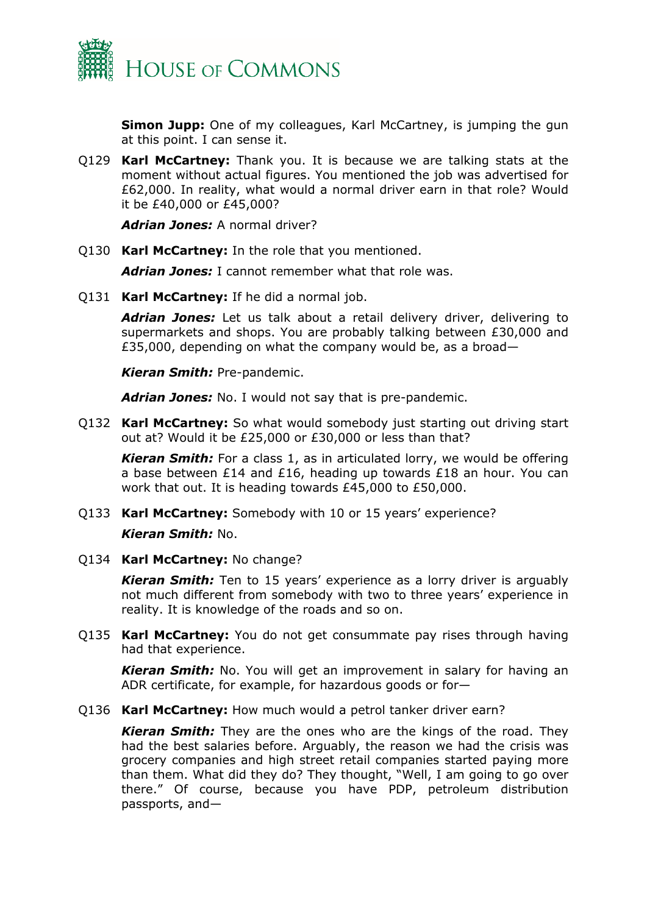**Simon Jupp:** One of my colleagues, Karl McCartney, is jumping the gun at this point. I can sense it.

Q129 **Karl McCartney:** Thank you. It is because we are talking stats at the moment without actual figures. You mentioned the job was advertised for £62,000. In reality, what would a normal driver earn in that role? Would it be £40,000 or £45,000?

***Adrian Jones:*** A normal driver?

Q130 **Karl McCartney:** In the role that you mentioned.

***Adrian Jones:*** I cannot remember what that role was.

Q131 **Karl McCartney:** If he did a normal job.

***Adrian Jones:*** Let us talk about a retail delivery driver, delivering to supermarkets and shops. You are probably talking between £30,000 and £35,000, depending on what the company would be, as a broad—

***Kieran Smith:*** Pre-pandemic.

***Adrian Jones:*** No. I would not say that is pre-pandemic.

Q132 **Karl McCartney:** So what would somebody just starting out driving start out at? Would it be £25,000 or £30,000 or less than that?

***Kieran Smith:*** For a class 1, as in articulated lorry, we would be offering a base between £14 and £16, heading up towards £18 an hour. You can work that out. It is heading towards £45,000 to £50,000.

Q133 **Karl McCartney:** Somebody with 10 or 15 years' experience?

***Kieran Smith:*** No.

Q134 **Karl McCartney:** No change?

***Kieran Smith:*** Ten to 15 years' experience as a lorry driver is arguably not much different from somebody with two to three years' experience in reality. It is knowledge of the roads and so on.

Q135 **Karl McCartney:** You do not get consummate pay rises through having had that experience.

***Kieran Smith:*** No. You will get an improvement in salary for having an ADR certificate, for example, for hazardous goods or for—

Q136 **Karl McCartney:** How much would a petrol tanker driver earn?

***Kieran Smith:*** They are the ones who are the kings of the road. They had the best salaries before. Arguably, the reason we had the crisis was grocery companies and high street retail companies started paying more than them. What did they do? They thought, "Well, I am going to go over there." Of course, because you have PDP, petroleum distribution passports, and—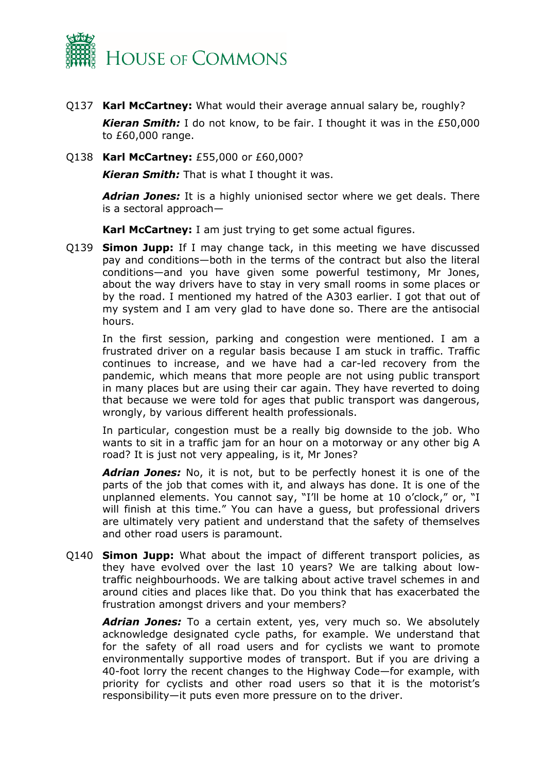Q137 **Karl McCartney:** What would their average annual salary be, roughly?

***Kieran Smith:*** I do not know, to be fair. I thought it was in the £50,000 to £60,000 range.

Q138 **Karl McCartney:** £55,000 or £60,000?

***Kieran Smith:*** That is what I thought it was.

***Adrian Jones:*** It is a highly unionised sector where we get deals. There is a sectoral approach—

**Karl McCartney:** I am just trying to get some actual figures.

Q139 **Simon Jupp:** If I may change tack, in this meeting we have discussed pay and conditions—both in the terms of the contract but also the literal conditions—and you have given some powerful testimony, Mr Jones, about the way drivers have to stay in very small rooms in some places or by the road. I mentioned my hatred of the A303 earlier. I got that out of my system and I am very glad to have done so. There are the antisocial hours.

In the first session, parking and congestion were mentioned. I am a frustrated driver on a regular basis because I am stuck in traffic. Traffic continues to increase, and we have had a car-led recovery from the pandemic, which means that more people are not using public transport in many places but are using their car again. They have reverted to doing that because we were told for ages that public transport was dangerous, wrongly, by various different health professionals.

In particular, congestion must be a really big downside to the job. Who wants to sit in a traffic jam for an hour on a motorway or any other big A road? It is just not very appealing, is it, Mr Jones?

***Adrian Jones:*** No, it is not, but to be perfectly honest it is one of the parts of the job that comes with it, and always has done. It is one of the unplanned elements. You cannot say, "I'll be home at 10 o'clock," or, "I will finish at this time." You can have a guess, but professional drivers are ultimately very patient and understand that the safety of themselves and other road users is paramount.

Q140 **Simon Jupp:** What about the impact of different transport policies, as they have evolved over the last 10 years? We are talking about low-traffic neighbourhoods. We are talking about active travel schemes in and around cities and places like that. Do you think that has exacerbated the frustration amongst drivers and your members?

***Adrian Jones:*** To a certain extent, yes, very much so. We absolutely acknowledge designated cycle paths, for example. We understand that for the safety of all road users and for cyclists we want to promote environmentally supportive modes of transport. But if you are driving a 40-foot lorry the recent changes to the Highway Code—for example, with priority for cyclists and other road users so that it is the motorist's responsibility—it puts even more pressure on to the driver.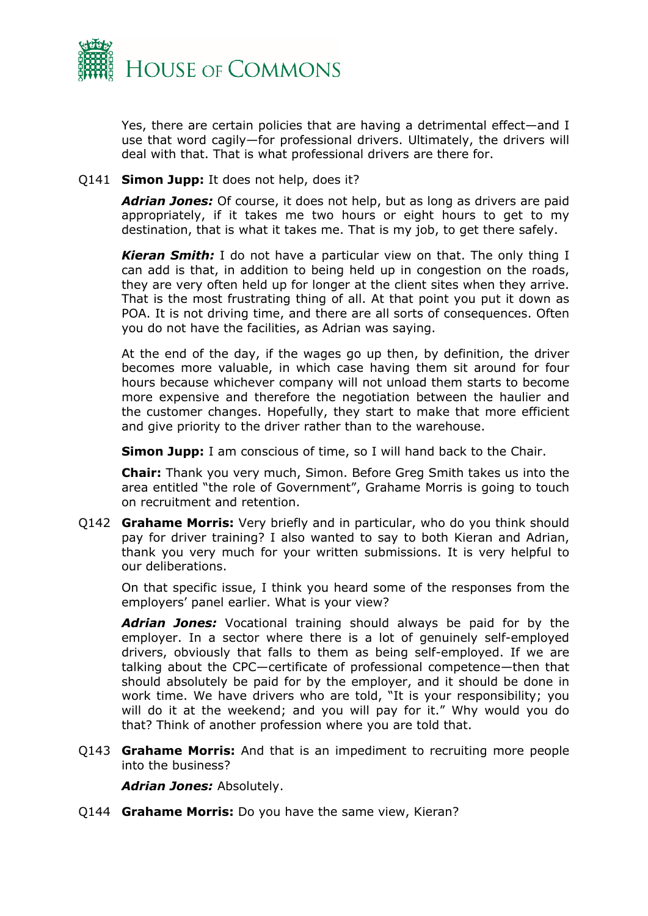Yes, there are certain policies that are having a detrimental effect—and I use that word cagily—for professional drivers. Ultimately, the drivers will deal with that. That is what professional drivers are there for.

Q141 **Simon Jupp:** It does not help, does it?

***Adrian Jones:*** Of course, it does not help, but as long as drivers are paid appropriately, if it takes me two hours or eight hours to get to my destination, that is what it takes me. That is my job, to get there safely.

***Kieran Smith:*** I do not have a particular view on that. The only thing I can add is that, in addition to being held up in congestion on the roads, they are very often held up for longer at the client sites when they arrive. That is the most frustrating thing of all. At that point you put it down as POA. It is not driving time, and there are all sorts of consequences. Often you do not have the facilities, as Adrian was saying.

At the end of the day, if the wages go up then, by definition, the driver becomes more valuable, in which case having them sit around for four hours because whichever company will not unload them starts to become more expensive and therefore the negotiation between the haulier and the customer changes. Hopefully, they start to make that more efficient and give priority to the driver rather than to the warehouse.

**Simon Jupp:** I am conscious of time, so I will hand back to the Chair.

**Chair:** Thank you very much, Simon. Before Greg Smith takes us into the area entitled "the role of Government", Grahame Morris is going to touch on recruitment and retention.

Q142 **Grahame Morris:** Very briefly and in particular, who do you think should pay for driver training? I also wanted to say to both Kieran and Adrian, thank you very much for your written submissions. It is very helpful to our deliberations.

On that specific issue, I think you heard some of the responses from the employers' panel earlier. What is your view?

***Adrian Jones:*** Vocational training should always be paid for by the employer. In a sector where there is a lot of genuinely self-employed drivers, obviously that falls to them as being self-employed. If we are talking about the CPC—certificate of professional competence—then that should absolutely be paid for by the employer, and it should be done in work time. We have drivers who are told, "It is your responsibility; you will do it at the weekend; and you will pay for it." Why would you do that? Think of another profession where you are told that.

Q143 **Grahame Morris:** And that is an impediment to recruiting more people into the business?

***Adrian Jones:*** Absolutely.

Q144 **Grahame Morris:** Do you have the same view, Kieran?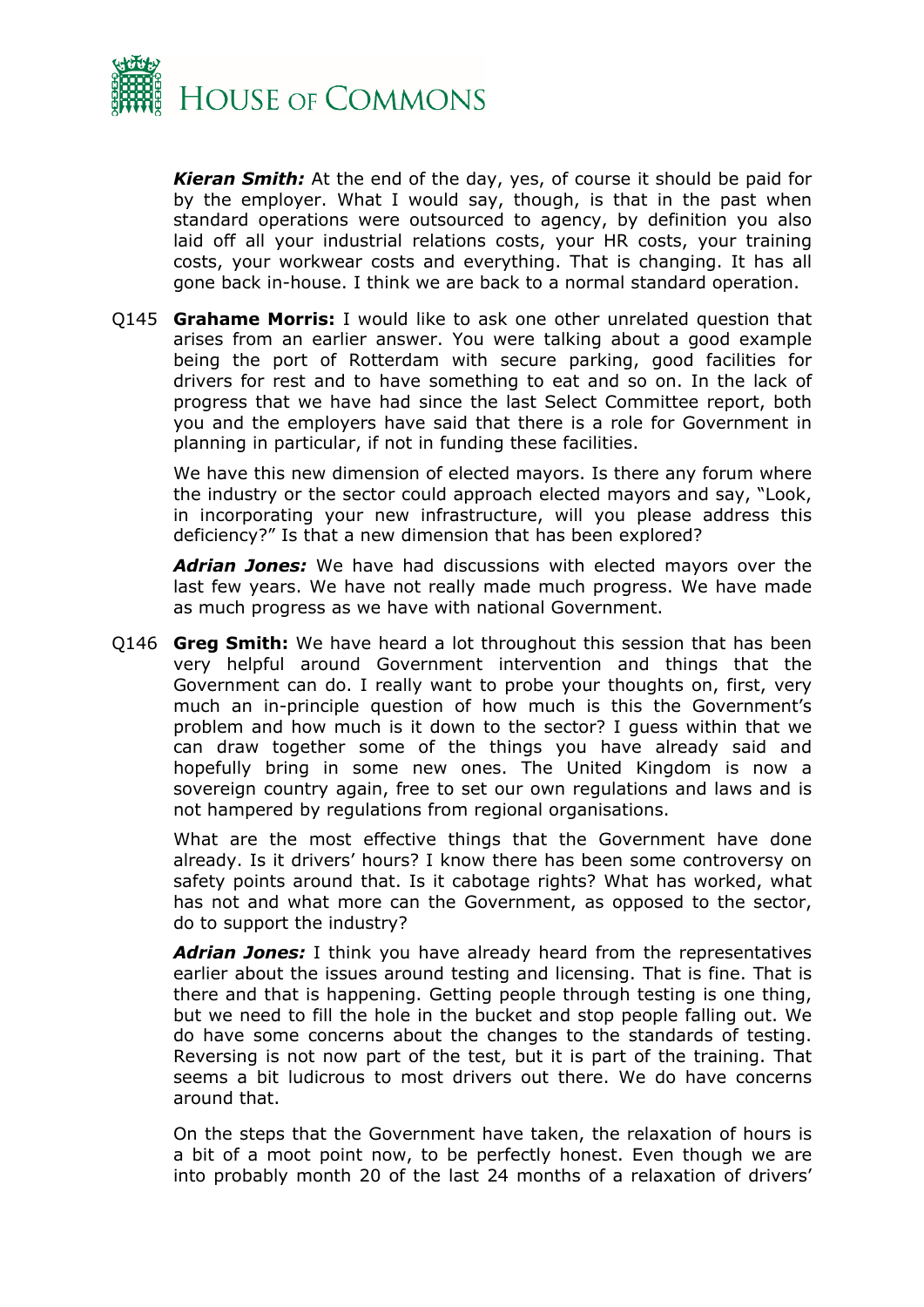***Kieran Smith:*** At the end of the day, yes, of course it should be paid for by the employer. What I would say, though, is that in the past when standard operations were outsourced to agency, by definition you also laid off all your industrial relations costs, your HR costs, your training costs, your workwear costs and everything. That is changing. It has all gone back in-house. I think we are back to a normal standard operation.

Q145 **Grahame Morris:** I would like to ask one other unrelated question that arises from an earlier answer. You were talking about a good example being the port of Rotterdam with secure parking, good facilities for drivers for rest and to have something to eat and so on. In the lack of progress that we have had since the last Select Committee report, both you and the employers have said that there is a role for Government in planning in particular, if not in funding these facilities.

We have this new dimension of elected mayors. Is there any forum where the industry or the sector could approach elected mayors and say, "Look, in incorporating your new infrastructure, will you please address this deficiency?" Is that a new dimension that has been explored?

***Adrian Jones:*** We have had discussions with elected mayors over the last few years. We have not really made much progress. We have made as much progress as we have with national Government.

Q146 **Greg Smith:** We have heard a lot throughout this session that has been very helpful around Government intervention and things that the Government can do. I really want to probe your thoughts on, first, very much an in-principle question of how much is this the Government's problem and how much is it down to the sector? I guess within that we can draw together some of the things you have already said and hopefully bring in some new ones. The United Kingdom is now a sovereign country again, free to set our own regulations and laws and is not hampered by regulations from regional organisations.

What are the most effective things that the Government have done already. Is it drivers' hours? I know there has been some controversy on safety points around that. Is it cabotage rights? What has worked, what has not and what more can the Government, as opposed to the sector, do to support the industry?

***Adrian Jones:*** I think you have already heard from the representatives earlier about the issues around testing and licensing. That is fine. That is there and that is happening. Getting people through testing is one thing, but we need to fill the hole in the bucket and stop people falling out. We do have some concerns about the changes to the standards of testing. Reversing is not now part of the test, but it is part of the training. That seems a bit ludicrous to most drivers out there. We do have concerns around that.

On the steps that the Government have taken, the relaxation of hours is a bit of a moot point now, to be perfectly honest. Even though we are into probably month 20 of the last 24 months of a relaxation of drivers'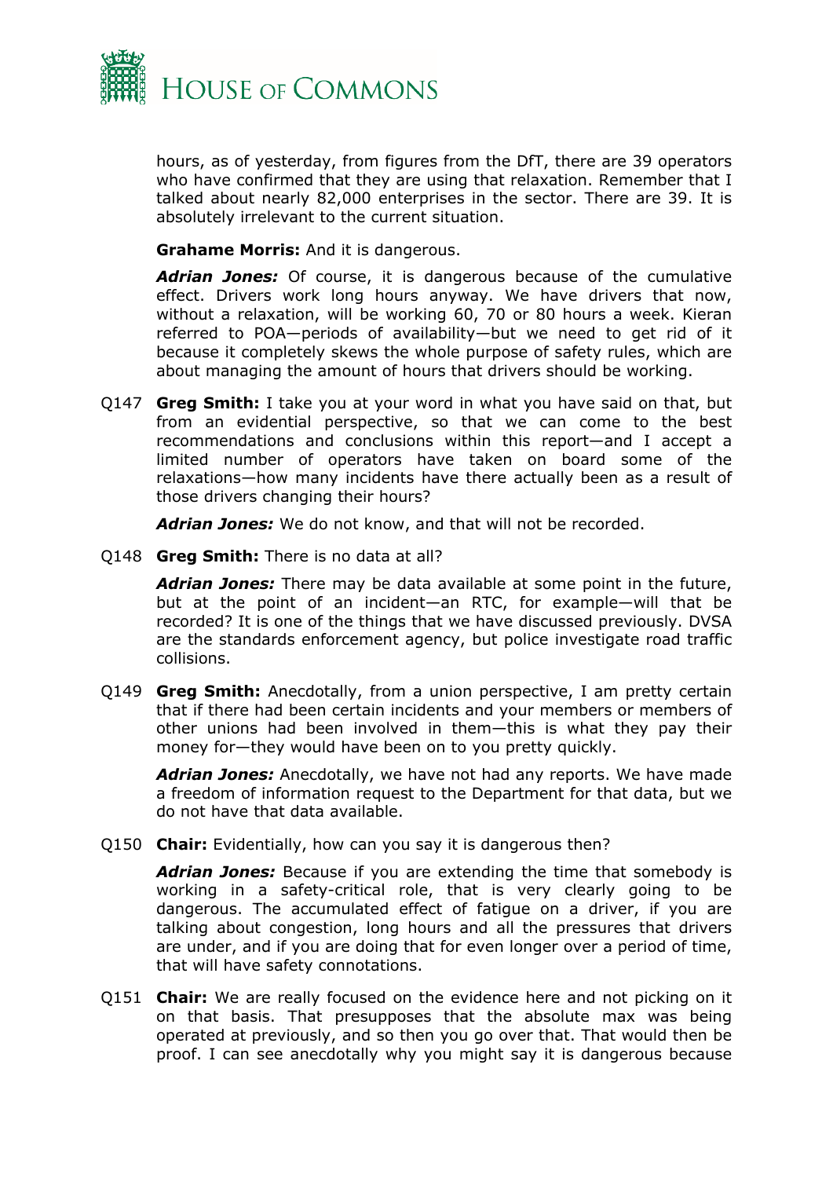hours, as of yesterday, from figures from the DfT, there are 39 operators who have confirmed that they are using that relaxation. Remember that I talked about nearly 82,000 enterprises in the sector. There are 39. It is absolutely irrelevant to the current situation.

**Grahame Morris:** And it is dangerous.

***Adrian Jones:*** Of course, it is dangerous because of the cumulative effect. Drivers work long hours anyway. We have drivers that now, without a relaxation, will be working 60, 70 or 80 hours a week. Kieran referred to POA—periods of availability—but we need to get rid of it because it completely skews the whole purpose of safety rules, which are about managing the amount of hours that drivers should be working.

Q147 **Greg Smith:** I take you at your word in what you have said on that, but from an evidential perspective, so that we can come to the best recommendations and conclusions within this report—and I accept a limited number of operators have taken on board some of the relaxations—how many incidents have there actually been as a result of those drivers changing their hours?

***Adrian Jones:*** We do not know, and that will not be recorded.

Q148 **Greg Smith:** There is no data at all?

***Adrian Jones:*** There may be data available at some point in the future, but at the point of an incident—an RTC, for example—will that be recorded? It is one of the things that we have discussed previously. DVSA are the standards enforcement agency, but police investigate road traffic collisions.

Q149 **Greg Smith:** Anecdotally, from a union perspective, I am pretty certain that if there had been certain incidents and your members or members of other unions had been involved in them—this is what they pay their money for—they would have been on to you pretty quickly.

***Adrian Jones:*** Anecdotally, we have not had any reports. We have made a freedom of information request to the Department for that data, but we do not have that data available.

Q150 **Chair:** Evidentially, how can you say it is dangerous then?

***Adrian Jones:*** Because if you are extending the time that somebody is working in a safety-critical role, that is very clearly going to be dangerous. The accumulated effect of fatigue on a driver, if you are talking about congestion, long hours and all the pressures that drivers are under, and if you are doing that for even longer over a period of time, that will have safety connotations.

Q151 **Chair:** We are really focused on the evidence here and not picking on it on that basis. That presupposes that the absolute max was being operated at previously, and so then you go over that. That would then be proof. I can see anecdotally why you might say it is dangerous because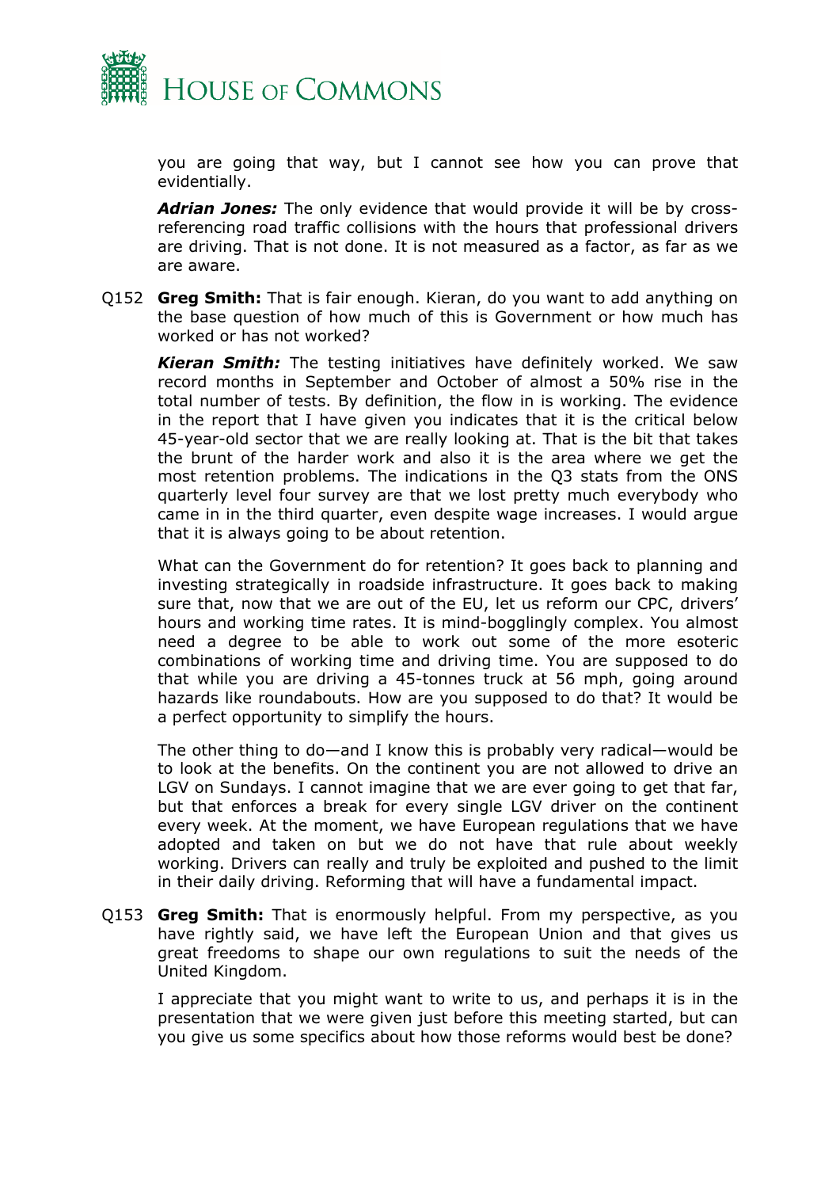you are going that way, but I cannot see how you can prove that evidentially.

***Adrian Jones:*** The only evidence that would provide it will be by cross-referencing road traffic collisions with the hours that professional drivers are driving. That is not done. It is not measured as a factor, as far as we are aware.

Q152 **Greg Smith:** That is fair enough. Kieran, do you want to add anything on the base question of how much of this is Government or how much has worked or has not worked?

***Kieran Smith:*** The testing initiatives have definitely worked. We saw record months in September and October of almost a 50% rise in the total number of tests. By definition, the flow in is working. The evidence in the report that I have given you indicates that it is the critical below 45-year-old sector that we are really looking at. That is the bit that takes the brunt of the harder work and also it is the area where we get the most retention problems. The indications in the Q3 stats from the ONS quarterly level four survey are that we lost pretty much everybody who came in in the third quarter, even despite wage increases. I would argue that it is always going to be about retention.

What can the Government do for retention? It goes back to planning and investing strategically in roadside infrastructure. It goes back to making sure that, now that we are out of the EU, let us reform our CPC, drivers' hours and working time rates. It is mind-bogglingly complex. You almost need a degree to be able to work out some of the more esoteric combinations of working time and driving time. You are supposed to do that while you are driving a 45-tonnes truck at 56 mph, going around hazards like roundabouts. How are you supposed to do that? It would be a perfect opportunity to simplify the hours.

The other thing to do—and I know this is probably very radical—would be to look at the benefits. On the continent you are not allowed to drive an LGV on Sundays. I cannot imagine that we are ever going to get that far, but that enforces a break for every single LGV driver on the continent every week. At the moment, we have European regulations that we have adopted and taken on but we do not have that rule about weekly working. Drivers can really and truly be exploited and pushed to the limit in their daily driving. Reforming that will have a fundamental impact.

Q153 **Greg Smith:** That is enormously helpful. From my perspective, as you have rightly said, we have left the European Union and that gives us great freedoms to shape our own regulations to suit the needs of the United Kingdom.

I appreciate that you might want to write to us, and perhaps it is in the presentation that we were given just before this meeting started, but can you give us some specifics about how those reforms would best be done?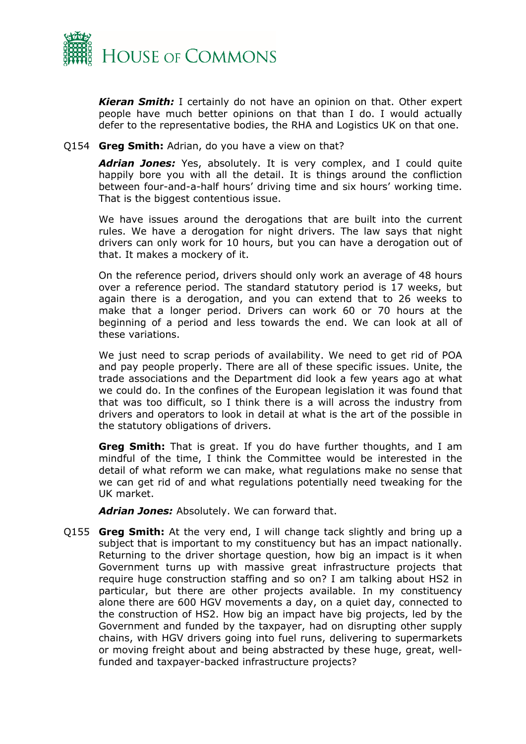***Kieran Smith:*** I certainly do not have an opinion on that. Other expert people have much better opinions on that than I do. I would actually defer to the representative bodies, the RHA and Logistics UK on that one.

Q154 **Greg Smith:** Adrian, do you have a view on that?

***Adrian Jones:*** Yes, absolutely. It is very complex, and I could quite happily bore you with all the detail. It is things around the confliction between four-and-a-half hours' driving time and six hours' working time. That is the biggest contentious issue.

We have issues around the derogations that are built into the current rules. We have a derogation for night drivers. The law says that night drivers can only work for 10 hours, but you can have a derogation out of that. It makes a mockery of it.

On the reference period, drivers should only work an average of 48 hours over a reference period. The standard statutory period is 17 weeks, but again there is a derogation, and you can extend that to 26 weeks to make that a longer period. Drivers can work 60 or 70 hours at the beginning of a period and less towards the end. We can look at all of these variations.

We just need to scrap periods of availability. We need to get rid of POA and pay people properly. There are all of these specific issues. Unite, the trade associations and the Department did look a few years ago at what we could do. In the confines of the European legislation it was found that that was too difficult, so I think there is a will across the industry from drivers and operators to look in detail at what is the art of the possible in the statutory obligations of drivers.

**Greg Smith:** That is great. If you do have further thoughts, and I am mindful of the time, I think the Committee would be interested in the detail of what reform we can make, what regulations make no sense that we can get rid of and what regulations potentially need tweaking for the UK market.

***Adrian Jones:*** Absolutely. We can forward that.

Q155 **Greg Smith:** At the very end, I will change tack slightly and bring up a subject that is important to my constituency but has an impact nationally. Returning to the driver shortage question, how big an impact is it when Government turns up with massive great infrastructure projects that require huge construction staffing and so on? I am talking about HS2 in particular, but there are other projects available. In my constituency alone there are 600 HGV movements a day, on a quiet day, connected to the construction of HS2. How big an impact have big projects, led by the Government and funded by the taxpayer, had on disrupting other supply chains, with HGV drivers going into fuel runs, delivering to supermarkets or moving freight about and being abstracted by these huge, great, well-funded and taxpayer-backed infrastructure projects?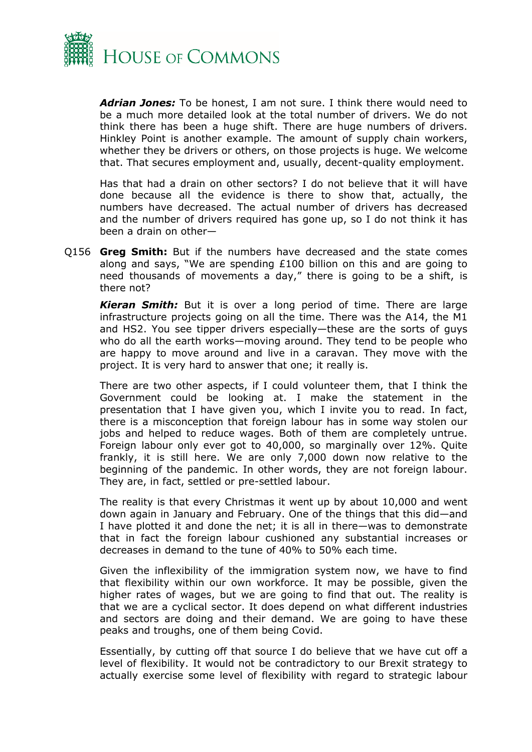***Adrian Jones:*** To be honest, I am not sure. I think there would need to be a much more detailed look at the total number of drivers. We do not think there has been a huge shift. There are huge numbers of drivers. Hinkley Point is another example. The amount of supply chain workers, whether they be drivers or others, on those projects is huge. We welcome that. That secures employment and, usually, decent-quality employment.

Has that had a drain on other sectors? I do not believe that it will have done because all the evidence is there to show that, actually, the numbers have decreased. The actual number of drivers has decreased and the number of drivers required has gone up, so I do not think it has been a drain on other—

Q156 **Greg Smith:** But if the numbers have decreased and the state comes along and says, "We are spending £100 billion on this and are going to need thousands of movements a day," there is going to be a shift, is there not?

***Kieran Smith:*** But it is over a long period of time. There are large infrastructure projects going on all the time. There was the A14, the M1 and HS2. You see tipper drivers especially—these are the sorts of guys who do all the earth works—moving around. They tend to be people who are happy to move around and live in a caravan. They move with the project. It is very hard to answer that one; it really is.

There are two other aspects, if I could volunteer them, that I think the Government could be looking at. I make the statement in the presentation that I have given you, which I invite you to read. In fact, there is a misconception that foreign labour has in some way stolen our jobs and helped to reduce wages. Both of them are completely untrue. Foreign labour only ever got to 40,000, so marginally over 12%. Quite frankly, it is still here. We are only 7,000 down now relative to the beginning of the pandemic. In other words, they are not foreign labour. They are, in fact, settled or pre-settled labour.

The reality is that every Christmas it went up by about 10,000 and went down again in January and February. One of the things that this did—and I have plotted it and done the net; it is all in there—was to demonstrate that in fact the foreign labour cushioned any substantial increases or decreases in demand to the tune of 40% to 50% each time.

Given the inflexibility of the immigration system now, we have to find that flexibility within our own workforce. It may be possible, given the higher rates of wages, but we are going to find that out. The reality is that we are a cyclical sector. It does depend on what different industries and sectors are doing and their demand. We are going to have these peaks and troughs, one of them being Covid.

Essentially, by cutting off that source I do believe that we have cut off a level of flexibility. It would not be contradictory to our Brexit strategy to actually exercise some level of flexibility with regard to strategic labour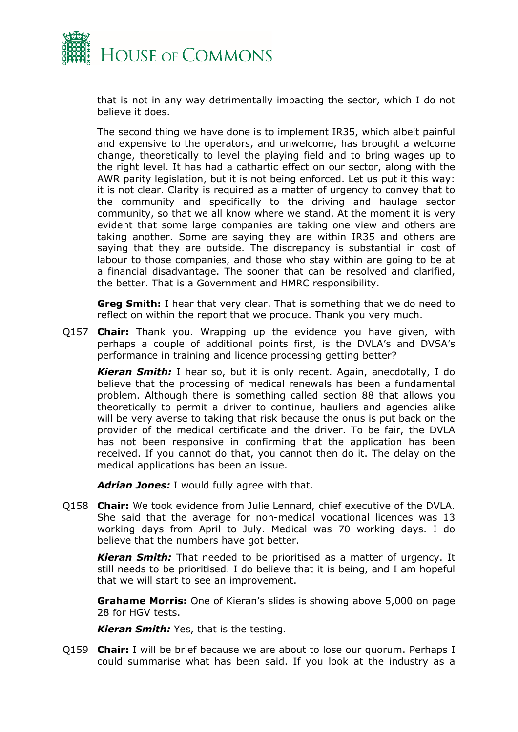that is not in any way detrimentally impacting the sector, which I do not believe it does.

The second thing we have done is to implement IR35, which albeit painful and expensive to the operators, and unwelcome, has brought a welcome change, theoretically to level the playing field and to bring wages up to the right level. It has had a cathartic effect on our sector, along with the AWR parity legislation, but it is not being enforced. Let us put it this way: it is not clear. Clarity is required as a matter of urgency to convey that to the community and specifically to the driving and haulage sector community, so that we all know where we stand. At the moment it is very evident that some large companies are taking one view and others are taking another. Some are saying they are within IR35 and others are saying that they are outside. The discrepancy is substantial in cost of labour to those companies, and those who stay within are going to be at a financial disadvantage. The sooner that can be resolved and clarified, the better. That is a Government and HMRC responsibility.

**Greg Smith:** I hear that very clear. That is something that we do need to reflect on within the report that we produce. Thank you very much.

Q157 **Chair:** Thank you. Wrapping up the evidence you have given, with perhaps a couple of additional points first, is the DVLA's and DVSA's performance in training and licence processing getting better?

***Kieran Smith:*** I hear so, but it is only recent. Again, anecdotally, I do believe that the processing of medical renewals has been a fundamental problem. Although there is something called section 88 that allows you theoretically to permit a driver to continue, hauliers and agencies alike will be very averse to taking that risk because the onus is put back on the provider of the medical certificate and the driver. To be fair, the DVLA has not been responsive in confirming that the application has been received. If you cannot do that, you cannot then do it. The delay on the medical applications has been an issue.

***Adrian Jones:*** I would fully agree with that.

Q158 **Chair:** We took evidence from Julie Lennard, chief executive of the DVLA. She said that the average for non-medical vocational licences was 13 working days from April to July. Medical was 70 working days. I do believe that the numbers have got better.

***Kieran Smith:*** That needed to be prioritised as a matter of urgency. It still needs to be prioritised. I do believe that it is being, and I am hopeful that we will start to see an improvement.

**Grahame Morris:** One of Kieran's slides is showing above 5,000 on page 28 for HGV tests.

***Kieran Smith:*** Yes, that is the testing.

Q159 **Chair:** I will be brief because we are about to lose our quorum. Perhaps I could summarise what has been said. If you look at the industry as a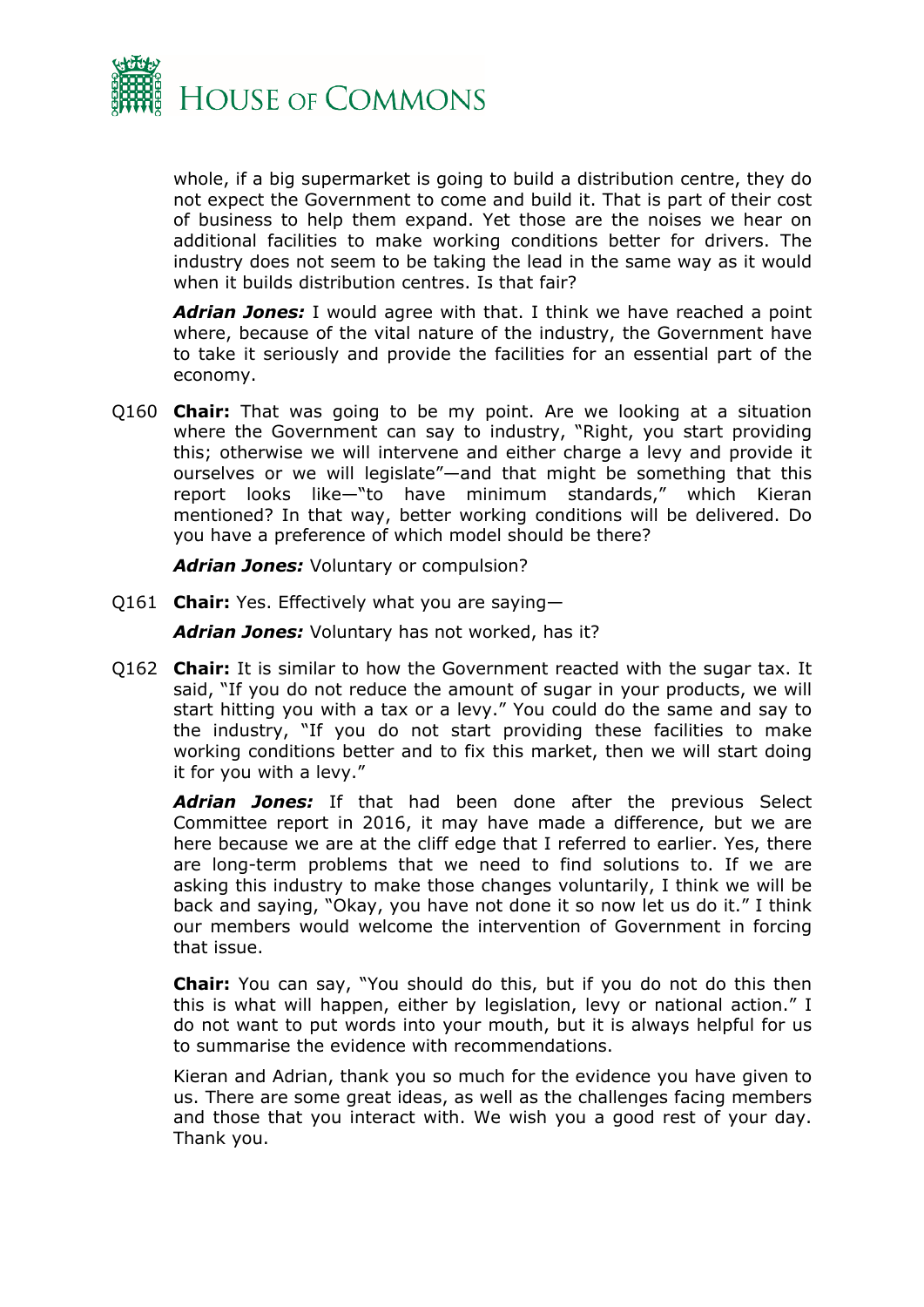whole, if a big supermarket is going to build a distribution centre, they do not expect the Government to come and build it. That is part of their cost of business to help them expand. Yet those are the noises we hear on additional facilities to make working conditions better for drivers. The industry does not seem to be taking the lead in the same way as it would when it builds distribution centres. Is that fair?

***Adrian Jones:*** I would agree with that. I think we have reached a point where, because of the vital nature of the industry, the Government have to take it seriously and provide the facilities for an essential part of the economy.

Q160 **Chair:** That was going to be my point. Are we looking at a situation where the Government can say to industry, "Right, you start providing this; otherwise we will intervene and either charge a levy and provide it ourselves or we will legislate"—and that might be something that this report looks like—"to have minimum standards," which Kieran mentioned? In that way, better working conditions will be delivered. Do you have a preference of which model should be there?

***Adrian Jones:*** Voluntary or compulsion?

Q161 **Chair:** Yes. Effectively what you are saying—

***Adrian Jones:*** Voluntary has not worked, has it?

Q162 **Chair:** It is similar to how the Government reacted with the sugar tax. It said, "If you do not reduce the amount of sugar in your products, we will start hitting you with a tax or a levy." You could do the same and say to the industry, "If you do not start providing these facilities to make working conditions better and to fix this market, then we will start doing it for you with a levy."

***Adrian Jones:*** If that had been done after the previous Select Committee report in 2016, it may have made a difference, but we are here because we are at the cliff edge that I referred to earlier. Yes, there are long-term problems that we need to find solutions to. If we are asking this industry to make those changes voluntarily, I think we will be back and saying, "Okay, you have not done it so now let us do it." I think our members would welcome the intervention of Government in forcing that issue.

**Chair:** You can say, "You should do this, but if you do not do this then this is what will happen, either by legislation, levy or national action." I do not want to put words into your mouth, but it is always helpful for us to summarise the evidence with recommendations.

Kieran and Adrian, thank you so much for the evidence you have given to us. There are some great ideas, as well as the challenges facing members and those that you interact with. We wish you a good rest of your day. Thank you.